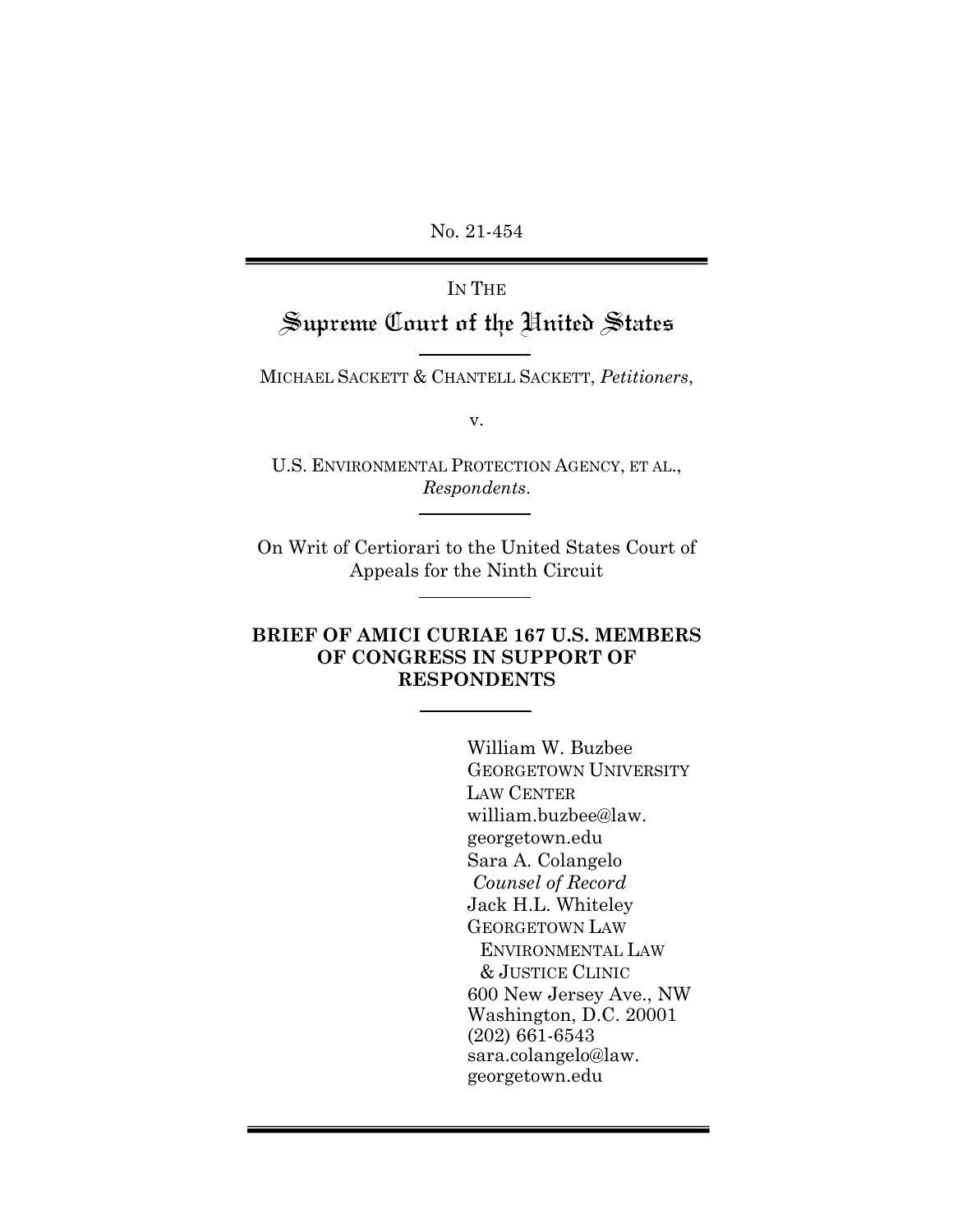No. 21-454

IN THE

# Supreme Court of the United States

MICHAEL SACKETT & CHANTELL SACKETT, *Petitioners*,

v.

U.S. ENVIRONMENTAL PROTECTION AGENCY, ET AL., *Respondents*.

On Writ of Certiorari to the United States Court of Appeals for the Ninth Circuit

**BRIEF OF AMICI CURIAE 167 U.S. MEMBERS OF CONGRESS IN SUPPORT OF RESPONDENTS**

William W. Buzbee
GEORGETOWN UNIVERSITY LAW CENTER
william.buzbee@law.georgetown.edu
Sara A. Colangelo
*Counsel of Record*
Jack H.L. Whiteley
GEORGETOWN LAW ENVIRONMENTAL LAW & JUSTICE CLINIC
600 New Jersey Ave., NW
Washington, D.C. 20001
(202) 661-6543
sara.colangelo@law.georgetown.edu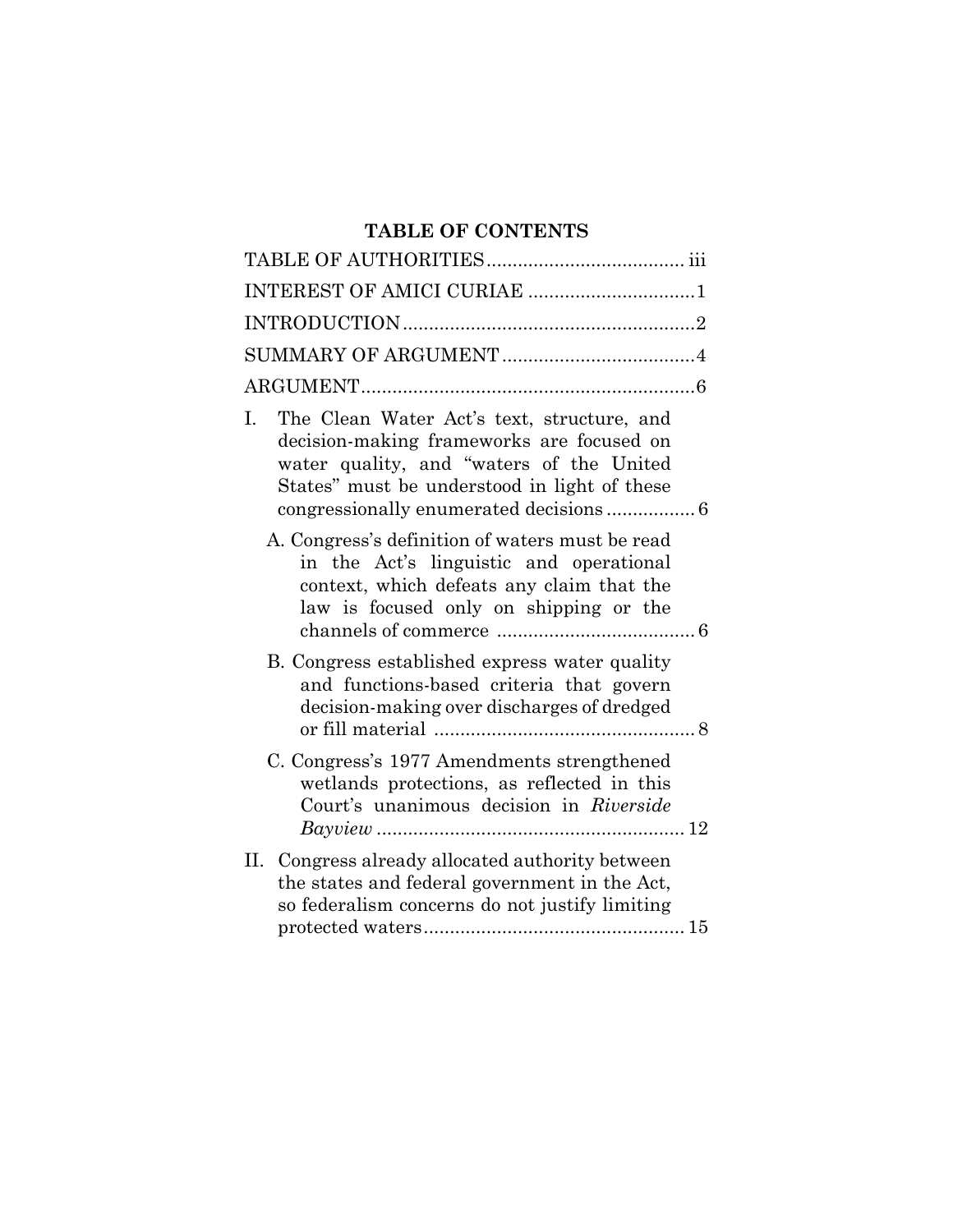# TABLE OF CONTENTS

TABLE OF AUTHORITIES ..................................... iii

INTEREST OF AMICI CURIAE ...............................1

INTRODUCTION .......................................................2

SUMMARY OF ARGUMENT ....................................4

ARGUMENT ...............................................................6

I. The Clean Water Act's text, structure, and decision-making frameworks are focused on water quality, and "waters of the United States" must be understood in light of these congressionally enumerated decisions ................ 6

   A. Congress's definition of waters must be read in the Act's linguistic and operational context, which defeats any claim that the law is focused only on shipping or the channels of commerce ..................................... 6

   B. Congress established express water quality and functions-based criteria that govern decision-making over discharges of dredged or fill material ................................................. 8

   C. Congress's 1977 Amendments strengthened wetlands protections, as reflected in this Court's unanimous decision in *Riverside Bayview* .......................................................... 12

II. Congress already allocated authority between the states and federal government in the Act, so federalism concerns do not justify limiting protected waters ................................................. 15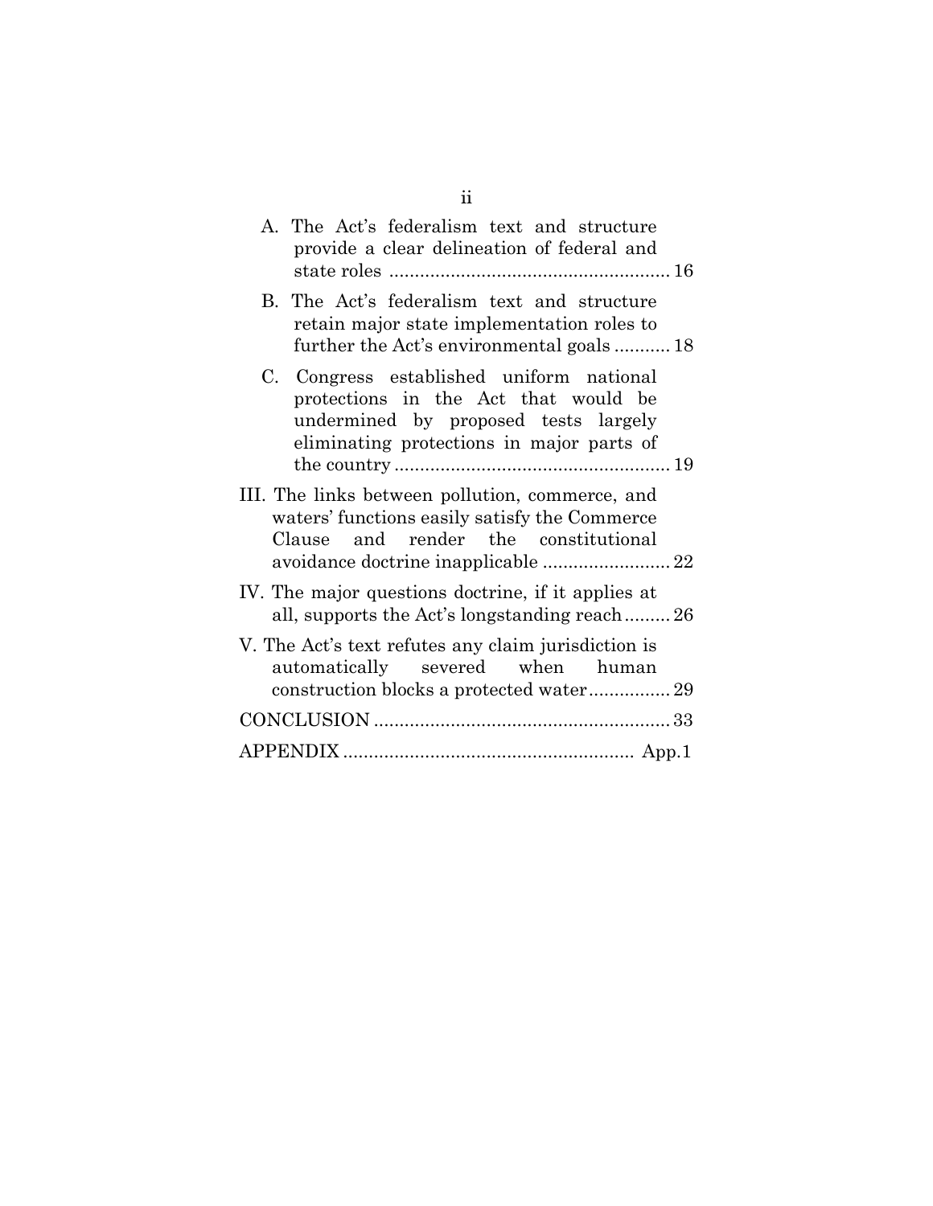A. The Act's federalism text and structure provide a clear delineation of federal and state roles ...................................................... 16

B. The Act's federalism text and structure retain major state implementation roles to further the Act's environmental goals ........... 18

C. Congress established uniform national protections in the Act that would be undermined by proposed tests largely eliminating protections in major parts of the country ...................................................... 19

III. The links between pollution, commerce, and waters' functions easily satisfy the Commerce Clause and render the constitutional avoidance doctrine inapplicable ......................... 22

IV. The major questions doctrine, if it applies at all, supports the Act's longstanding reach ......... 26

V. The Act's text refutes any claim jurisdiction is automatically severed when human construction blocks a protected water ................ 29

CONCLUSION .......................................................... 33

APPENDIX ........................................................ App.1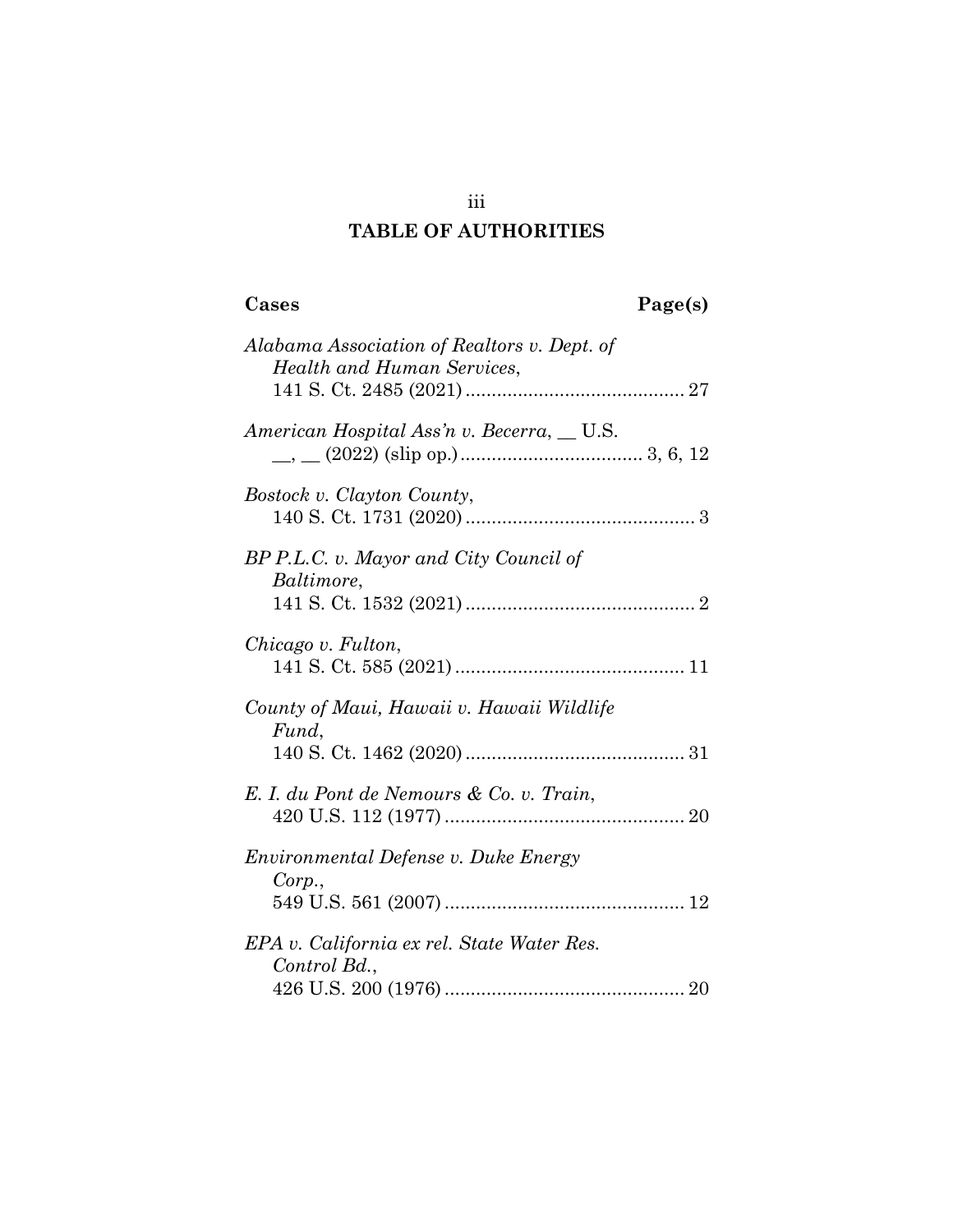## TABLE OF AUTHORITIES

**Cases** **Page(s)**

*Alabama Association of Realtors v. Dept. of Health and Human Services*,
141 S. Ct. 2485 (2021) .......................................... 27

*American Hospital Ass'n v. Becerra*, __ U.S.
__, __ (2022) (slip op.) ................................... 3, 6, 12

*Bostock v. Clayton County*,
140 S. Ct. 1731 (2020) ............................................ 3

*BP P.L.C. v. Mayor and City Council of Baltimore*,
141 S. Ct. 1532 (2021) ............................................ 2

*Chicago v. Fulton*,
141 S. Ct. 585 (2021) ............................................ 11

*County of Maui, Hawaii v. Hawaii Wildlife Fund*,
140 S. Ct. 1462 (2020) .......................................... 31

*E. I. du Pont de Nemours & Co. v. Train*,
420 U.S. 112 (1977) .............................................. 20

*Environmental Defense v. Duke Energy Corp.*,
549 U.S. 561 (2007) .............................................. 12

*EPA v. California ex rel. State Water Res. Control Bd.*,
426 U.S. 200 (1976) .............................................. 20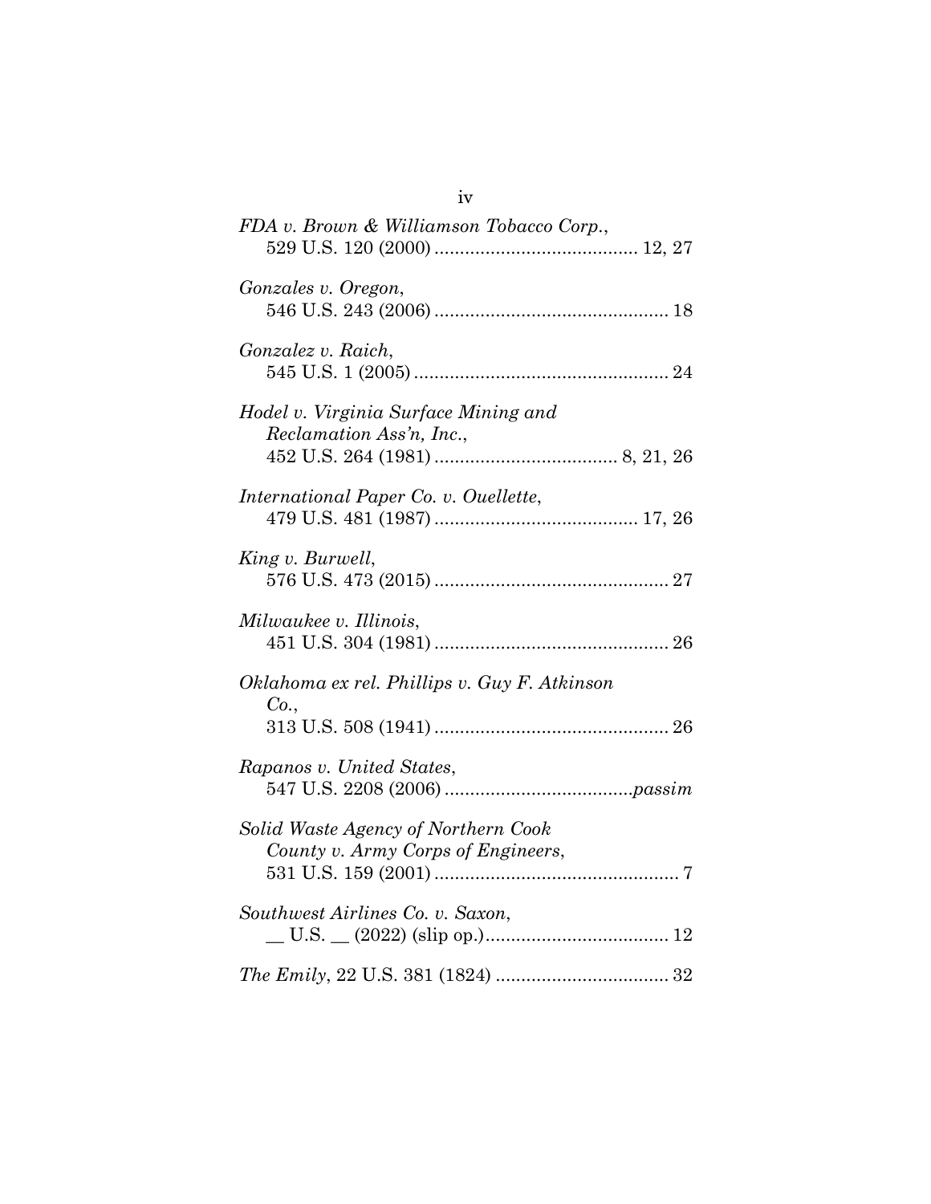*FDA v. Brown & Williamson Tobacco Corp.*,
529 U.S. 120 (2000) ........................................ 12, 27

*Gonzales v. Oregon*,
546 U.S. 243 (2006) .............................................. 18

*Gonzalez v. Raich*,
545 U.S. 1 (2005) .................................................. 24

*Hodel v. Virginia Surface Mining and Reclamation Ass'n, Inc.*,
452 U.S. 264 (1981) .................................... 8, 21, 26

*International Paper Co. v. Ouellette*,
479 U.S. 481 (1987) ........................................ 17, 26

*King v. Burwell*,
576 U.S. 473 (2015) .............................................. 27

*Milwaukee v. Illinois*,
451 U.S. 304 (1981) .............................................. 26

*Oklahoma ex rel. Phillips v. Guy F. Atkinson Co.*,
313 U.S. 508 (1941) .............................................. 26

*Rapanos v. United States*,
547 U.S. 2208 (2006) ....................................*passim*

*Solid Waste Agency of Northern Cook County v. Army Corps of Engineers*,
531 U.S. 159 (2001) ................................................ 7

*Southwest Airlines Co. v. Saxon*,
__ U.S. __ (2022) (slip op.).................................... 12

*The Emily*, 22 U.S. 381 (1824) .................................. 32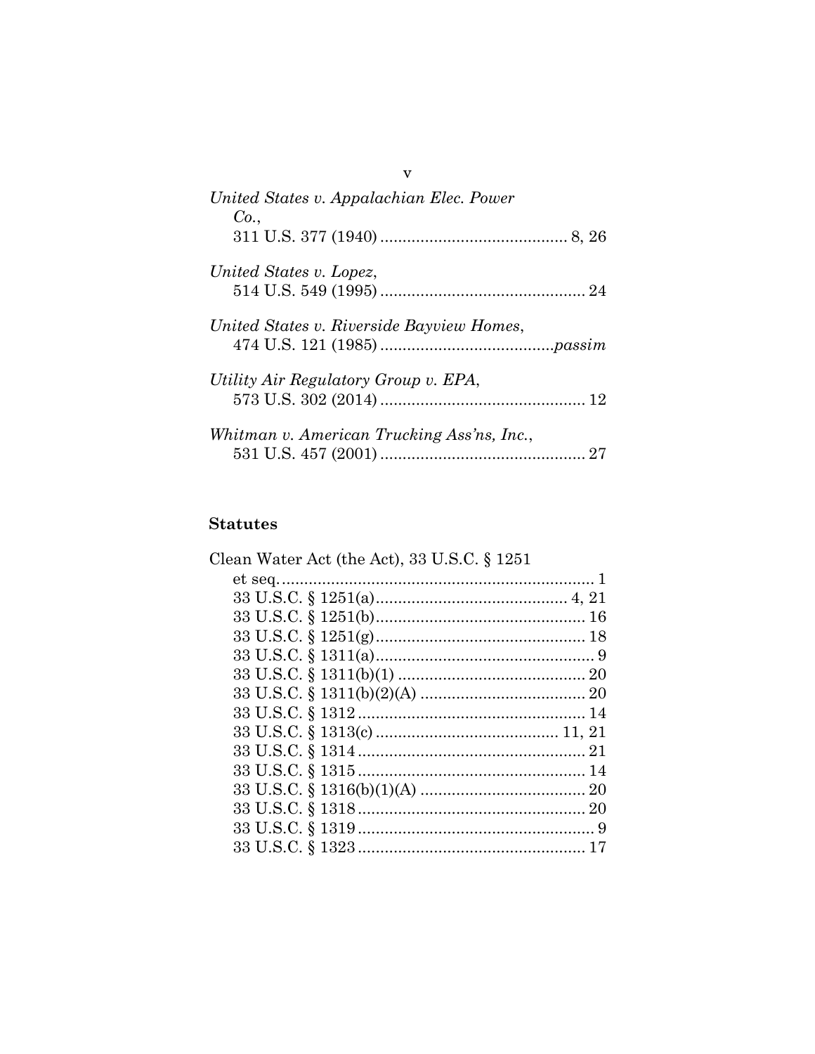*United States v. Appalachian Elec. Power Co.*,
311 U.S. 377 (1940) .......................................... 8, 26

*United States v. Lopez*,
514 U.S. 549 (1995) .............................................. 24

*United States v. Riverside Bayview Homes*,
474 U.S. 121 (1985) .......................................*passim*

*Utility Air Regulatory Group v. EPA*,
573 U.S. 302 (2014) .............................................. 12

*Whitman v. American Trucking Ass'ns, Inc.*,
531 U.S. 457 (2001) .............................................. 27

**Statutes**

Clean Water Act (the Act), 33 U.S.C. § 1251
et seq. ...................................................................... 1
33 U.S.C. § 1251(a) ........................................... 4, 21
33 U.S.C. § 1251(b) ............................................... 16
33 U.S.C. § 1251(g) ............................................... 18
33 U.S.C. § 1311(a) ................................................. 9
33 U.S.C. § 1311(b)(1) .......................................... 20
33 U.S.C. § 1311(b)(2)(A) ..................................... 20
33 U.S.C. § 1312 ................................................... 14
33 U.S.C. § 1313(c) ......................................... 11, 21
33 U.S.C. § 1314 ................................................... 21
33 U.S.C. § 1315 ................................................... 14
33 U.S.C. § 1316(b)(1)(A) ..................................... 20
33 U.S.C. § 1318 ................................................... 20
33 U.S.C. § 1319 ..................................................... 9
33 U.S.C. § 1323 ................................................... 17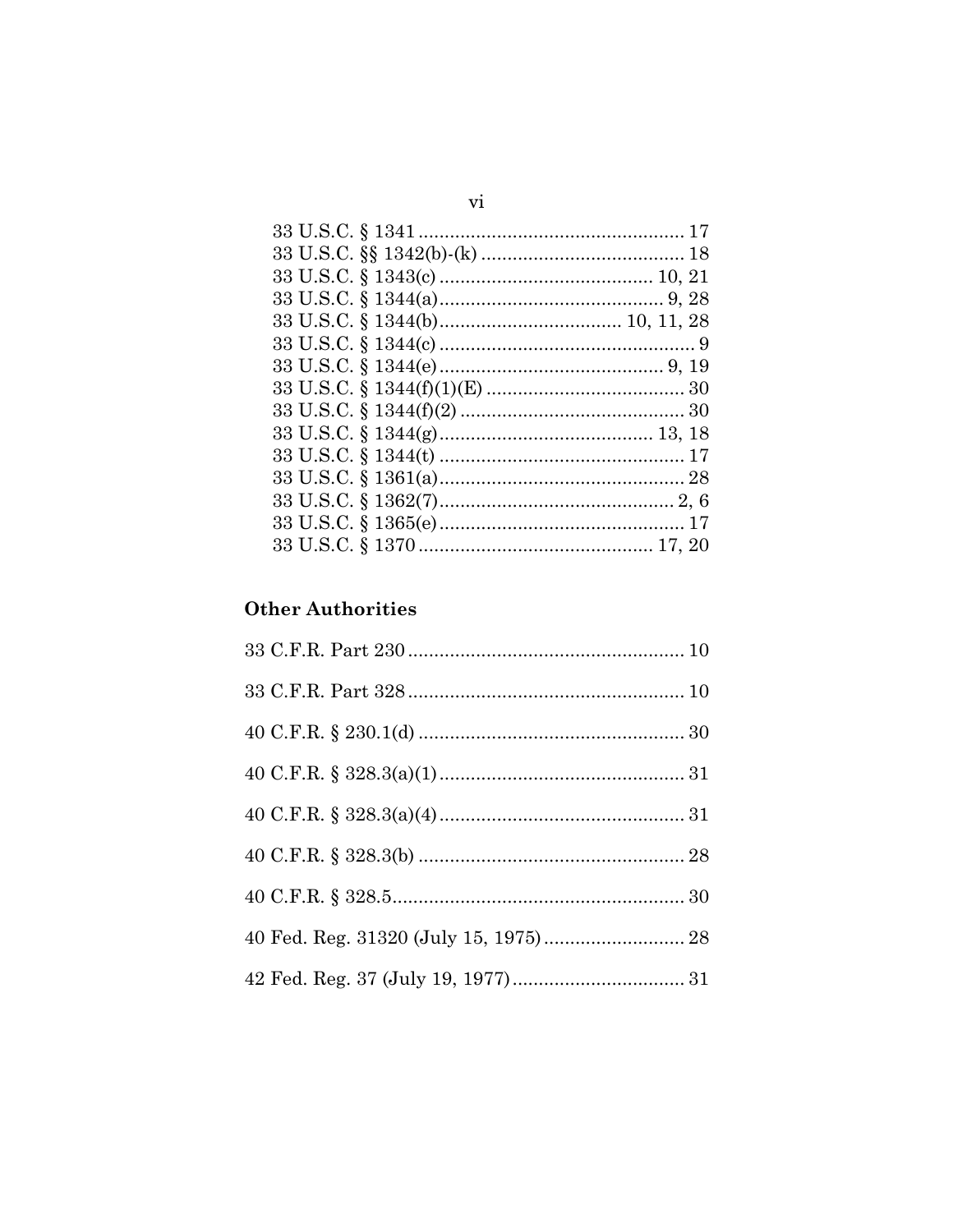33 U.S.C. § 1341 .................................................. 17
33 U.S.C. §§ 1342(b)-(k) ...................................... 18
33 U.S.C. § 1343(c) ........................................ 10, 21
33 U.S.C. § 1344(a) .......................................... 9, 28
33 U.S.C. § 1344(b) .................................. 10, 11, 28
33 U.S.C. § 1344(c) ................................................ 9
33 U.S.C. § 1344(e) .......................................... 9, 19
33 U.S.C. § 1344(f)(1)(E) ..................................... 30
33 U.S.C. § 1344(f)(2) .......................................... 30
33 U.S.C. § 1344(g) ........................................ 13, 18
33 U.S.C. § 1344(t) .............................................. 17
33 U.S.C. § 1361(a) .............................................. 28
33 U.S.C. § 1362(7) ............................................ 2, 6
33 U.S.C. § 1365(e) .............................................. 17
33 U.S.C. § 1370 ............................................ 17, 20

## Other Authorities

33 C.F.R. Part 230 .................................................... 10

33 C.F.R. Part 328 .................................................... 10

40 C.F.R. § 230.1(d) .................................................. 30

40 C.F.R. § 328.3(a)(1) .............................................. 31

40 C.F.R. § 328.3(a)(4) .............................................. 31

40 C.F.R. § 328.3(b) .................................................. 28

40 C.F.R. § 328.5 ....................................................... 30

40 Fed. Reg. 31320 (July 15, 1975) .......................... 28

42 Fed. Reg. 37 (July 19, 1977) ................................ 31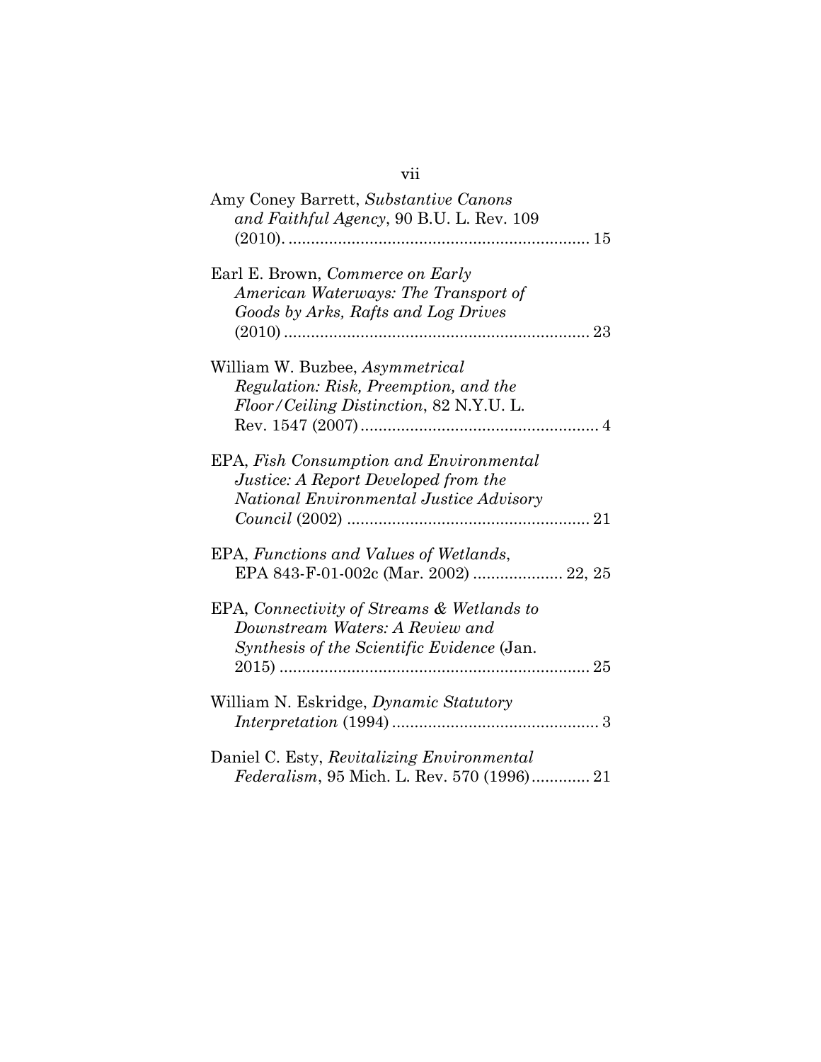Amy Coney Barrett, *Substantive Canons and Faithful Agency*, 90 B.U. L. Rev. 109 (2010). .................................................................. 15

Earl E. Brown, *Commerce on Early American Waterways: The Transport of Goods by Arks, Rafts and Log Drives* (2010) .................................................................. 23

William W. Buzbee, *Asymmetrical Regulation: Risk, Preemption, and the Floor/Ceiling Distinction*, 82 N.Y.U. L. Rev. 1547 (2007) .................................................... 4

EPA, *Fish Consumption and Environmental Justice: A Report Developed from the National Environmental Justice Advisory Council* (2002) ..................................................... 21

EPA, *Functions and Values of Wetlands*, EPA 843-F-01-002c (Mar. 2002) .................... 22, 25

EPA, *Connectivity of Streams & Wetlands to Downstream Waters: A Review and Synthesis of the Scientific Evidence* (Jan. 2015) .................................................................... 25

William N. Eskridge, *Dynamic Statutory Interpretation* (1994) ............................................. 3

Daniel C. Esty, *Revitalizing Environmental Federalism*, 95 Mich. L. Rev. 570 (1996)............. 21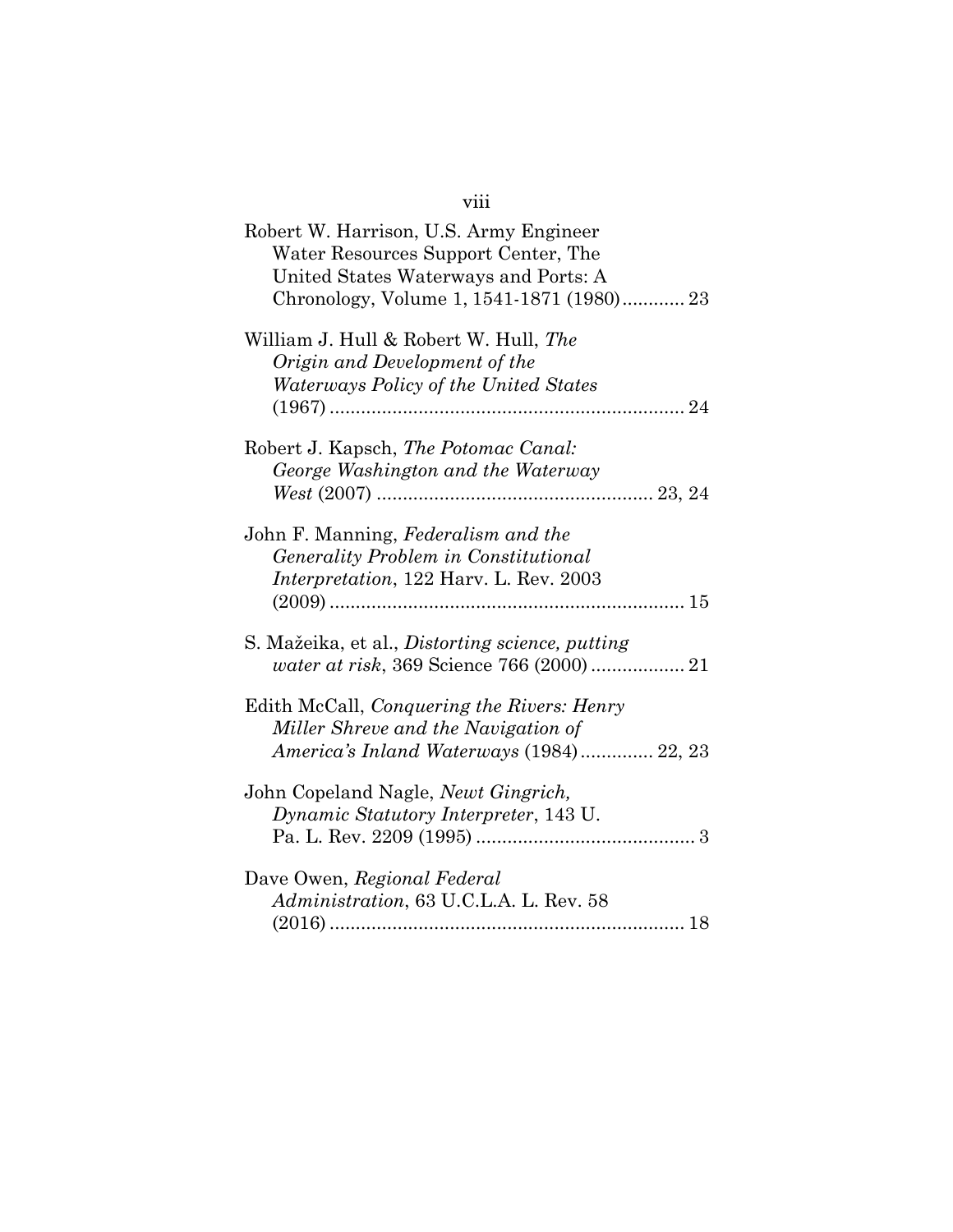Robert W. Harrison, U.S. Army Engineer Water Resources Support Center, The United States Waterways and Ports: A Chronology, Volume 1, 1541-1871 (1980)............ 23

William J. Hull & Robert W. Hull, *The Origin and Development of the Waterways Policy of the United States* (1967) .................................................................... 24

Robert J. Kapsch, *The Potomac Canal: George Washington and the Waterway West* (2007) .................................................... 23, 24

John F. Manning, *Federalism and the Generality Problem in Constitutional Interpretation*, 122 Harv. L. Rev. 2003 (2009) .................................................................... 15

S. Mažeika, et al., *Distorting science, putting water at risk*, 369 Science 766 (2000) .................. 21

Edith McCall, *Conquering the Rivers: Henry Miller Shreve and the Navigation of America's Inland Waterways* (1984).............. 22, 23

John Copeland Nagle, *Newt Gingrich, Dynamic Statutory Interpreter*, 143 U. Pa. L. Rev. 2209 (1995) .......................................... 3

Dave Owen, *Regional Federal Administration*, 63 U.C.L.A. L. Rev. 58 (2016) .................................................................... 18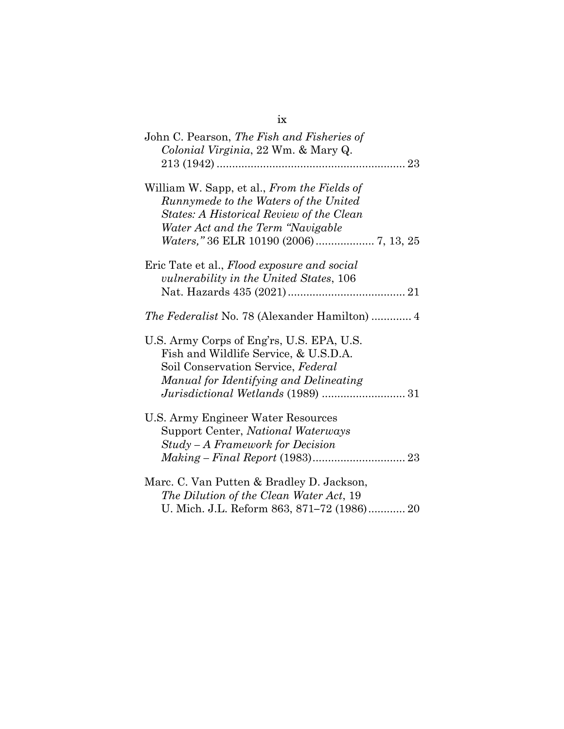John C. Pearson, *The Fish and Fisheries of Colonial Virginia*, 22 Wm. & Mary Q. 213 (1942) ............................................................ 23

William W. Sapp, et al., *From the Fields of Runnymede to the Waters of the United States: A Historical Review of the Clean Water Act and the Term "Navigable Waters,"* 36 ELR 10190 (2006) .................. 7, 13, 25

Eric Tate et al., *Flood exposure and social vulnerability in the United States*, 106 Nat. Hazards 435 (2021) ...................................... 21

*The Federalist* No. 78 (Alexander Hamilton) ............. 4

U.S. Army Corps of Eng'rs, U.S. EPA, U.S. Fish and Wildlife Service, & U.S.D.A. Soil Conservation Service, *Federal Manual for Identifying and Delineating Jurisdictional Wetlands* (1989) ........................... 31

U.S. Army Engineer Water Resources Support Center, *National Waterways Study – A Framework for Decision Making – Final Report* (1983).............................. 23

Marc. C. Van Putten & Bradley D. Jackson, *The Dilution of the Clean Water Act*, 19 U. Mich. J.L. Reform 863, 871–72 (1986)............ 20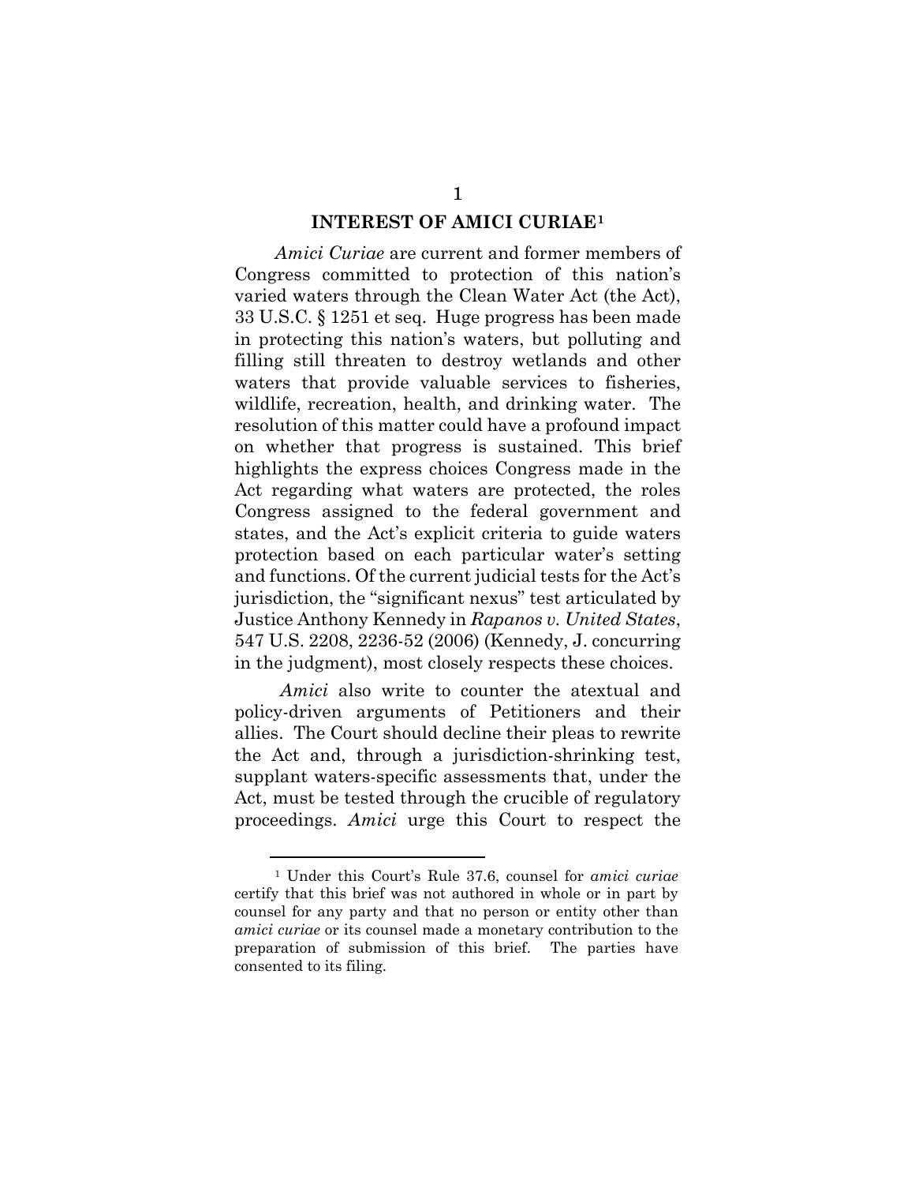## INTEREST OF AMICI CURIAE[1]

*Amici Curiae* are current and former members of Congress committed to protection of this nation's varied waters through the Clean Water Act (the Act), 33 U.S.C. § 1251 et seq. Huge progress has been made in protecting this nation's waters, but polluting and filling still threaten to destroy wetlands and other waters that provide valuable services to fisheries, wildlife, recreation, health, and drinking water. The resolution of this matter could have a profound impact on whether that progress is sustained. This brief highlights the express choices Congress made in the Act regarding what waters are protected, the roles Congress assigned to the federal government and states, and the Act's explicit criteria to guide waters protection based on each particular water's setting and functions. Of the current judicial tests for the Act's jurisdiction, the "significant nexus" test articulated by Justice Anthony Kennedy in *Rapanos v. United States*, 547 U.S. 2208, 2236-52 (2006) (Kennedy, J. concurring in the judgment), most closely respects these choices.

*Amici* also write to counter the atextual and policy-driven arguments of Petitioners and their allies. The Court should decline their pleas to rewrite the Act and, through a jurisdiction-shrinking test, supplant waters-specific assessments that, under the Act, must be tested through the crucible of regulatory proceedings. *Amici* urge this Court to respect the

---

[1] Under this Court's Rule 37.6, counsel for *amici curiae* certify that this brief was not authored in whole or in part by counsel for any party and that no person or entity other than *amici curiae* or its counsel made a monetary contribution to the preparation of submission of this brief. The parties have consented to its filing.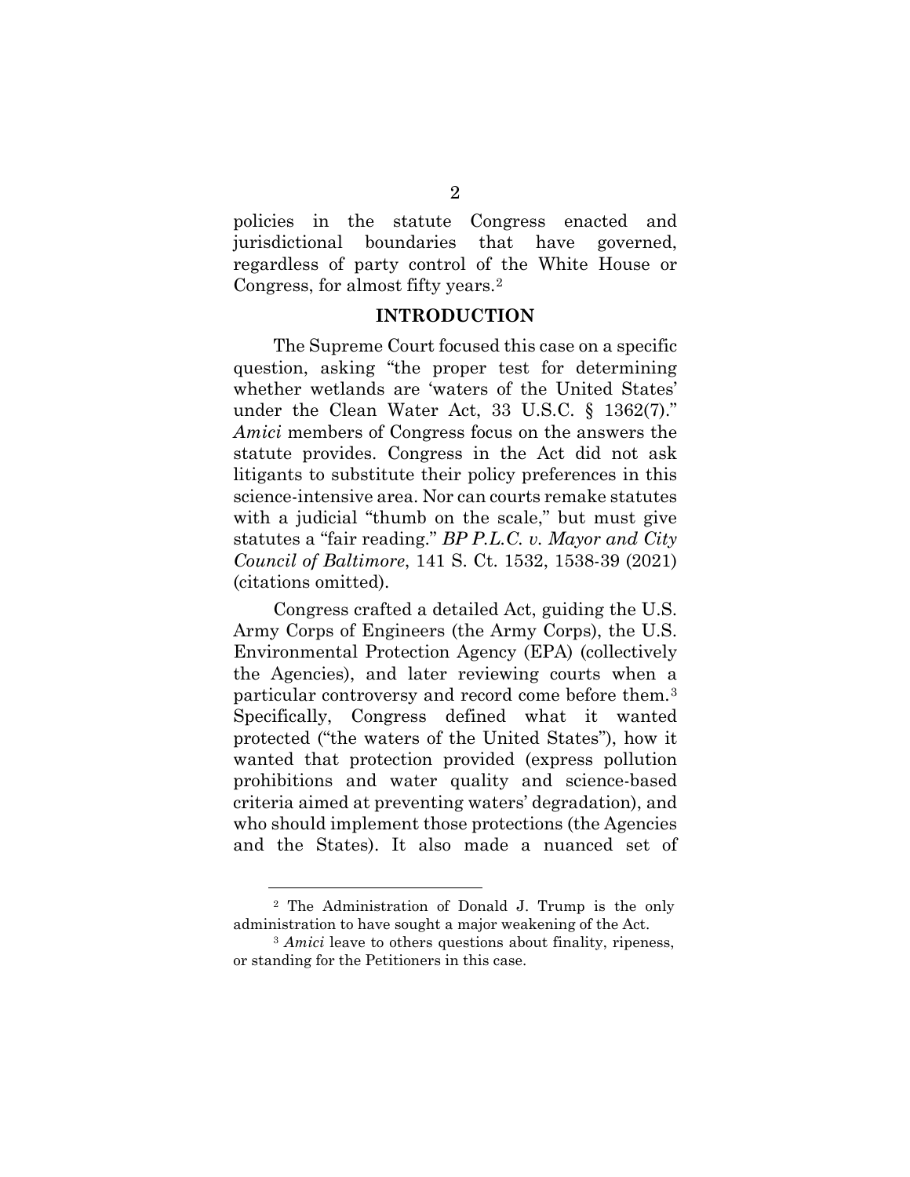policies in the statute Congress enacted and jurisdictional boundaries that have governed, regardless of party control of the White House or Congress, for almost fifty years.[2]

## INTRODUCTION

The Supreme Court focused this case on a specific question, asking "the proper test for determining whether wetlands are 'waters of the United States' under the Clean Water Act, 33 U.S.C. § 1362(7)." *Amici* members of Congress focus on the answers the statute provides. Congress in the Act did not ask litigants to substitute their policy preferences in this science-intensive area. Nor can courts remake statutes with a judicial "thumb on the scale," but must give statutes a "fair reading." *BP P.L.C. v. Mayor and City Council of Baltimore*, 141 S. Ct. 1532, 1538-39 (2021) (citations omitted).

Congress crafted a detailed Act, guiding the U.S. Army Corps of Engineers (the Army Corps), the U.S. Environmental Protection Agency (EPA) (collectively the Agencies), and later reviewing courts when a particular controversy and record come before them.[3] Specifically, Congress defined what it wanted protected ("the waters of the United States"), how it wanted that protection provided (express pollution prohibitions and water quality and science-based criteria aimed at preventing waters' degradation), and who should implement those protections (the Agencies and the States). It also made a nuanced set of

---

[2] The Administration of Donald J. Trump is the only administration to have sought a major weakening of the Act.

[3] *Amici* leave to others questions about finality, ripeness, or standing for the Petitioners in this case.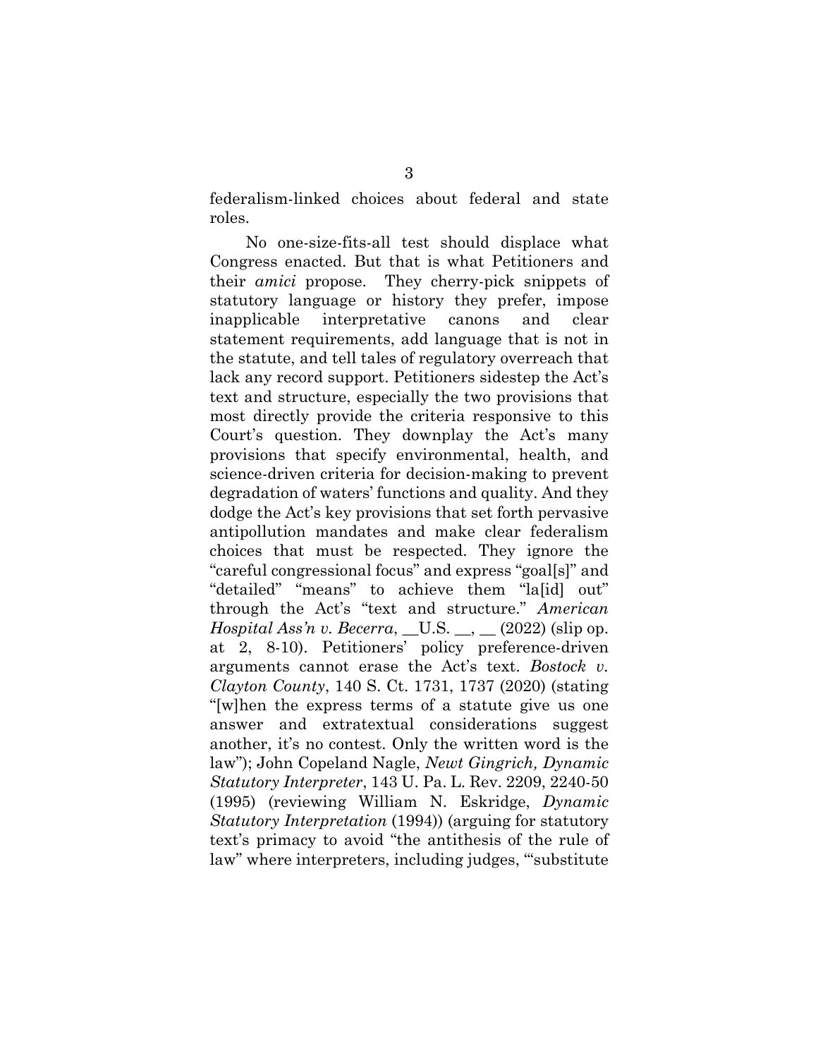federalism-linked choices about federal and state roles.

No one-size-fits-all test should displace what Congress enacted. But that is what Petitioners and their *amici* propose. They cherry-pick snippets of statutory language or history they prefer, impose inapplicable interpretative canons and clear statement requirements, add language that is not in the statute, and tell tales of regulatory overreach that lack any record support. Petitioners sidestep the Act's text and structure, especially the two provisions that most directly provide the criteria responsive to this Court's question. They downplay the Act's many provisions that specify environmental, health, and science-driven criteria for decision-making to prevent degradation of waters' functions and quality. And they dodge the Act's key provisions that set forth pervasive antipollution mandates and make clear federalism choices that must be respected. They ignore the "careful congressional focus" and express "goal[s]" and "detailed" "means" to achieve them "la[id] out" through the Act's "text and structure." *American Hospital Ass'n v. Becerra*, __U.S. __, __ (2022) (slip op. at 2, 8-10). Petitioners' policy preference-driven arguments cannot erase the Act's text. *Bostock v. Clayton County*, 140 S. Ct. 1731, 1737 (2020) (stating "[w]hen the express terms of a statute give us one answer and extratextual considerations suggest another, it's no contest. Only the written word is the law"); John Copeland Nagle, *Newt Gingrich, Dynamic Statutory Interpreter*, 143 U. Pa. L. Rev. 2209, 2240-50 (1995) (reviewing William N. Eskridge, *Dynamic Statutory Interpretation* (1994)) (arguing for statutory text's primacy to avoid "the antithesis of the rule of law" where interpreters, including judges, "'substitute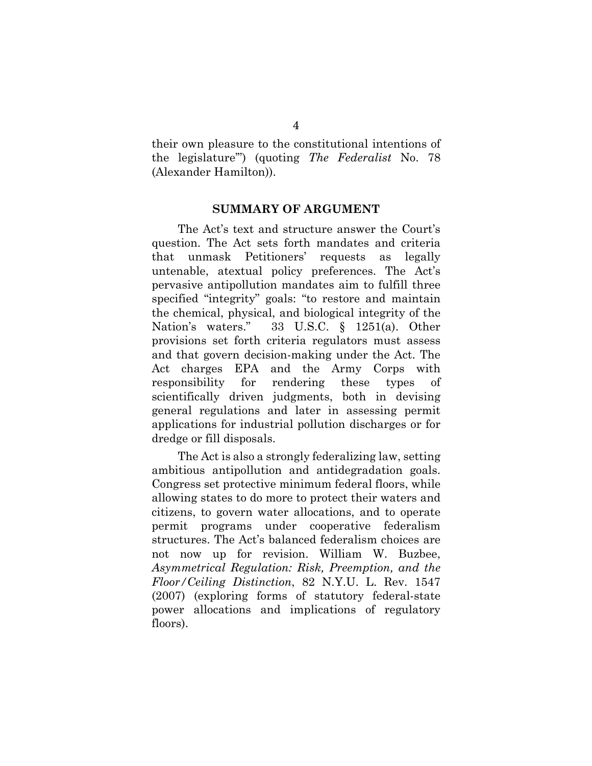their own pleasure to the constitutional intentions of the legislature'") (quoting *The Federalist* No. 78 (Alexander Hamilton)).

## SUMMARY OF ARGUMENT

The Act's text and structure answer the Court's question. The Act sets forth mandates and criteria that unmask Petitioners' requests as legally untenable, atextual policy preferences. The Act's pervasive antipollution mandates aim to fulfill three specified "integrity" goals: "to restore and maintain the chemical, physical, and biological integrity of the Nation's waters." 33 U.S.C. § 1251(a). Other provisions set forth criteria regulators must assess and that govern decision-making under the Act. The Act charges EPA and the Army Corps with responsibility for rendering these types of scientifically driven judgments, both in devising general regulations and later in assessing permit applications for industrial pollution discharges or for dredge or fill disposals.

The Act is also a strongly federalizing law, setting ambitious antipollution and antidegradation goals. Congress set protective minimum federal floors, while allowing states to do more to protect their waters and citizens, to govern water allocations, and to operate permit programs under cooperative federalism structures. The Act's balanced federalism choices are not now up for revision. William W. Buzbee, *Asymmetrical Regulation: Risk, Preemption, and the Floor/Ceiling Distinction*, 82 N.Y.U. L. Rev. 1547 (2007) (exploring forms of statutory federal-state power allocations and implications of regulatory floors).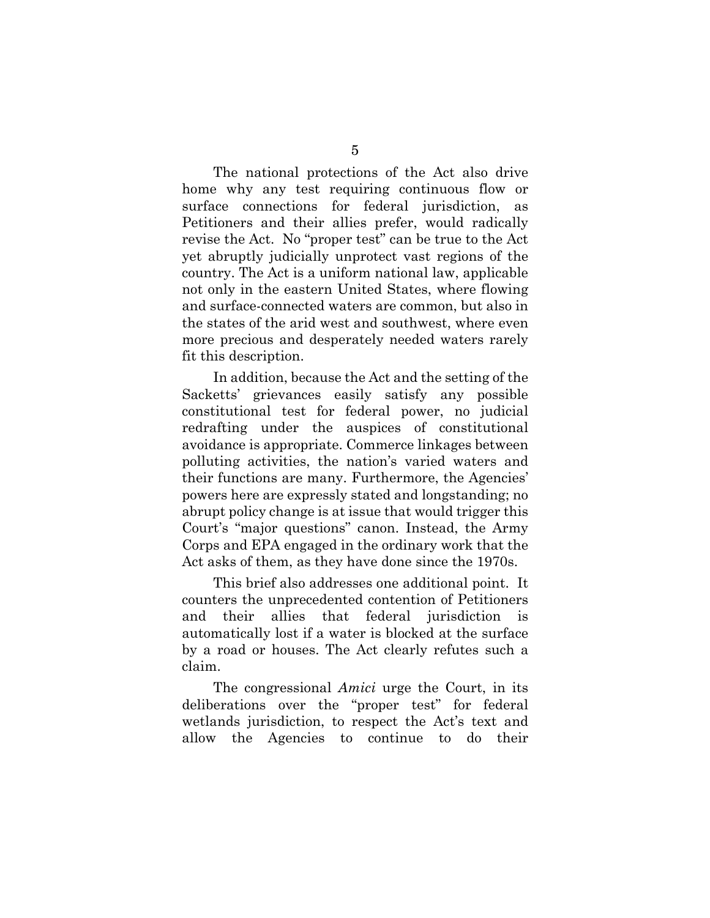The national protections of the Act also drive home why any test requiring continuous flow or surface connections for federal jurisdiction, as Petitioners and their allies prefer, would radically revise the Act. No "proper test" can be true to the Act yet abruptly judicially unprotect vast regions of the country. The Act is a uniform national law, applicable not only in the eastern United States, where flowing and surface-connected waters are common, but also in the states of the arid west and southwest, where even more precious and desperately needed waters rarely fit this description.

In addition, because the Act and the setting of the Sacketts' grievances easily satisfy any possible constitutional test for federal power, no judicial redrafting under the auspices of constitutional avoidance is appropriate. Commerce linkages between polluting activities, the nation's varied waters and their functions are many. Furthermore, the Agencies' powers here are expressly stated and longstanding; no abrupt policy change is at issue that would trigger this Court's "major questions" canon. Instead, the Army Corps and EPA engaged in the ordinary work that the Act asks of them, as they have done since the 1970s.

This brief also addresses one additional point. It counters the unprecedented contention of Petitioners and their allies that federal jurisdiction is automatically lost if a water is blocked at the surface by a road or houses. The Act clearly refutes such a claim.

The congressional *Amici* urge the Court, in its deliberations over the "proper test" for federal wetlands jurisdiction, to respect the Act's text and allow the Agencies to continue to do their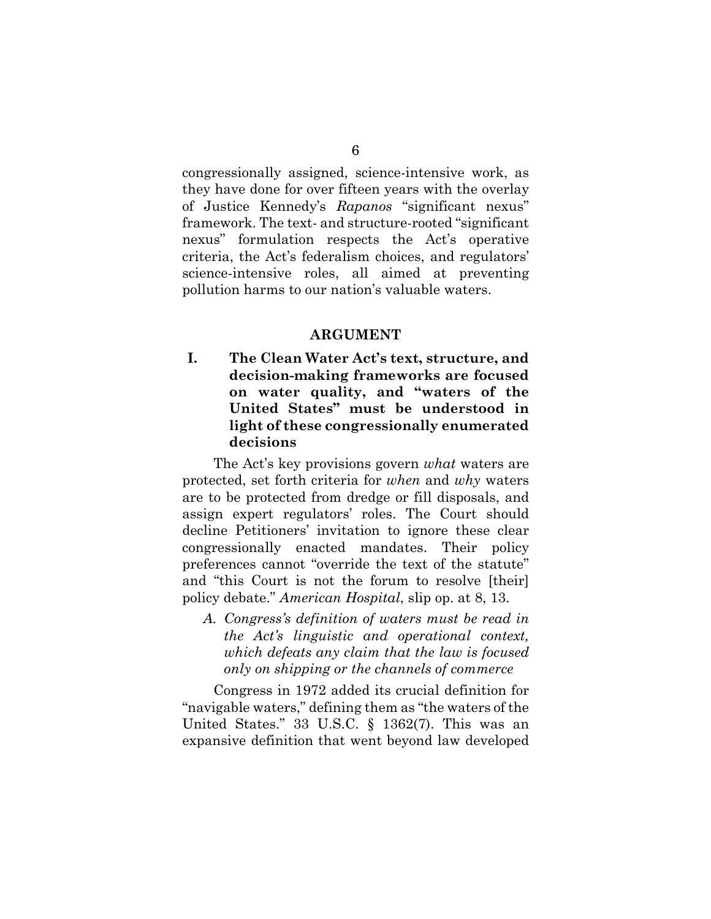congressionally assigned, science-intensive work, as they have done for over fifteen years with the overlay of Justice Kennedy's *Rapanos* "significant nexus" framework. The text- and structure-rooted "significant nexus" formulation respects the Act's operative criteria, the Act's federalism choices, and regulators' science-intensive roles, all aimed at preventing pollution harms to our nation's valuable waters.

## ARGUMENT

### I. The Clean Water Act's text, structure, and decision-making frameworks are focused on water quality, and "waters of the United States" must be understood in light of these congressionally enumerated decisions

The Act's key provisions govern *what* waters are protected, set forth criteria for *when* and *why* waters are to be protected from dredge or fill disposals, and assign expert regulators' roles. The Court should decline Petitioners' invitation to ignore these clear congressionally enacted mandates. Their policy preferences cannot "override the text of the statute" and "this Court is not the forum to resolve [their] policy debate." *American Hospital*, slip op. at 8, 13.

#### *A. Congress's definition of waters must be read in the Act's linguistic and operational context, which defeats any claim that the law is focused only on shipping or the channels of commerce*

Congress in 1972 added its crucial definition for "navigable waters," defining them as "the waters of the United States." 33 U.S.C. § 1362(7). This was an expansive definition that went beyond law developed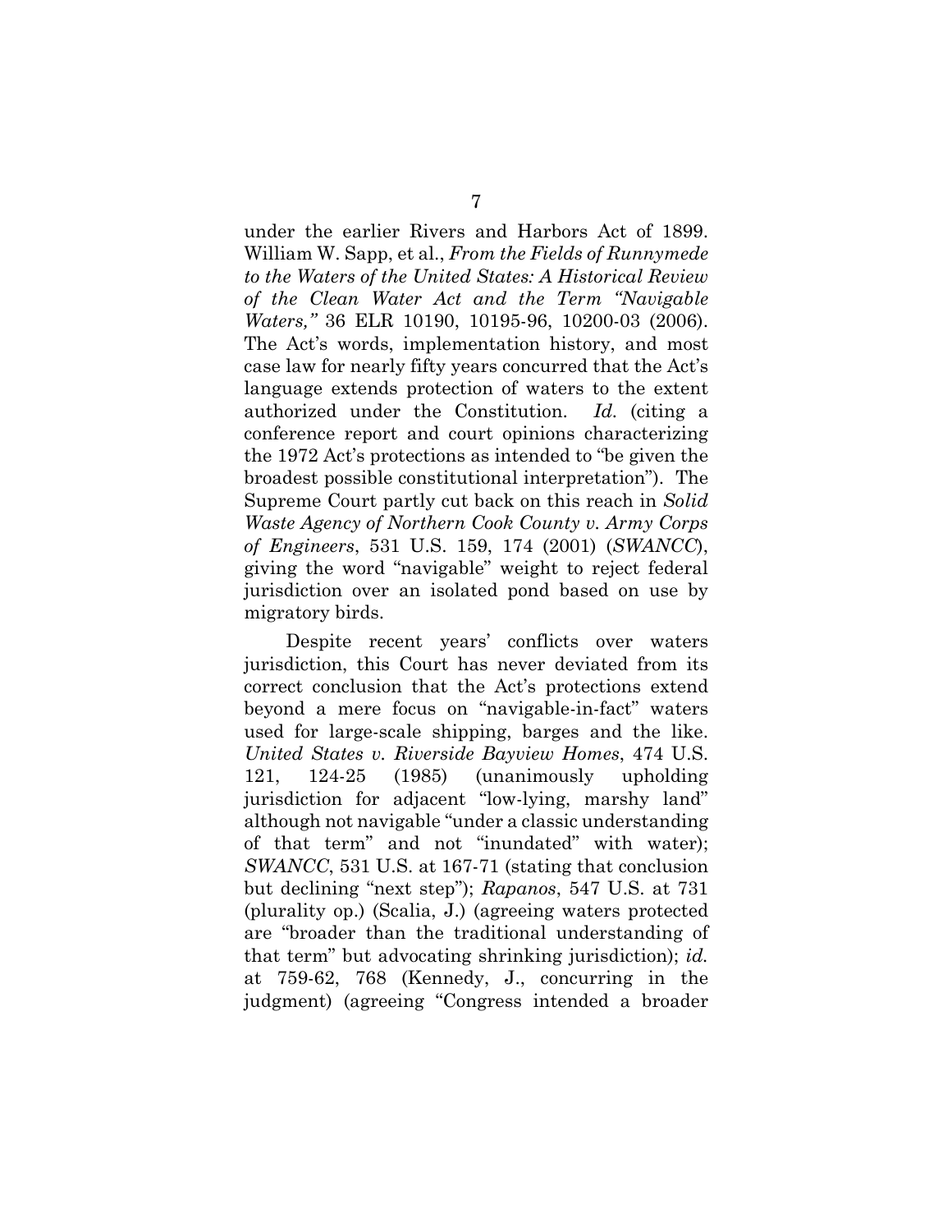under the earlier Rivers and Harbors Act of 1899. William W. Sapp, et al., *From the Fields of Runnymede to the Waters of the United States: A Historical Review of the Clean Water Act and the Term "Navigable Waters,"* 36 ELR 10190, 10195-96, 10200-03 (2006). The Act's words, implementation history, and most case law for nearly fifty years concurred that the Act's language extends protection of waters to the extent authorized under the Constitution. *Id.* (citing a conference report and court opinions characterizing the 1972 Act's protections as intended to "be given the broadest possible constitutional interpretation"). The Supreme Court partly cut back on this reach in *Solid Waste Agency of Northern Cook County v. Army Corps of Engineers*, 531 U.S. 159, 174 (2001) (*SWANCC*), giving the word "navigable" weight to reject federal jurisdiction over an isolated pond based on use by migratory birds.

Despite recent years' conflicts over waters jurisdiction, this Court has never deviated from its correct conclusion that the Act's protections extend beyond a mere focus on "navigable-in-fact" waters used for large-scale shipping, barges and the like. *United States v. Riverside Bayview Homes*, 474 U.S. 121, 124-25 (1985) (unanimously upholding jurisdiction for adjacent "low-lying, marshy land" although not navigable "under a classic understanding of that term" and not "inundated" with water); *SWANCC*, 531 U.S. at 167-71 (stating that conclusion but declining "next step"); *Rapanos*, 547 U.S. at 731 (plurality op.) (Scalia, J.) (agreeing waters protected are "broader than the traditional understanding of that term" but advocating shrinking jurisdiction); *id.* at 759-62, 768 (Kennedy, J., concurring in the judgment) (agreeing "Congress intended a broader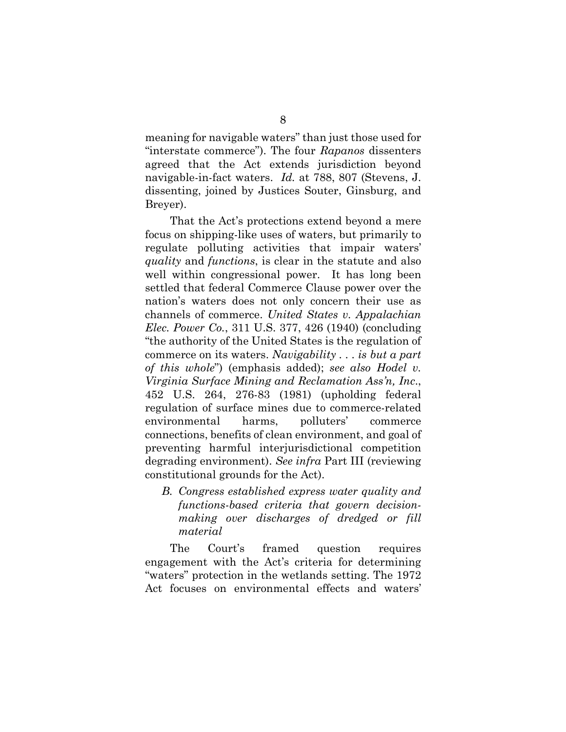meaning for navigable waters" than just those used for "interstate commerce"). The four *Rapanos* dissenters agreed that the Act extends jurisdiction beyond navigable-in-fact waters. *Id.* at 788, 807 (Stevens, J. dissenting, joined by Justices Souter, Ginsburg, and Breyer).

That the Act's protections extend beyond a mere focus on shipping-like uses of waters, but primarily to regulate polluting activities that impair waters' *quality* and *functions*, is clear in the statute and also well within congressional power. It has long been settled that federal Commerce Clause power over the nation's waters does not only concern their use as channels of commerce. *United States v. Appalachian Elec. Power Co.*, 311 U.S. 377, 426 (1940) (concluding "the authority of the United States is the regulation of commerce on its waters. *Navigability . . . is but a part of this whole*") (emphasis added); *see also Hodel v. Virginia Surface Mining and Reclamation Ass'n, Inc*., 452 U.S. 264, 276-83 (1981) (upholding federal regulation of surface mines due to commerce-related environmental harms, polluters' commerce connections, benefits of clean environment, and goal of preventing harmful interjurisdictional competition degrading environment). *See infra* Part III (reviewing constitutional grounds for the Act).

### *B. Congress established express water quality and functions-based criteria that govern decision-making over discharges of dredged or fill material*

The Court's framed question requires engagement with the Act's criteria for determining "waters" protection in the wetlands setting. The 1972 Act focuses on environmental effects and waters'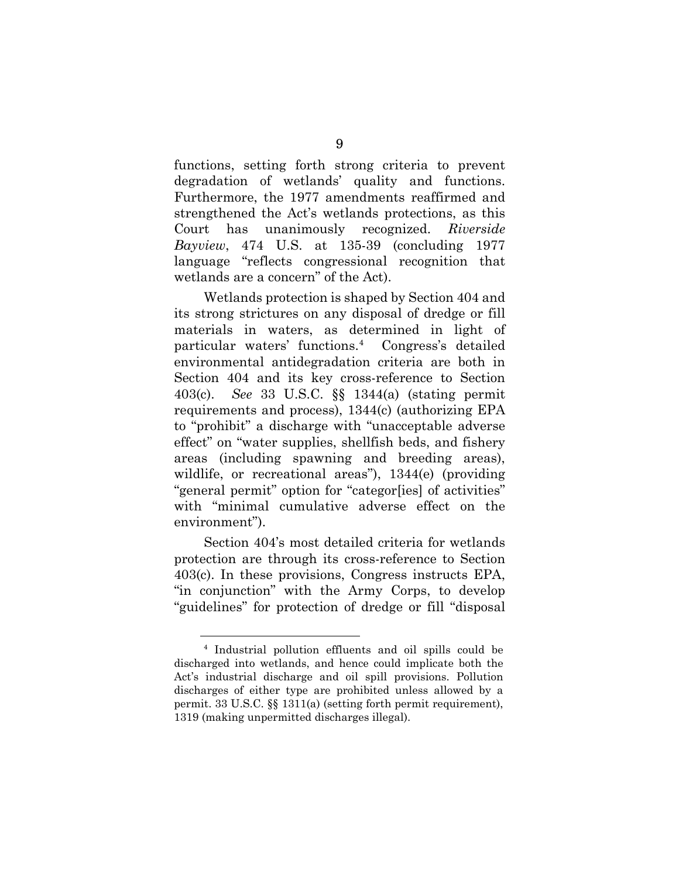functions, setting forth strong criteria to prevent degradation of wetlands' quality and functions. Furthermore, the 1977 amendments reaffirmed and strengthened the Act's wetlands protections, as this Court has unanimously recognized. *Riverside Bayview*, 474 U.S. at 135-39 (concluding 1977 language "reflects congressional recognition that wetlands are a concern" of the Act).

Wetlands protection is shaped by Section 404 and its strong strictures on any disposal of dredge or fill materials in waters, as determined in light of particular waters' functions.[4] Congress's detailed environmental antidegradation criteria are both in Section 404 and its key cross-reference to Section 403(c). *See* 33 U.S.C. §§ 1344(a) (stating permit requirements and process), 1344(c) (authorizing EPA to "prohibit" a discharge with "unacceptable adverse effect" on "water supplies, shellfish beds, and fishery areas (including spawning and breeding areas), wildlife, or recreational areas"), 1344(e) (providing "general permit" option for "categor[ies] of activities" with "minimal cumulative adverse effect on the environment").

Section 404's most detailed criteria for wetlands protection are through its cross-reference to Section 403(c). In these provisions, Congress instructs EPA, "in conjunction" with the Army Corps, to develop "guidelines" for protection of dredge or fill "disposal

[4] Industrial pollution effluents and oil spills could be discharged into wetlands, and hence could implicate both the Act's industrial discharge and oil spill provisions. Pollution discharges of either type are prohibited unless allowed by a permit. 33 U.S.C. §§ 1311(a) (setting forth permit requirement), 1319 (making unpermitted discharges illegal).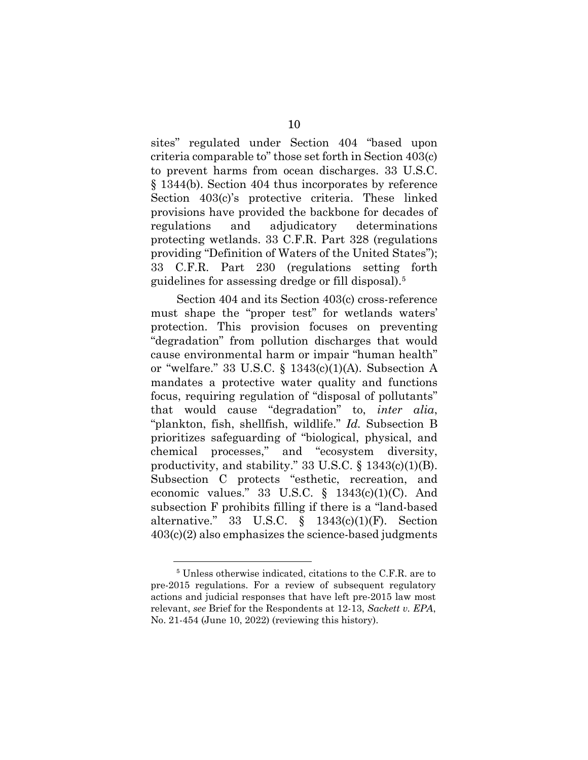sites" regulated under Section 404 "based upon criteria comparable to" those set forth in Section 403(c) to prevent harms from ocean discharges. 33 U.S.C. § 1344(b). Section 404 thus incorporates by reference Section 403(c)'s protective criteria. These linked provisions have provided the backbone for decades of regulations and adjudicatory determinations protecting wetlands. 33 C.F.R. Part 328 (regulations providing "Definition of Waters of the United States"); 33 C.F.R. Part 230 (regulations setting forth guidelines for assessing dredge or fill disposal).[5]

Section 404 and its Section 403(c) cross-reference must shape the "proper test" for wetlands waters' protection. This provision focuses on preventing "degradation" from pollution discharges that would cause environmental harm or impair "human health" or "welfare." 33 U.S.C. § 1343(c)(1)(A). Subsection A mandates a protective water quality and functions focus, requiring regulation of "disposal of pollutants" that would cause "degradation" to, *inter alia*, "plankton, fish, shellfish, wildlife." *Id.* Subsection B prioritizes safeguarding of "biological, physical, and chemical processes," and "ecosystem diversity, productivity, and stability." 33 U.S.C. § 1343(c)(1)(B). Subsection C protects "esthetic, recreation, and economic values." 33 U.S.C. § 1343(c)(1)(C). And subsection F prohibits filling if there is a "land-based alternative." 33 U.S.C. § 1343(c)(1)(F). Section 403(c)(2) also emphasizes the science-based judgments

---

[5] Unless otherwise indicated, citations to the C.F.R. are to pre-2015 regulations. For a review of subsequent regulatory actions and judicial responses that have left pre-2015 law most relevant, *see* Brief for the Respondents at 12-13, *Sackett v. EPA*, No. 21-454 (June 10, 2022) (reviewing this history).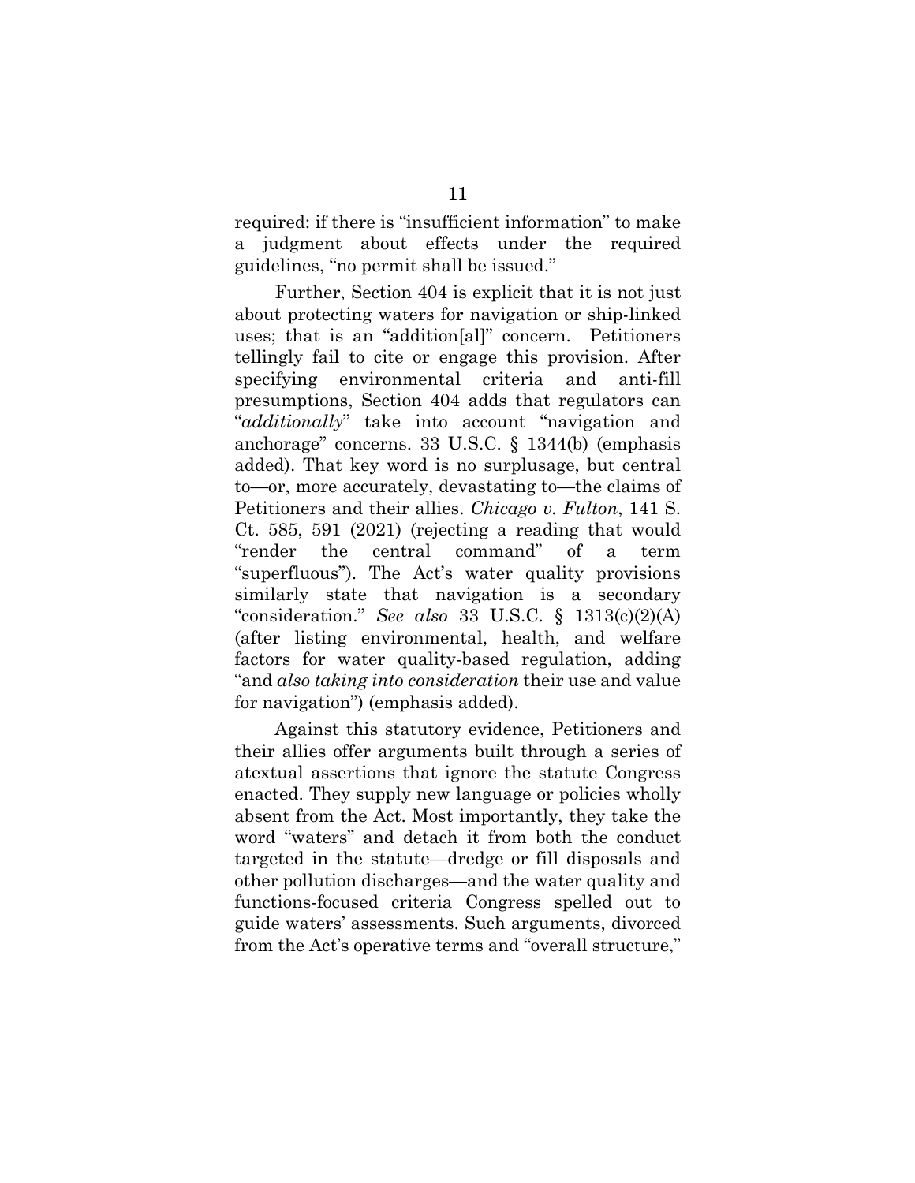required: if there is "insufficient information" to make a judgment about effects under the required guidelines, "no permit shall be issued."

Further, Section 404 is explicit that it is not just about protecting waters for navigation or ship-linked uses; that is an "addition[al]" concern. Petitioners tellingly fail to cite or engage this provision. After specifying environmental criteria and anti-fill presumptions, Section 404 adds that regulators can "*additionally*" take into account "navigation and anchorage" concerns. 33 U.S.C. § 1344(b) (emphasis added). That key word is no surplusage, but central to—or, more accurately, devastating to—the claims of Petitioners and their allies. *Chicago v. Fulton*, 141 S. Ct. 585, 591 (2021) (rejecting a reading that would "render the central command" of a term "superfluous"). The Act's water quality provisions similarly state that navigation is a secondary "consideration." *See also* 33 U.S.C. § 1313(c)(2)(A) (after listing environmental, health, and welfare factors for water quality-based regulation, adding "and *also taking into consideration* their use and value for navigation") (emphasis added).

Against this statutory evidence, Petitioners and their allies offer arguments built through a series of atextual assertions that ignore the statute Congress enacted. They supply new language or policies wholly absent from the Act. Most importantly, they take the word "waters" and detach it from both the conduct targeted in the statute—dredge or fill disposals and other pollution discharges—and the water quality and functions-focused criteria Congress spelled out to guide waters' assessments. Such arguments, divorced from the Act's operative terms and "overall structure,"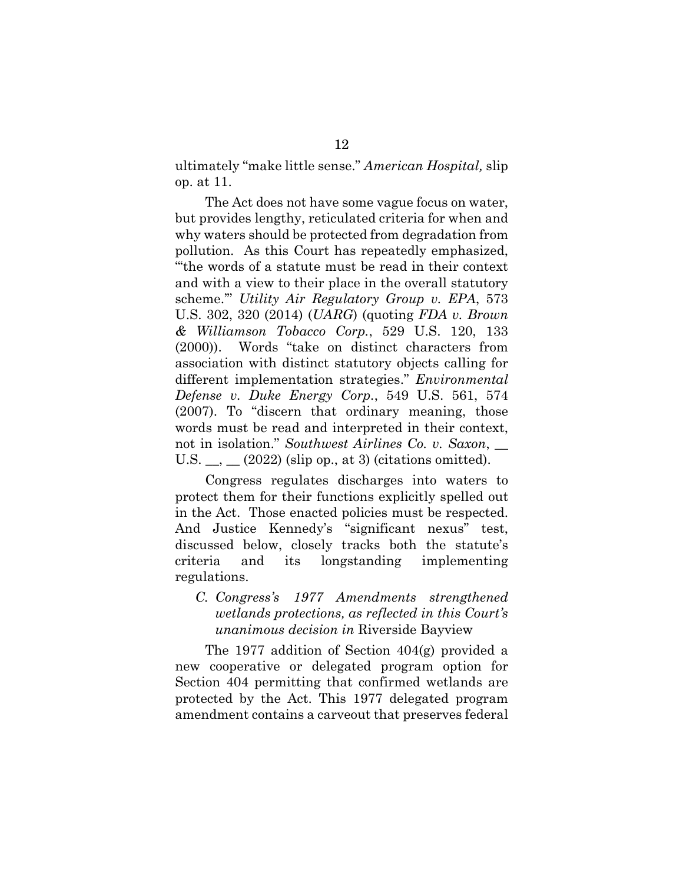ultimately "make little sense." *American Hospital,* slip op. at 11.

The Act does not have some vague focus on water, but provides lengthy, reticulated criteria for when and why waters should be protected from degradation from pollution. As this Court has repeatedly emphasized, "'the words of a statute must be read in their context and with a view to their place in the overall statutory scheme.'" *Utility Air Regulatory Group v. EPA*, 573 U.S. 302, 320 (2014) (*UARG*) (quoting *FDA v. Brown & Williamson Tobacco Corp.*, 529 U.S. 120, 133 (2000)). Words "take on distinct characters from association with distinct statutory objects calling for different implementation strategies." *Environmental Defense v. Duke Energy Corp.*, 549 U.S. 561, 574 (2007). To "discern that ordinary meaning, those words must be read and interpreted in their context, not in isolation." *Southwest Airlines Co. v. Saxon*, __ U.S. __, __ (2022) (slip op., at 3) (citations omitted).

Congress regulates discharges into waters to protect them for their functions explicitly spelled out in the Act. Those enacted policies must be respected. And Justice Kennedy's "significant nexus" test, discussed below, closely tracks both the statute's criteria and its longstanding implementing regulations.

### *C. Congress's 1977 Amendments strengthened wetlands protections, as reflected in this Court's unanimous decision in* Riverside Bayview

The 1977 addition of Section 404(g) provided a new cooperative or delegated program option for Section 404 permitting that confirmed wetlands are protected by the Act. This 1977 delegated program amendment contains a carveout that preserves federal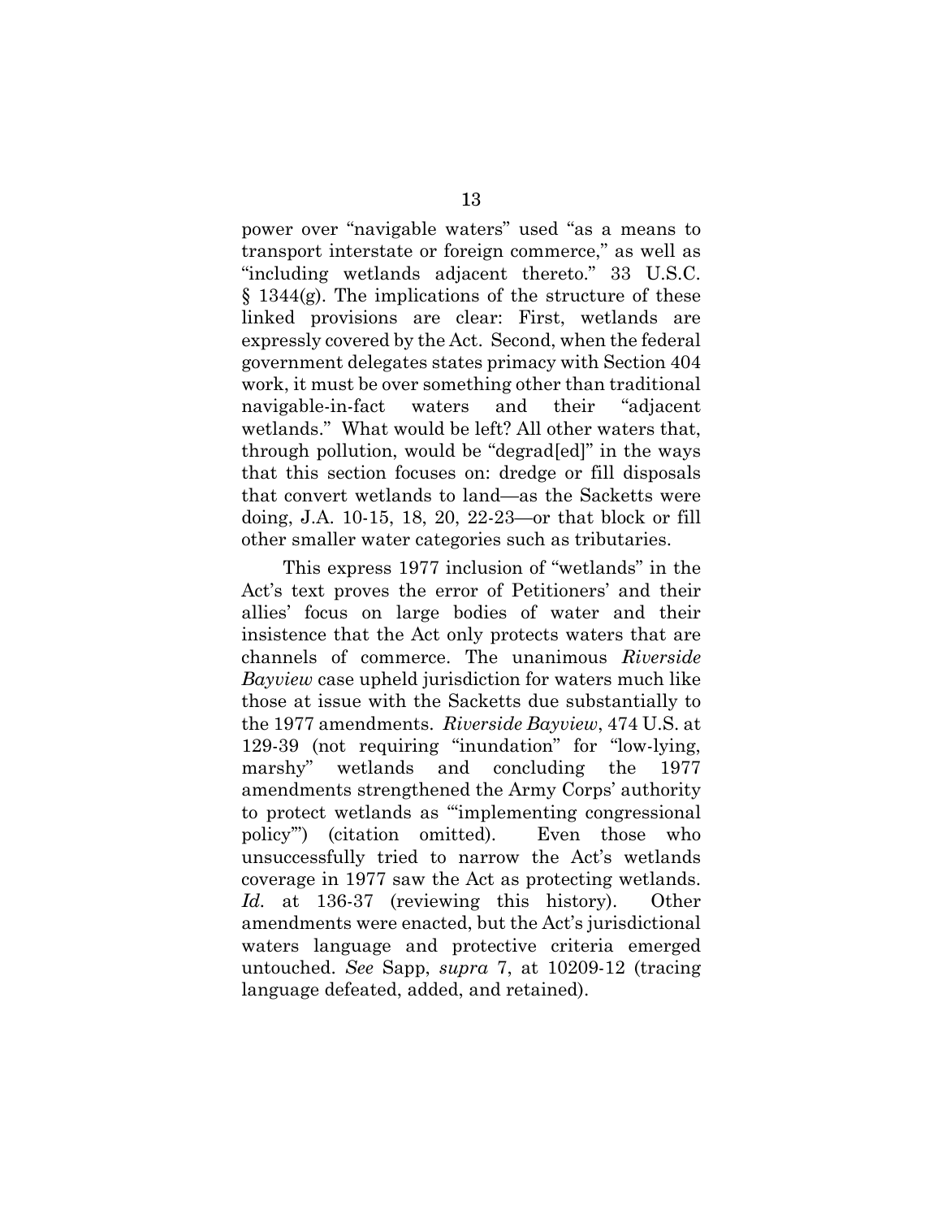power over "navigable waters" used "as a means to transport interstate or foreign commerce," as well as "including wetlands adjacent thereto." 33 U.S.C. § 1344(g). The implications of the structure of these linked provisions are clear: First, wetlands are expressly covered by the Act. Second, when the federal government delegates states primacy with Section 404 work, it must be over something other than traditional navigable-in-fact waters and their "adjacent wetlands." What would be left? All other waters that, through pollution, would be "degrad[ed]" in the ways that this section focuses on: dredge or fill disposals that convert wetlands to land—as the Sacketts were doing, J.A. 10-15, 18, 20, 22-23—or that block or fill other smaller water categories such as tributaries.

This express 1977 inclusion of "wetlands" in the Act's text proves the error of Petitioners' and their allies' focus on large bodies of water and their insistence that the Act only protects waters that are channels of commerce. The unanimous *Riverside Bayview* case upheld jurisdiction for waters much like those at issue with the Sacketts due substantially to the 1977 amendments. *Riverside Bayview*, 474 U.S. at 129-39 (not requiring "inundation" for "low-lying, marshy" wetlands and concluding the 1977 amendments strengthened the Army Corps' authority to protect wetlands as "'implementing congressional policy'") (citation omitted). Even those who unsuccessfully tried to narrow the Act's wetlands coverage in 1977 saw the Act as protecting wetlands. *Id.* at 136-37 (reviewing this history). Other amendments were enacted, but the Act's jurisdictional waters language and protective criteria emerged untouched. *See* Sapp, *supra* 7, at 10209-12 (tracing language defeated, added, and retained).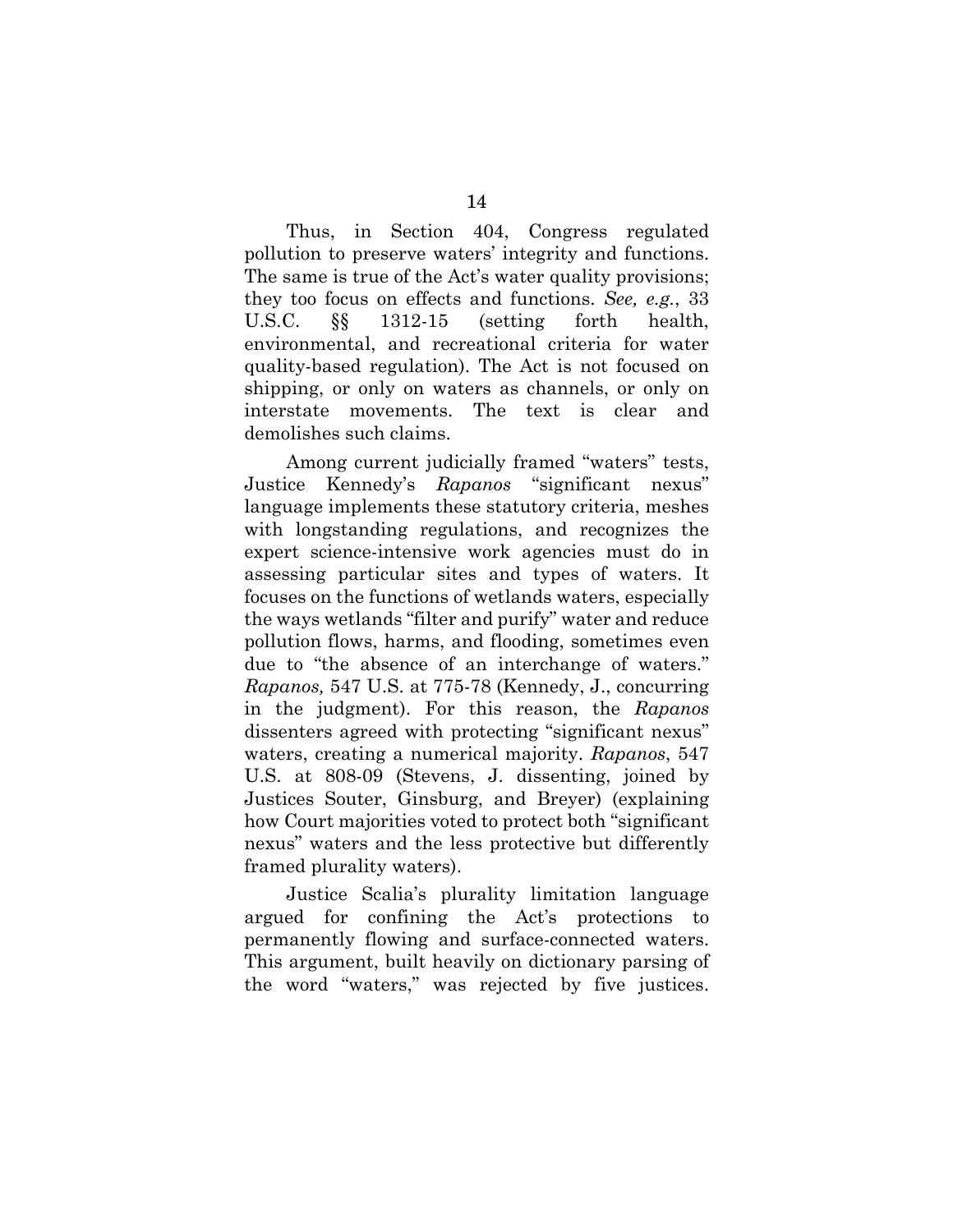Thus, in Section 404, Congress regulated pollution to preserve waters' integrity and functions. The same is true of the Act's water quality provisions; they too focus on effects and functions. *See, e.g.*, 33 U.S.C. §§ 1312-15 (setting forth health, environmental, and recreational criteria for water quality-based regulation). The Act is not focused on shipping, or only on waters as channels, or only on interstate movements. The text is clear and demolishes such claims.

Among current judicially framed "waters" tests, Justice Kennedy's *Rapanos* "significant nexus" language implements these statutory criteria, meshes with longstanding regulations, and recognizes the expert science-intensive work agencies must do in assessing particular sites and types of waters. It focuses on the functions of wetlands waters, especially the ways wetlands "filter and purify" water and reduce pollution flows, harms, and flooding, sometimes even due to "the absence of an interchange of waters." *Rapanos,* 547 U.S. at 775-78 (Kennedy, J., concurring in the judgment). For this reason, the *Rapanos* dissenters agreed with protecting "significant nexus" waters, creating a numerical majority. *Rapanos*, 547 U.S. at 808-09 (Stevens, J. dissenting, joined by Justices Souter, Ginsburg, and Breyer) (explaining how Court majorities voted to protect both "significant nexus" waters and the less protective but differently framed plurality waters).

Justice Scalia's plurality limitation language argued for confining the Act's protections to permanently flowing and surface-connected waters. This argument, built heavily on dictionary parsing of the word "waters," was rejected by five justices.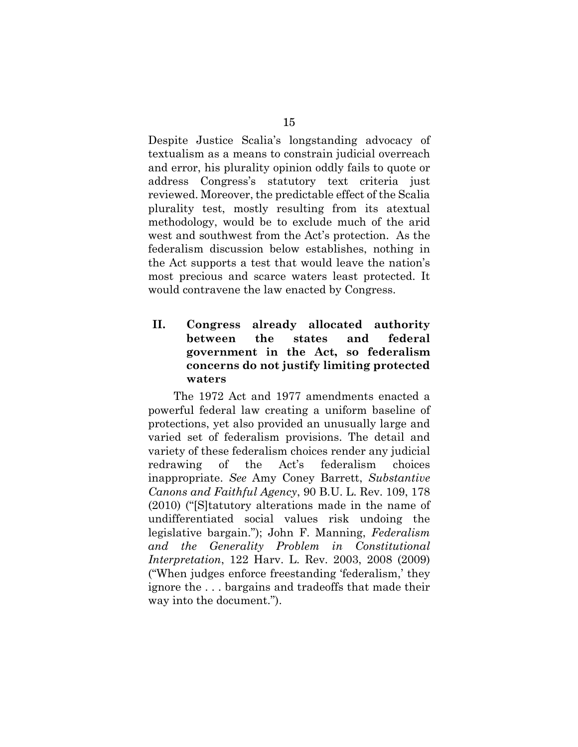Despite Justice Scalia's longstanding advocacy of textualism as a means to constrain judicial overreach and error, his plurality opinion oddly fails to quote or address Congress's statutory text criteria just reviewed. Moreover, the predictable effect of the Scalia plurality test, mostly resulting from its atextual methodology, would be to exclude much of the arid west and southwest from the Act's protection. As the federalism discussion below establishes, nothing in the Act supports a test that would leave the nation's most precious and scarce waters least protected. It would contravene the law enacted by Congress.

## II. Congress already allocated authority between the states and federal government in the Act, so federalism concerns do not justify limiting protected waters

The 1972 Act and 1977 amendments enacted a powerful federal law creating a uniform baseline of protections, yet also provided an unusually large and varied set of federalism provisions. The detail and variety of these federalism choices render any judicial redrawing of the Act's federalism choices inappropriate. *See* Amy Coney Barrett, *Substantive Canons and Faithful Agency*, 90 B.U. L. Rev. 109, 178 (2010) ("[S]tatutory alterations made in the name of undifferentiated social values risk undoing the legislative bargain."); John F. Manning, *Federalism and the Generality Problem in Constitutional Interpretation*, 122 Harv. L. Rev. 2003, 2008 (2009) ("When judges enforce freestanding 'federalism,' they ignore the . . . bargains and tradeoffs that made their way into the document.").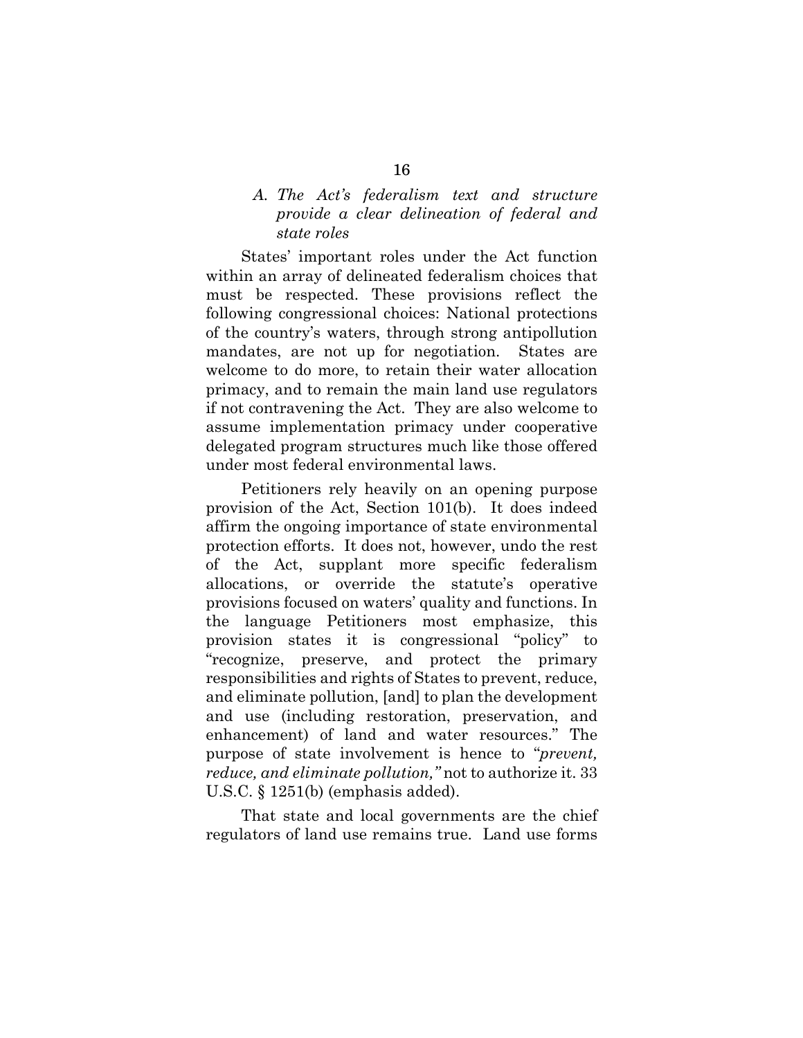### *A. The Act's federalism text and structure provide a clear delineation of federal and state roles*

States' important roles under the Act function within an array of delineated federalism choices that must be respected. These provisions reflect the following congressional choices: National protections of the country's waters, through strong antipollution mandates, are not up for negotiation. States are welcome to do more, to retain their water allocation primacy, and to remain the main land use regulators if not contravening the Act. They are also welcome to assume implementation primacy under cooperative delegated program structures much like those offered under most federal environmental laws.

Petitioners rely heavily on an opening purpose provision of the Act, Section 101(b). It does indeed affirm the ongoing importance of state environmental protection efforts. It does not, however, undo the rest of the Act, supplant more specific federalism allocations, or override the statute's operative provisions focused on waters' quality and functions. In the language Petitioners most emphasize, this provision states it is congressional "policy" to "recognize, preserve, and protect the primary responsibilities and rights of States to prevent, reduce, and eliminate pollution, [and] to plan the development and use (including restoration, preservation, and enhancement) of land and water resources." The purpose of state involvement is hence to "*prevent, reduce, and eliminate pollution,"* not to authorize it. 33 U.S.C. § 1251(b) (emphasis added).

That state and local governments are the chief regulators of land use remains true. Land use forms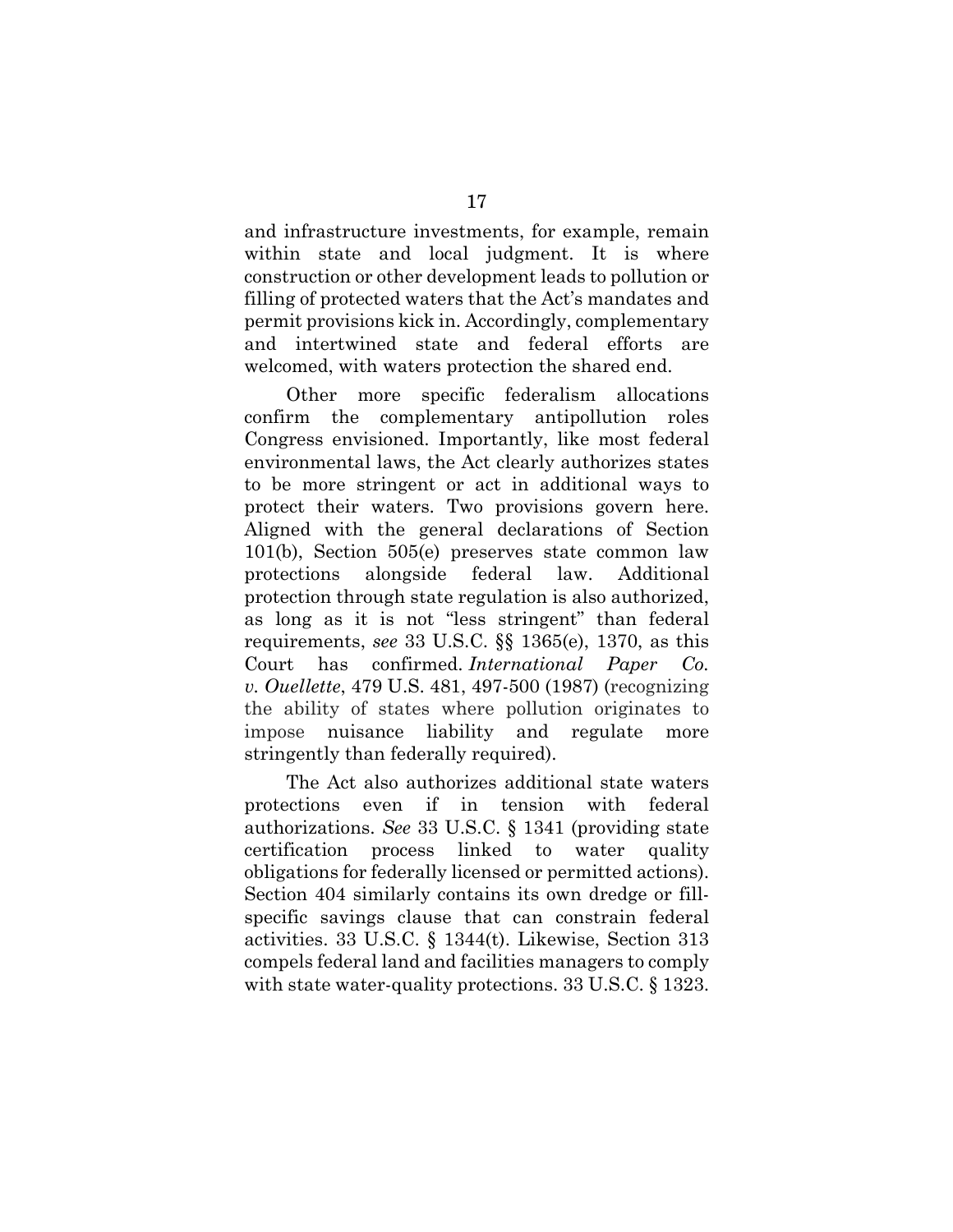and infrastructure investments, for example, remain within state and local judgment. It is where construction or other development leads to pollution or filling of protected waters that the Act's mandates and permit provisions kick in. Accordingly, complementary and intertwined state and federal efforts are welcomed, with waters protection the shared end.

Other more specific federalism allocations confirm the complementary antipollution roles Congress envisioned. Importantly, like most federal environmental laws, the Act clearly authorizes states to be more stringent or act in additional ways to protect their waters. Two provisions govern here. Aligned with the general declarations of Section 101(b), Section 505(e) preserves state common law protections alongside federal law. Additional protection through state regulation is also authorized, as long as it is not "less stringent" than federal requirements, *see* 33 U.S.C. §§ 1365(e), 1370, as this Court has confirmed. *International Paper Co. v. Ouellette*, 479 U.S. 481, 497-500 (1987) (recognizing the ability of states where pollution originates to impose nuisance liability and regulate more stringently than federally required).

The Act also authorizes additional state waters protections even if in tension with federal authorizations. *See* 33 U.S.C. § 1341 (providing state certification process linked to water quality obligations for federally licensed or permitted actions). Section 404 similarly contains its own dredge or fill-specific savings clause that can constrain federal activities. 33 U.S.C. § 1344(t). Likewise, Section 313 compels federal land and facilities managers to comply with state water-quality protections. 33 U.S.C. § 1323.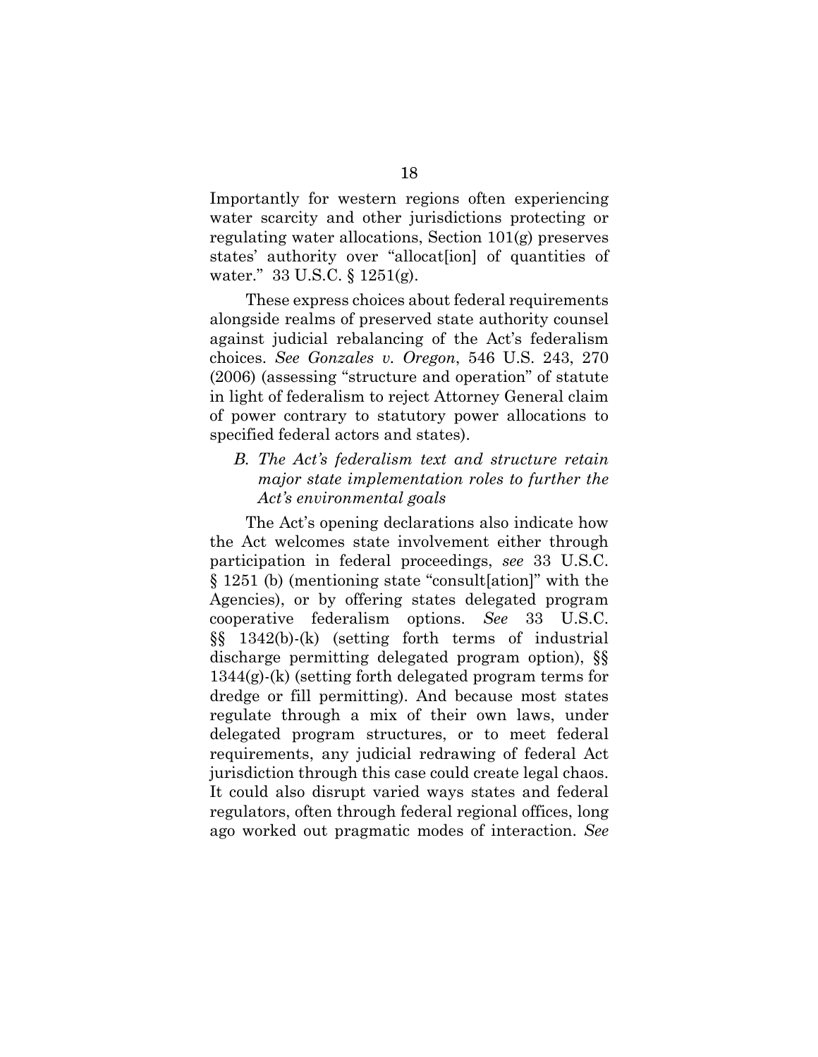Importantly for western regions often experiencing water scarcity and other jurisdictions protecting or regulating water allocations, Section 101(g) preserves states' authority over "allocat[ion] of quantities of water." 33 U.S.C. § 1251(g).

These express choices about federal requirements alongside realms of preserved state authority counsel against judicial rebalancing of the Act's federalism choices. *See Gonzales v. Oregon*, 546 U.S. 243, 270 (2006) (assessing "structure and operation" of statute in light of federalism to reject Attorney General claim of power contrary to statutory power allocations to specified federal actors and states).

### *B. The Act's federalism text and structure retain major state implementation roles to further the Act's environmental goals*

The Act's opening declarations also indicate how the Act welcomes state involvement either through participation in federal proceedings, *see* 33 U.S.C. § 1251 (b) (mentioning state "consult[ation]" with the Agencies), or by offering states delegated program cooperative federalism options. *See* 33 U.S.C. §§ 1342(b)-(k) (setting forth terms of industrial discharge permitting delegated program option), §§ 1344(g)-(k) (setting forth delegated program terms for dredge or fill permitting). And because most states regulate through a mix of their own laws, under delegated program structures, or to meet federal requirements, any judicial redrawing of federal Act jurisdiction through this case could create legal chaos. It could also disrupt varied ways states and federal regulators, often through federal regional offices, long ago worked out pragmatic modes of interaction. *See*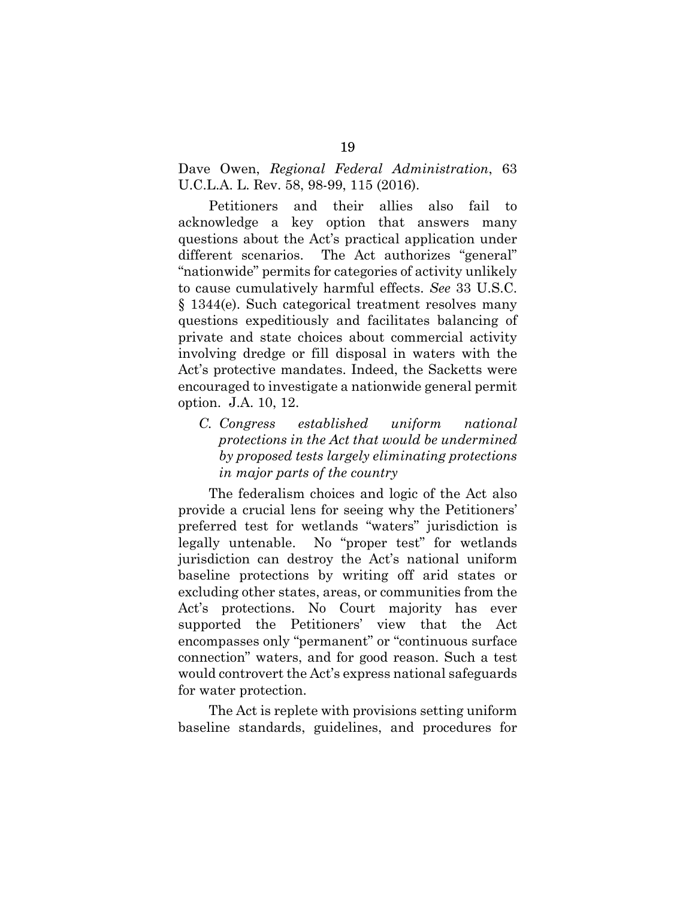Dave Owen, *Regional Federal Administration*, 63 U.C.L.A. L. Rev. 58, 98-99, 115 (2016).

Petitioners and their allies also fail to acknowledge a key option that answers many questions about the Act's practical application under different scenarios. The Act authorizes "general" "nationwide" permits for categories of activity unlikely to cause cumulatively harmful effects. *See* 33 U.S.C. § 1344(e). Such categorical treatment resolves many questions expeditiously and facilitates balancing of private and state choices about commercial activity involving dredge or fill disposal in waters with the Act's protective mandates. Indeed, the Sacketts were encouraged to investigate a nationwide general permit option. J.A. 10, 12.

### *C. Congress established uniform national protections in the Act that would be undermined by proposed tests largely eliminating protections in major parts of the country*

The federalism choices and logic of the Act also provide a crucial lens for seeing why the Petitioners' preferred test for wetlands "waters" jurisdiction is legally untenable. No "proper test" for wetlands jurisdiction can destroy the Act's national uniform baseline protections by writing off arid states or excluding other states, areas, or communities from the Act's protections. No Court majority has ever supported the Petitioners' view that the Act encompasses only "permanent" or "continuous surface connection" waters, and for good reason. Such a test would controvert the Act's express national safeguards for water protection.

The Act is replete with provisions setting uniform baseline standards, guidelines, and procedures for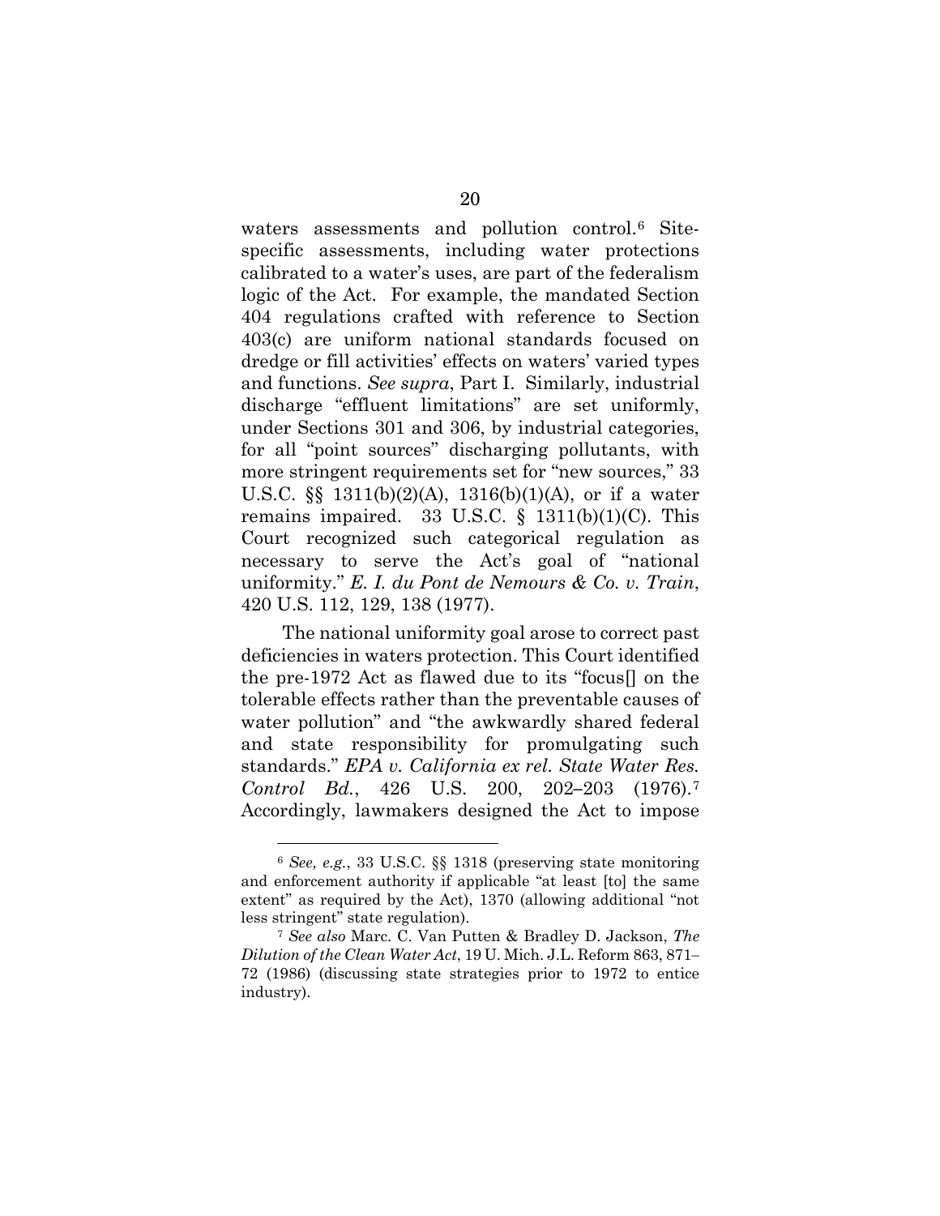waters assessments and pollution control.[6] Site-specific assessments, including water protections calibrated to a water's uses, are part of the federalism logic of the Act. For example, the mandated Section 404 regulations crafted with reference to Section 403(c) are uniform national standards focused on dredge or fill activities' effects on waters' varied types and functions. *See supra*, Part I. Similarly, industrial discharge "effluent limitations" are set uniformly, under Sections 301 and 306, by industrial categories, for all "point sources" discharging pollutants, with more stringent requirements set for "new sources," 33 U.S.C. §§ 1311(b)(2)(A), 1316(b)(1)(A), or if a water remains impaired. 33 U.S.C. § 1311(b)(1)(C). This Court recognized such categorical regulation as necessary to serve the Act's goal of "national uniformity." *E. I. du Pont de Nemours & Co. v. Train*, 420 U.S. 112, 129, 138 (1977).

The national uniformity goal arose to correct past deficiencies in waters protection. This Court identified the pre-1972 Act as flawed due to its "focus[] on the tolerable effects rather than the preventable causes of water pollution" and "the awkwardly shared federal and state responsibility for promulgating such standards." *EPA v. California ex rel. State Water Res. Control Bd.*, 426 U.S. 200, 202–203 (1976).[7] Accordingly, lawmakers designed the Act to impose

---

[6] *See, e.g.*, 33 U.S.C. §§ 1318 (preserving state monitoring and enforcement authority if applicable "at least [to] the same extent" as required by the Act), 1370 (allowing additional "not less stringent" state regulation).

[7] *See also* Marc. C. Van Putten & Bradley D. Jackson, *The Dilution of the Clean Water Act*, 19 U. Mich. J.L. Reform 863, 871–72 (1986) (discussing state strategies prior to 1972 to entice industry).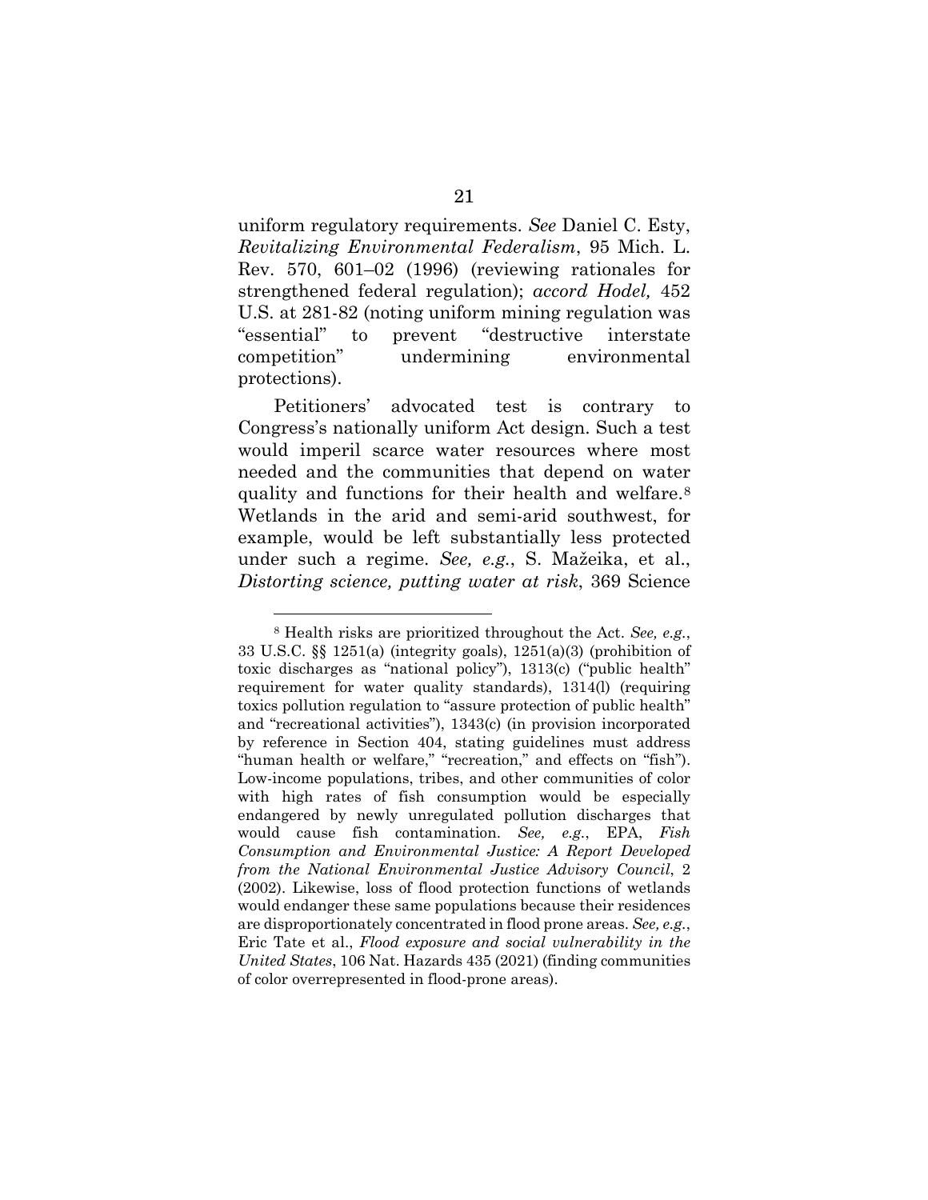uniform regulatory requirements. *See* Daniel C. Esty, *Revitalizing Environmental Federalism*, 95 Mich. L. Rev. 570, 601–02 (1996) (reviewing rationales for strengthened federal regulation); *accord Hodel,* 452 U.S. at 281-82 (noting uniform mining regulation was "essential" to prevent "destructive interstate competition" undermining environmental protections).

Petitioners' advocated test is contrary to Congress's nationally uniform Act design. Such a test would imperil scarce water resources where most needed and the communities that depend on water quality and functions for their health and welfare.[8] Wetlands in the arid and semi-arid southwest, for example, would be left substantially less protected under such a regime. *See, e.g.*, S. Mažeika, et al., *Distorting science, putting water at risk*, 369 Science

---

[8] Health risks are prioritized throughout the Act. *See, e.g.*, 33 U.S.C. §§ 1251(a) (integrity goals), 1251(a)(3) (prohibition of toxic discharges as "national policy"), 1313(c) ("public health" requirement for water quality standards), 1314(l) (requiring toxics pollution regulation to "assure protection of public health" and "recreational activities"), 1343(c) (in provision incorporated by reference in Section 404, stating guidelines must address "human health or welfare," "recreation," and effects on "fish"). Low-income populations, tribes, and other communities of color with high rates of fish consumption would be especially endangered by newly unregulated pollution discharges that would cause fish contamination. *See, e.g.*, EPA, *Fish Consumption and Environmental Justice: A Report Developed from the National Environmental Justice Advisory Council*, 2 (2002). Likewise, loss of flood protection functions of wetlands would endanger these same populations because their residences are disproportionately concentrated in flood prone areas. *See, e.g.*, Eric Tate et al., *Flood exposure and social vulnerability in the United States*, 106 Nat. Hazards 435 (2021) (finding communities of color overrepresented in flood-prone areas).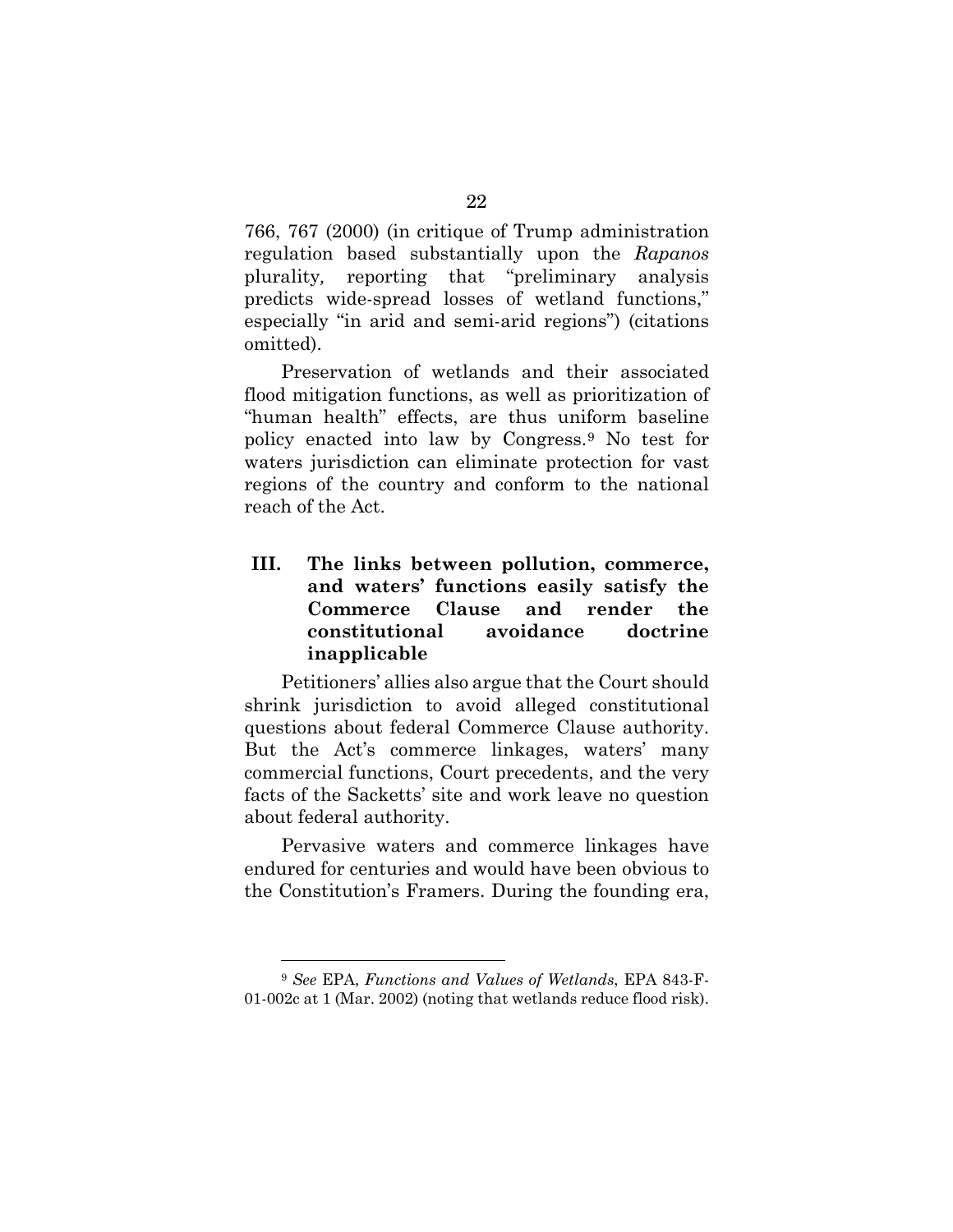766, 767 (2000) (in critique of Trump administration regulation based substantially upon the *Rapanos* plurality, reporting that "preliminary analysis predicts wide-spread losses of wetland functions," especially "in arid and semi-arid regions") (citations omitted).

Preservation of wetlands and their associated flood mitigation functions, as well as prioritization of "human health" effects, are thus uniform baseline policy enacted into law by Congress.[9] No test for waters jurisdiction can eliminate protection for vast regions of the country and conform to the national reach of the Act.

## III. The links between pollution, commerce, and waters' functions easily satisfy the Commerce Clause and render the constitutional avoidance doctrine inapplicable

Petitioners' allies also argue that the Court should shrink jurisdiction to avoid alleged constitutional questions about federal Commerce Clause authority. But the Act's commerce linkages, waters' many commercial functions, Court precedents, and the very facts of the Sacketts' site and work leave no question about federal authority.

Pervasive waters and commerce linkages have endured for centuries and would have been obvious to the Constitution's Framers. During the founding era,

[9] *See* EPA, *Functions and Values of Wetlands*, EPA 843-F-01-002c at 1 (Mar. 2002) (noting that wetlands reduce flood risk).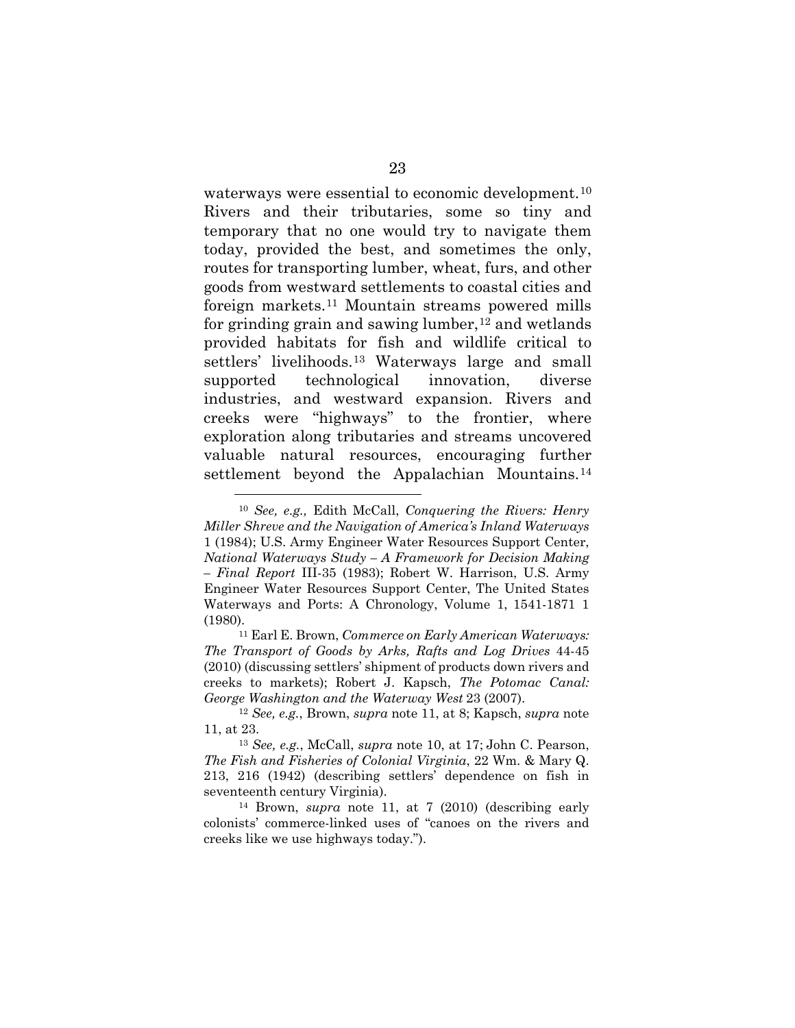waterways were essential to economic development.[10] Rivers and their tributaries, some so tiny and temporary that no one would try to navigate them today, provided the best, and sometimes the only, routes for transporting lumber, wheat, furs, and other goods from westward settlements to coastal cities and foreign markets.[11] Mountain streams powered mills for grinding grain and sawing lumber,[12] and wetlands provided habitats for fish and wildlife critical to settlers' livelihoods.[13] Waterways large and small supported technological innovation, diverse industries, and westward expansion. Rivers and creeks were "highways" to the frontier, where exploration along tributaries and streams uncovered valuable natural resources, encouraging further settlement beyond the Appalachian Mountains.[14]

---

[10] *See, e.g.,* Edith McCall, *Conquering the Rivers: Henry Miller Shreve and the Navigation of America's Inland Waterways* 1 (1984); U.S. Army Engineer Water Resources Support Center, *National Waterways Study – A Framework for Decision Making – Final Report* III-35 (1983); Robert W. Harrison, U.S. Army Engineer Water Resources Support Center, The United States Waterways and Ports: A Chronology, Volume 1, 1541-1871 1 (1980).

[11] Earl E. Brown, *Commerce on Early American Waterways: The Transport of Goods by Arks, Rafts and Log Drives* 44-45 (2010) (discussing settlers' shipment of products down rivers and creeks to markets); Robert J. Kapsch, *The Potomac Canal: George Washington and the Waterway West* 23 (2007).

[12] *See, e.g.*, Brown, *supra* note 11, at 8; Kapsch, *supra* note 11, at 23.

[13] *See, e.g.*, McCall, *supra* note 10, at 17; John C. Pearson, *The Fish and Fisheries of Colonial Virginia*, 22 Wm. & Mary Q. 213, 216 (1942) (describing settlers' dependence on fish in seventeenth century Virginia).

[14] Brown, *supra* note 11, at 7 (2010) (describing early colonists' commerce-linked uses of "canoes on the rivers and creeks like we use highways today.").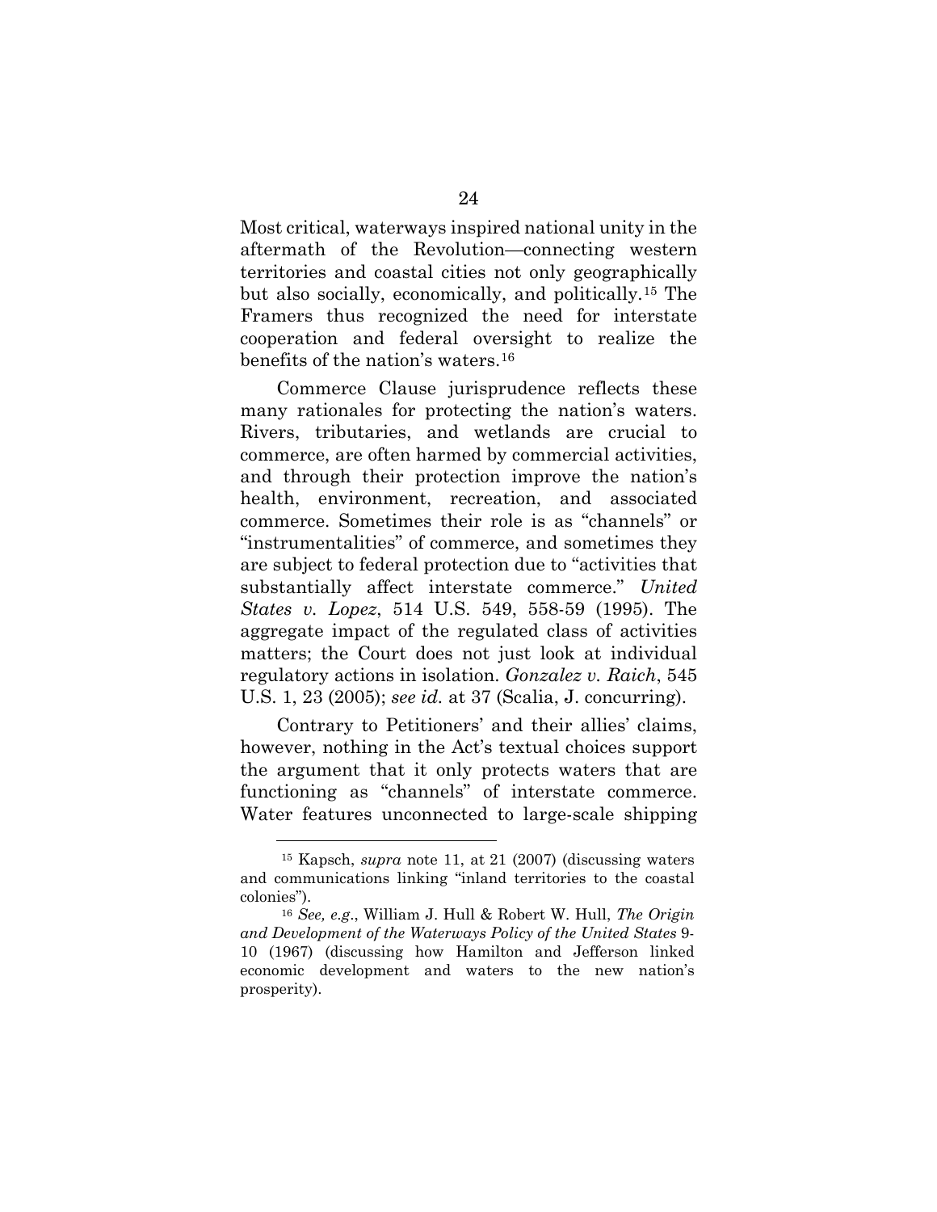Most critical, waterways inspired national unity in the aftermath of the Revolution—connecting western territories and coastal cities not only geographically but also socially, economically, and politically.[15] The Framers thus recognized the need for interstate cooperation and federal oversight to realize the benefits of the nation's waters.[16]

Commerce Clause jurisprudence reflects these many rationales for protecting the nation's waters. Rivers, tributaries, and wetlands are crucial to commerce, are often harmed by commercial activities, and through their protection improve the nation's health, environment, recreation, and associated commerce. Sometimes their role is as "channels" or "instrumentalities" of commerce, and sometimes they are subject to federal protection due to "activities that substantially affect interstate commerce." *United States v. Lopez*, 514 U.S. 549, 558-59 (1995). The aggregate impact of the regulated class of activities matters; the Court does not just look at individual regulatory actions in isolation. *Gonzalez v. Raich*, 545 U.S. 1, 23 (2005); *see id.* at 37 (Scalia, J. concurring).

Contrary to Petitioners' and their allies' claims, however, nothing in the Act's textual choices support the argument that it only protects waters that are functioning as "channels" of interstate commerce. Water features unconnected to large-scale shipping

---

[15] Kapsch, *supra* note 11, at 21 (2007) (discussing waters and communications linking "inland territories to the coastal colonies").

[16] *See, e.g.*, William J. Hull & Robert W. Hull, *The Origin and Development of the Waterways Policy of the United States* 9-10 (1967) (discussing how Hamilton and Jefferson linked economic development and waters to the new nation's prosperity).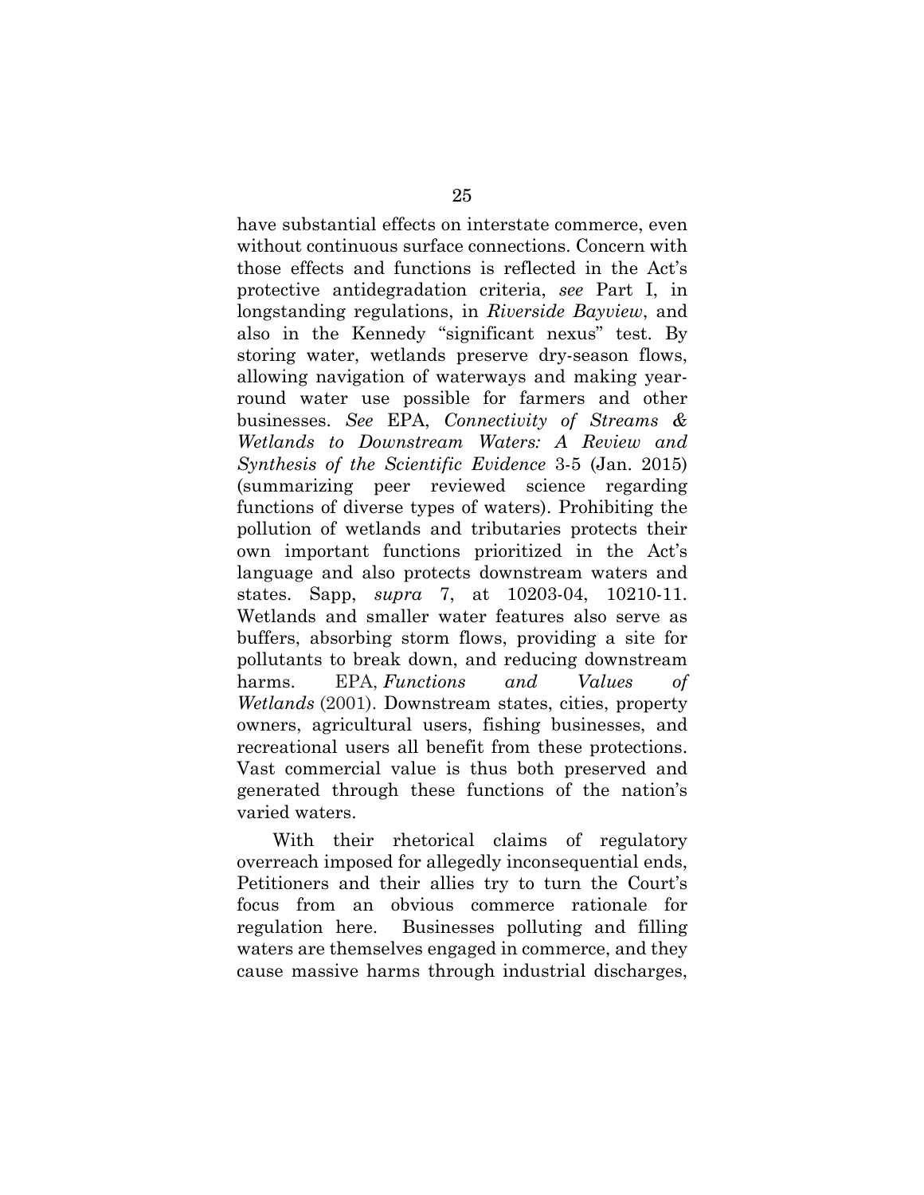have substantial effects on interstate commerce, even without continuous surface connections. Concern with those effects and functions is reflected in the Act's protective antidegradation criteria, *see* Part I, in longstanding regulations, in *Riverside Bayview*, and also in the Kennedy "significant nexus" test. By storing water, wetlands preserve dry-season flows, allowing navigation of waterways and making year-round water use possible for farmers and other businesses. *See* EPA, *Connectivity of Streams & Wetlands to Downstream Waters: A Review and Synthesis of the Scientific Evidence* 3-5 (Jan. 2015) (summarizing peer reviewed science regarding functions of diverse types of waters). Prohibiting the pollution of wetlands and tributaries protects their own important functions prioritized in the Act's language and also protects downstream waters and states. Sapp, *supra* 7, at 10203-04, 10210-11. Wetlands and smaller water features also serve as buffers, absorbing storm flows, providing a site for pollutants to break down, and reducing downstream harms. EPA, *Functions and Values of Wetlands* (2001). Downstream states, cities, property owners, agricultural users, fishing businesses, and recreational users all benefit from these protections. Vast commercial value is thus both preserved and generated through these functions of the nation's varied waters.

With their rhetorical claims of regulatory overreach imposed for allegedly inconsequential ends, Petitioners and their allies try to turn the Court's focus from an obvious commerce rationale for regulation here. Businesses polluting and filling waters are themselves engaged in commerce, and they cause massive harms through industrial discharges,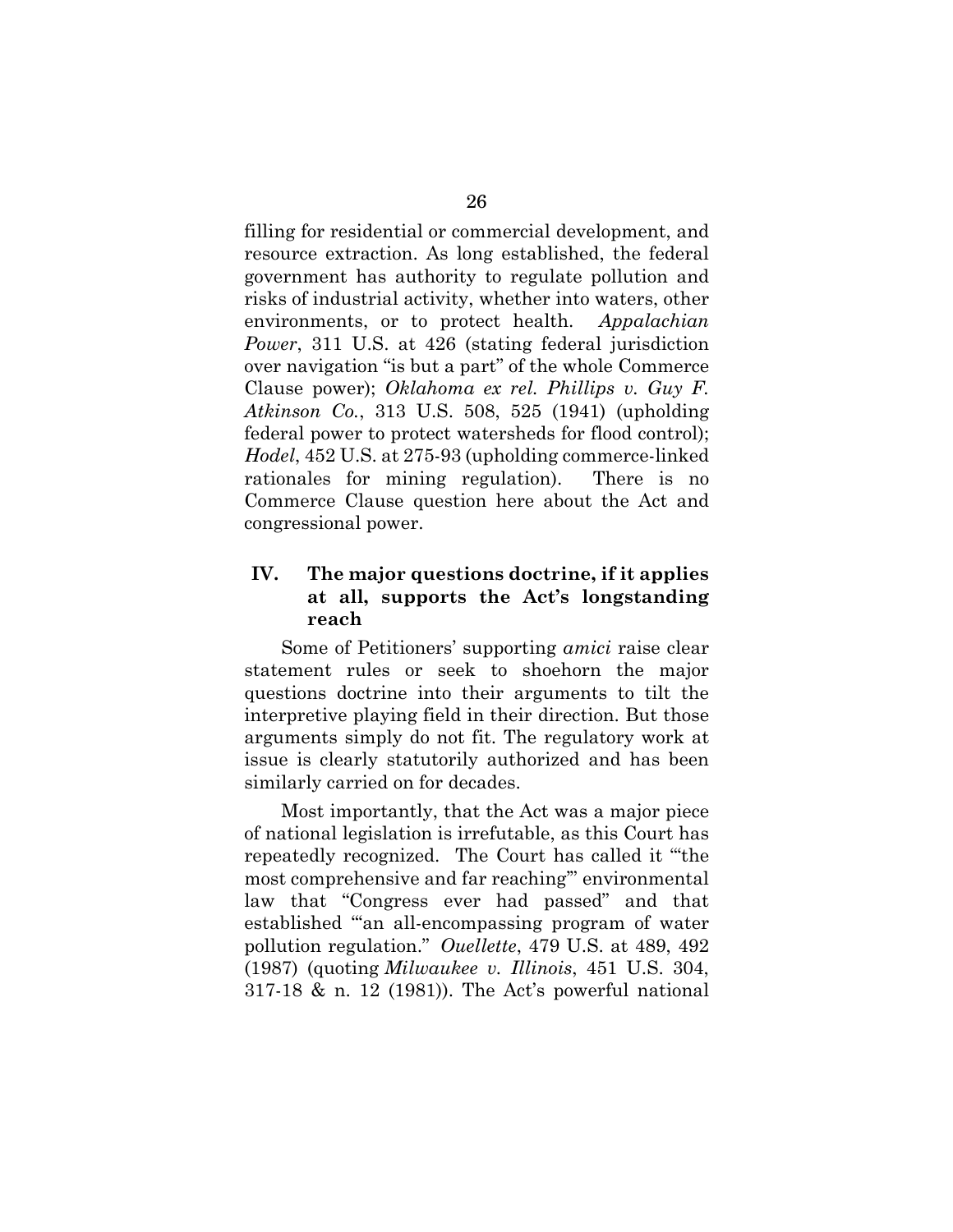filling for residential or commercial development, and resource extraction. As long established, the federal government has authority to regulate pollution and risks of industrial activity, whether into waters, other environments, or to protect health. *Appalachian Power*, 311 U.S. at 426 (stating federal jurisdiction over navigation "is but a part" of the whole Commerce Clause power); *Oklahoma ex rel. Phillips v. Guy F. Atkinson Co.*, 313 U.S. 508, 525 (1941) (upholding federal power to protect watersheds for flood control); *Hodel*, 452 U.S. at 275-93 (upholding commerce-linked rationales for mining regulation). There is no Commerce Clause question here about the Act and congressional power.

## IV. The major questions doctrine, if it applies at all, supports the Act's longstanding reach

Some of Petitioners' supporting *amici* raise clear statement rules or seek to shoehorn the major questions doctrine into their arguments to tilt the interpretive playing field in their direction. But those arguments simply do not fit. The regulatory work at issue is clearly statutorily authorized and has been similarly carried on for decades.

Most importantly, that the Act was a major piece of national legislation is irrefutable, as this Court has repeatedly recognized. The Court has called it "'the most comprehensive and far reaching'" environmental law that "Congress ever had passed" and that established "'an all-encompassing program of water pollution regulation." *Ouellette*, 479 U.S. at 489, 492 (1987) (quoting *Milwaukee v. Illinois*, 451 U.S. 304, 317-18 & n. 12 (1981)). The Act's powerful national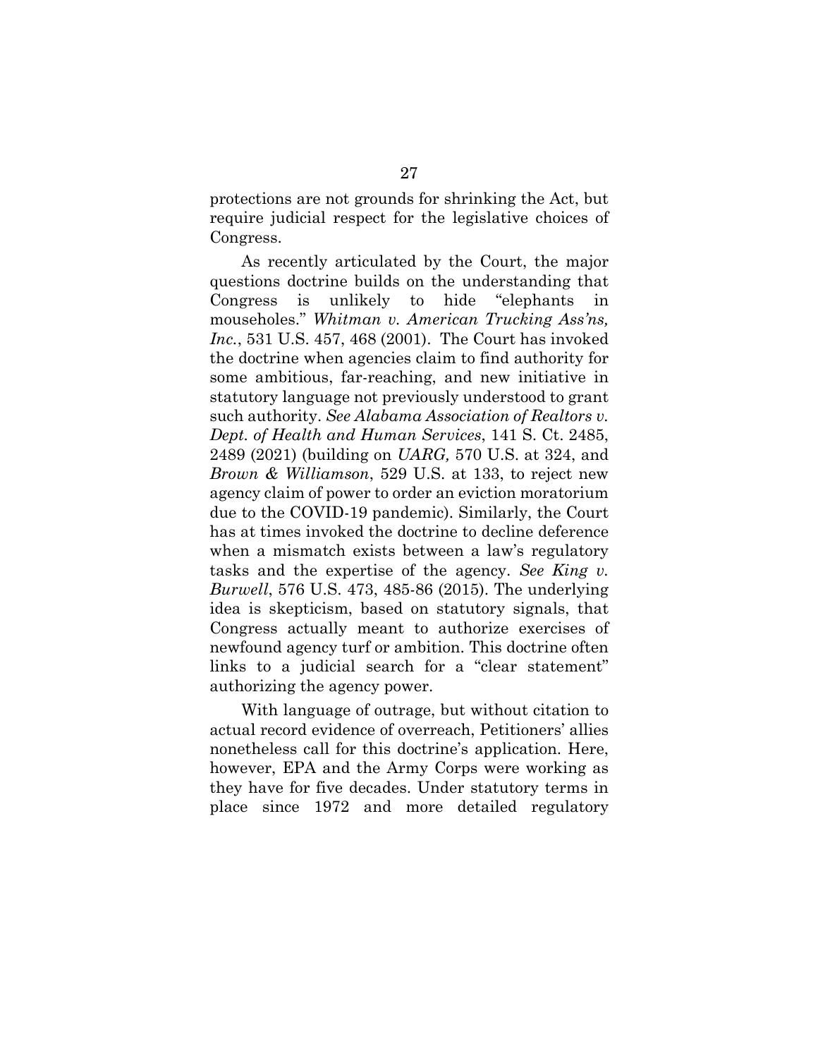protections are not grounds for shrinking the Act, but require judicial respect for the legislative choices of Congress.

As recently articulated by the Court, the major questions doctrine builds on the understanding that Congress is unlikely to hide "elephants in mouseholes." *Whitman v. American Trucking Ass'ns, Inc.*, 531 U.S. 457, 468 (2001). The Court has invoked the doctrine when agencies claim to find authority for some ambitious, far-reaching, and new initiative in statutory language not previously understood to grant such authority. *See Alabama Association of Realtors v. Dept. of Health and Human Services*, 141 S. Ct. 2485, 2489 (2021) (building on *UARG,* 570 U.S. at 324, and *Brown & Williamson*, 529 U.S. at 133, to reject new agency claim of power to order an eviction moratorium due to the COVID-19 pandemic). Similarly, the Court has at times invoked the doctrine to decline deference when a mismatch exists between a law's regulatory tasks and the expertise of the agency. *See King v. Burwell*, 576 U.S. 473, 485-86 (2015). The underlying idea is skepticism, based on statutory signals, that Congress actually meant to authorize exercises of newfound agency turf or ambition. This doctrine often links to a judicial search for a "clear statement" authorizing the agency power.

With language of outrage, but without citation to actual record evidence of overreach, Petitioners' allies nonetheless call for this doctrine's application. Here, however, EPA and the Army Corps were working as they have for five decades. Under statutory terms in place since 1972 and more detailed regulatory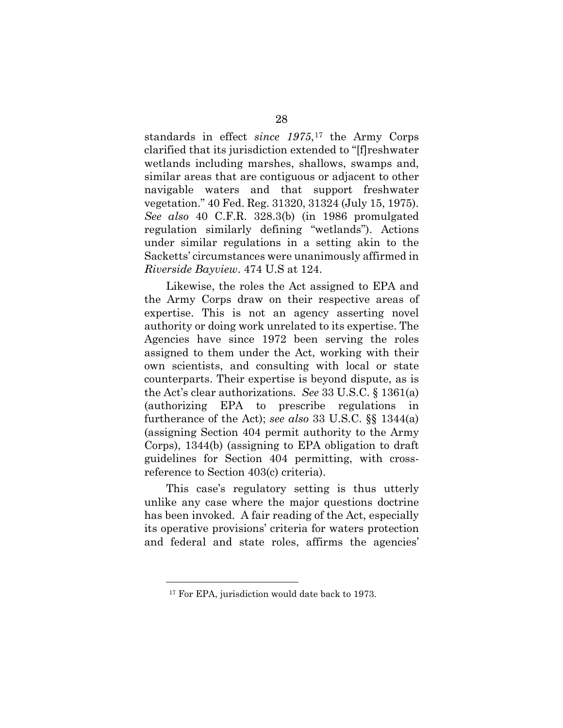standards in effect *since 1975*,[17] the Army Corps clarified that its jurisdiction extended to "[f]reshwater wetlands including marshes, shallows, swamps and, similar areas that are contiguous or adjacent to other navigable waters and that support freshwater vegetation." 40 Fed. Reg. 31320, 31324 (July 15, 1975). *See also* 40 C.F.R. 328.3(b) (in 1986 promulgated regulation similarly defining "wetlands"). Actions under similar regulations in a setting akin to the Sacketts' circumstances were unanimously affirmed in *Riverside Bayview*. 474 U.S at 124.

Likewise, the roles the Act assigned to EPA and the Army Corps draw on their respective areas of expertise. This is not an agency asserting novel authority or doing work unrelated to its expertise. The Agencies have since 1972 been serving the roles assigned to them under the Act, working with their own scientists, and consulting with local or state counterparts. Their expertise is beyond dispute, as is the Act's clear authorizations. *See* 33 U.S.C. § 1361(a) (authorizing EPA to prescribe regulations in furtherance of the Act); *see also* 33 U.S.C. §§ 1344(a) (assigning Section 404 permit authority to the Army Corps), 1344(b) (assigning to EPA obligation to draft guidelines for Section 404 permitting, with cross-reference to Section 403(c) criteria).

This case's regulatory setting is thus utterly unlike any case where the major questions doctrine has been invoked. A fair reading of the Act, especially its operative provisions' criteria for waters protection and federal and state roles, affirms the agencies'

---

[17] For EPA, jurisdiction would date back to 1973.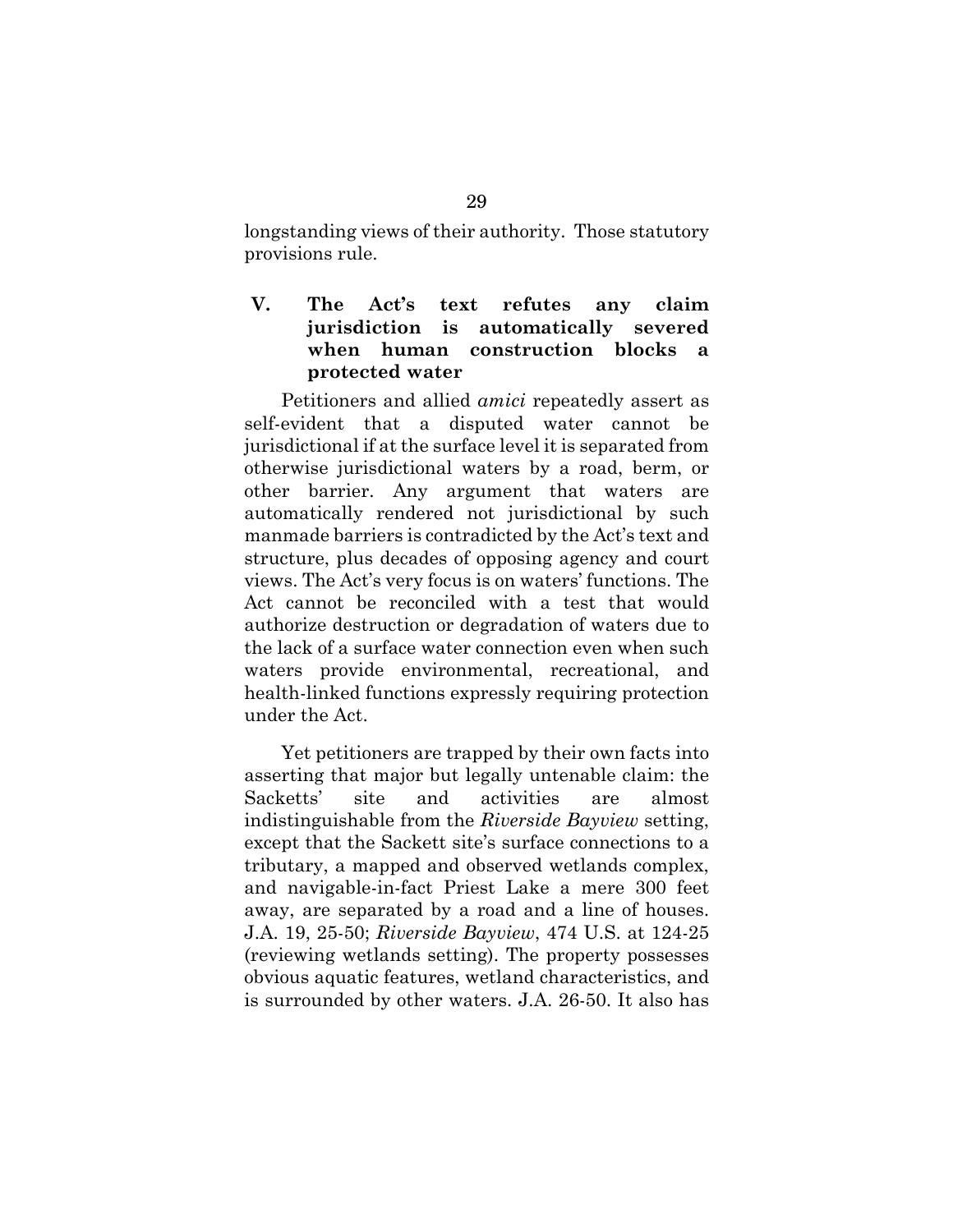longstanding views of their authority. Those statutory provisions rule.

## V. The Act's text refutes any claim jurisdiction is automatically severed when human construction blocks a protected water

Petitioners and allied *amici* repeatedly assert as self-evident that a disputed water cannot be jurisdictional if at the surface level it is separated from otherwise jurisdictional waters by a road, berm, or other barrier. Any argument that waters are automatically rendered not jurisdictional by such manmade barriers is contradicted by the Act's text and structure, plus decades of opposing agency and court views. The Act's very focus is on waters' functions. The Act cannot be reconciled with a test that would authorize destruction or degradation of waters due to the lack of a surface water connection even when such waters provide environmental, recreational, and health-linked functions expressly requiring protection under the Act.

Yet petitioners are trapped by their own facts into asserting that major but legally untenable claim: the Sacketts' site and activities are almost indistinguishable from the *Riverside Bayview* setting, except that the Sackett site's surface connections to a tributary, a mapped and observed wetlands complex, and navigable-in-fact Priest Lake a mere 300 feet away, are separated by a road and a line of houses. J.A. 19, 25-50; *Riverside Bayview*, 474 U.S. at 124-25 (reviewing wetlands setting). The property possesses obvious aquatic features, wetland characteristics, and is surrounded by other waters. J.A. 26-50. It also has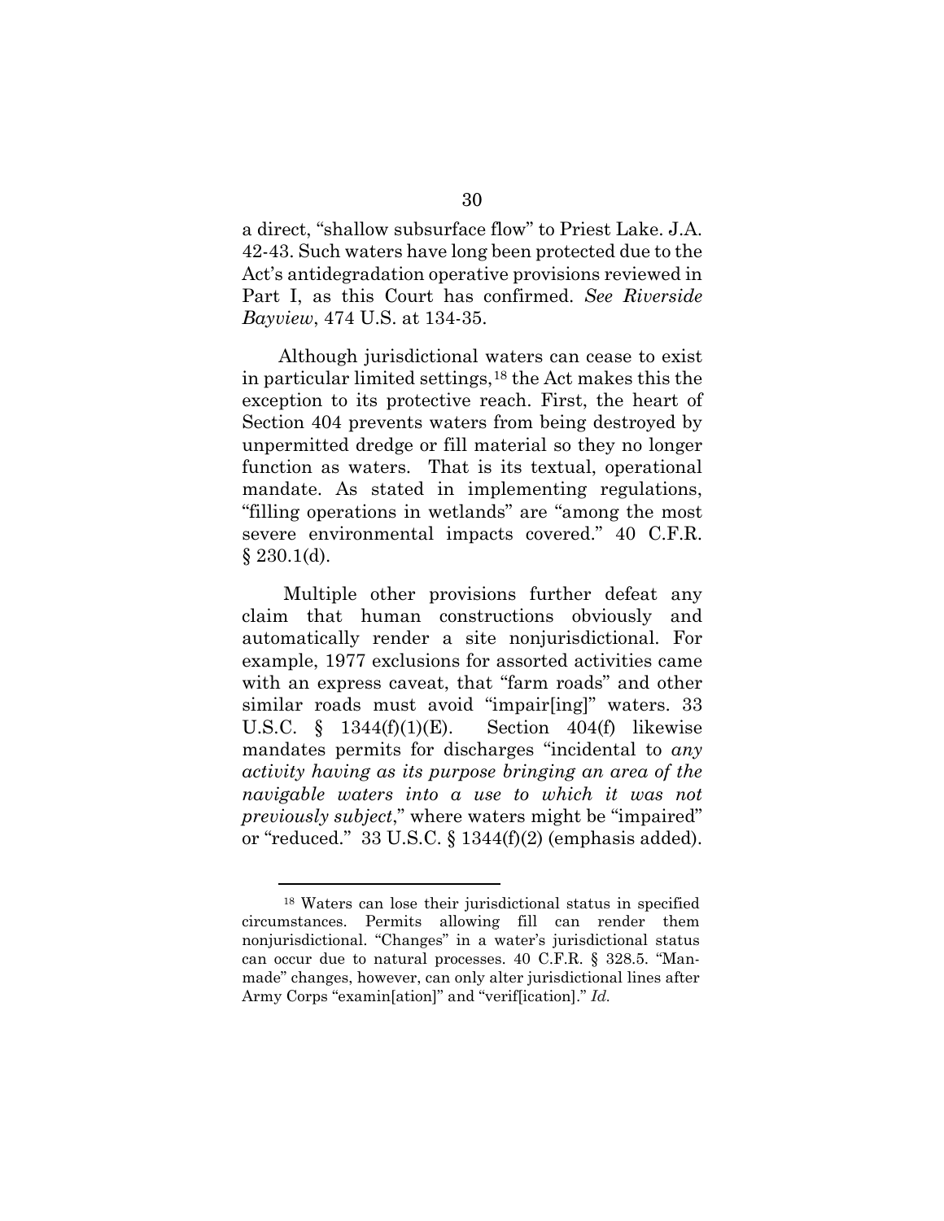a direct, "shallow subsurface flow" to Priest Lake. J.A. 42-43. Such waters have long been protected due to the Act's antidegradation operative provisions reviewed in Part I, as this Court has confirmed. *See Riverside Bayview*, 474 U.S. at 134-35.

Although jurisdictional waters can cease to exist in particular limited settings,[18] the Act makes this the exception to its protective reach. First, the heart of Section 404 prevents waters from being destroyed by unpermitted dredge or fill material so they no longer function as waters. That is its textual, operational mandate. As stated in implementing regulations, "filling operations in wetlands" are "among the most severe environmental impacts covered." 40 C.F.R. § 230.1(d).

Multiple other provisions further defeat any claim that human constructions obviously and automatically render a site nonjurisdictional. For example, 1977 exclusions for assorted activities came with an express caveat, that "farm roads" and other similar roads must avoid "impair[ing]" waters. 33 U.S.C. § 1344(f)(1)(E). Section 404(f) likewise mandates permits for discharges "incidental to *any activity having as its purpose bringing an area of the navigable waters into a use to which it was not previously subject*," where waters might be "impaired" or "reduced." 33 U.S.C. § 1344(f)(2) (emphasis added).

---

[18] Waters can lose their jurisdictional status in specified circumstances. Permits allowing fill can render them nonjurisdictional. "Changes" in a water's jurisdictional status can occur due to natural processes. 40 C.F.R. § 328.5. "Man-made" changes, however, can only alter jurisdictional lines after Army Corps "examin[ation]" and "verif[ication]." *Id.*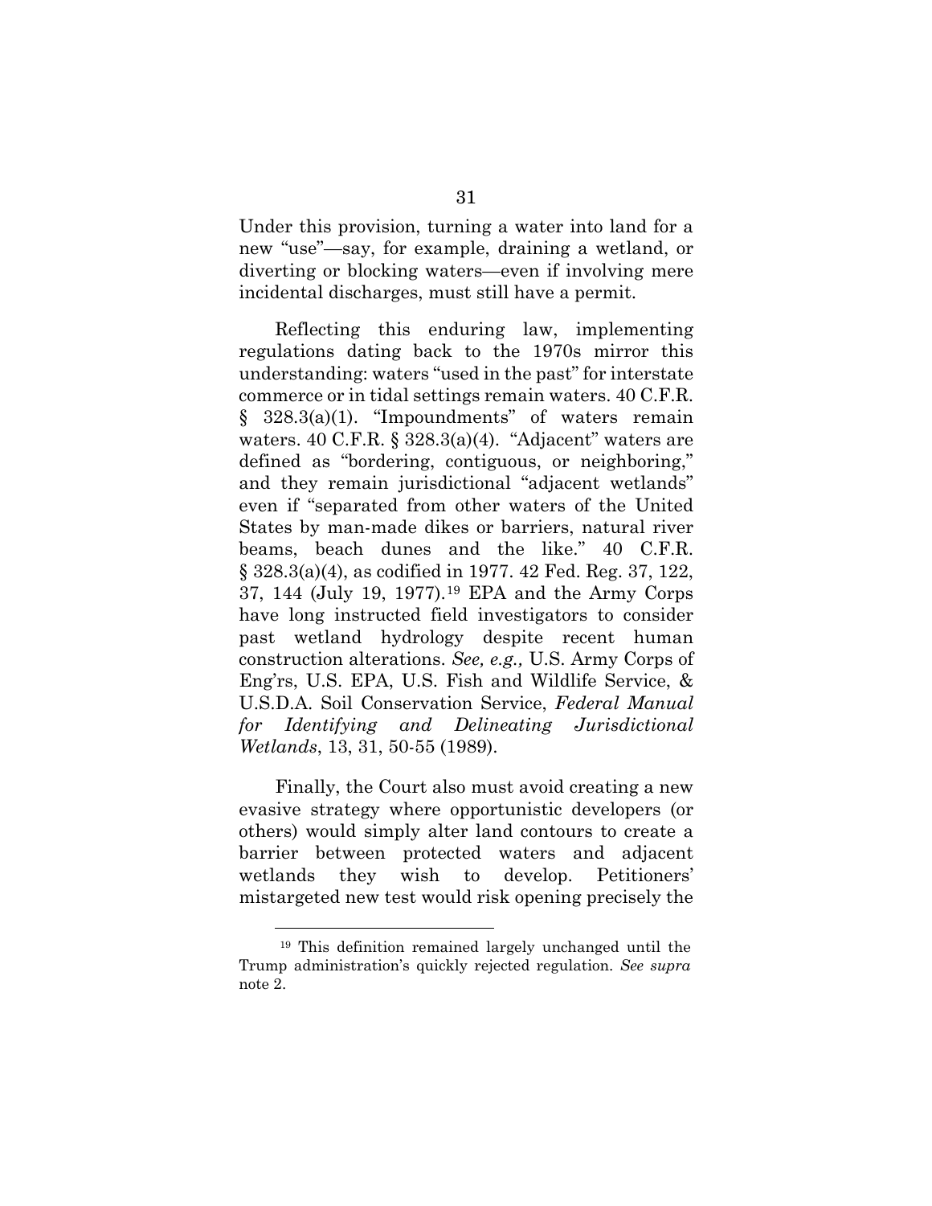Under this provision, turning a water into land for a new "use"—say, for example, draining a wetland, or diverting or blocking waters—even if involving mere incidental discharges, must still have a permit.

Reflecting this enduring law, implementing regulations dating back to the 1970s mirror this understanding: waters "used in the past" for interstate commerce or in tidal settings remain waters. 40 C.F.R. § 328.3(a)(1). "Impoundments" of waters remain waters. 40 C.F.R. § 328.3(a)(4). "Adjacent" waters are defined as "bordering, contiguous, or neighboring," and they remain jurisdictional "adjacent wetlands" even if "separated from other waters of the United States by man-made dikes or barriers, natural river beams, beach dunes and the like." 40 C.F.R. § 328.3(a)(4), as codified in 1977. 42 Fed. Reg. 37, 122, 37, 144 (July 19, 1977).[19] EPA and the Army Corps have long instructed field investigators to consider past wetland hydrology despite recent human construction alterations. *See, e.g.,* U.S. Army Corps of Eng'rs, U.S. EPA, U.S. Fish and Wildlife Service, & U.S.D.A. Soil Conservation Service, *Federal Manual for Identifying and Delineating Jurisdictional Wetlands*, 13, 31, 50-55 (1989).

Finally, the Court also must avoid creating a new evasive strategy where opportunistic developers (or others) would simply alter land contours to create a barrier between protected waters and adjacent wetlands they wish to develop. Petitioners' mistargeted new test would risk opening precisely the

[19] This definition remained largely unchanged until the Trump administration's quickly rejected regulation. *See supra* note 2.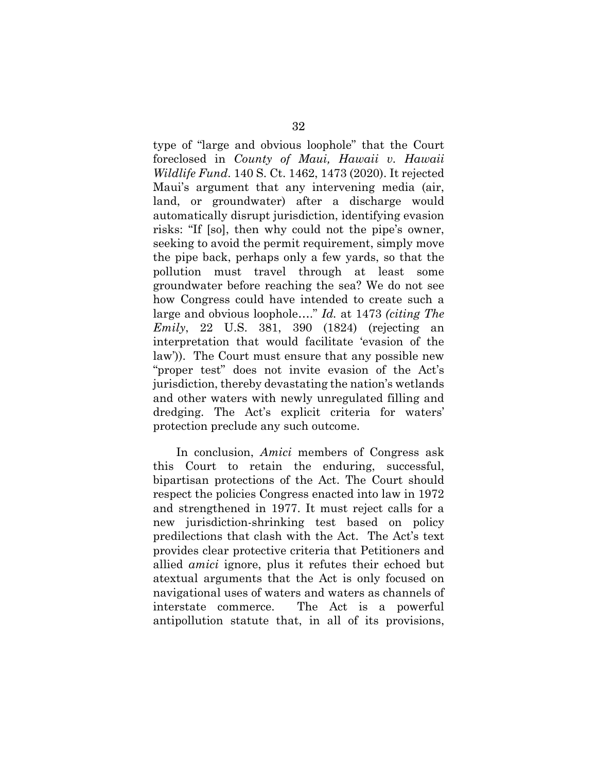type of "large and obvious loophole" that the Court foreclosed in *County of Maui, Hawaii v. Hawaii Wildlife Fund*. 140 S. Ct. 1462, 1473 (2020). It rejected Maui's argument that any intervening media (air, land, or groundwater) after a discharge would automatically disrupt jurisdiction, identifying evasion risks: "If [so], then why could not the pipe's owner, seeking to avoid the permit requirement, simply move the pipe back, perhaps only a few yards, so that the pollution must travel through at least some groundwater before reaching the sea? We do not see how Congress could have intended to create such a large and obvious loophole…." *Id.* at 1473 *(citing The Emily*, 22 U.S. 381, 390 (1824) (rejecting an interpretation that would facilitate 'evasion of the law')). The Court must ensure that any possible new "proper test" does not invite evasion of the Act's jurisdiction, thereby devastating the nation's wetlands and other waters with newly unregulated filling and dredging. The Act's explicit criteria for waters' protection preclude any such outcome.

In conclusion, *Amici* members of Congress ask this Court to retain the enduring, successful, bipartisan protections of the Act. The Court should respect the policies Congress enacted into law in 1972 and strengthened in 1977. It must reject calls for a new jurisdiction-shrinking test based on policy predilections that clash with the Act. The Act's text provides clear protective criteria that Petitioners and allied *amici* ignore, plus it refutes their echoed but atextual arguments that the Act is only focused on navigational uses of waters and waters as channels of interstate commerce. The Act is a powerful antipollution statute that, in all of its provisions,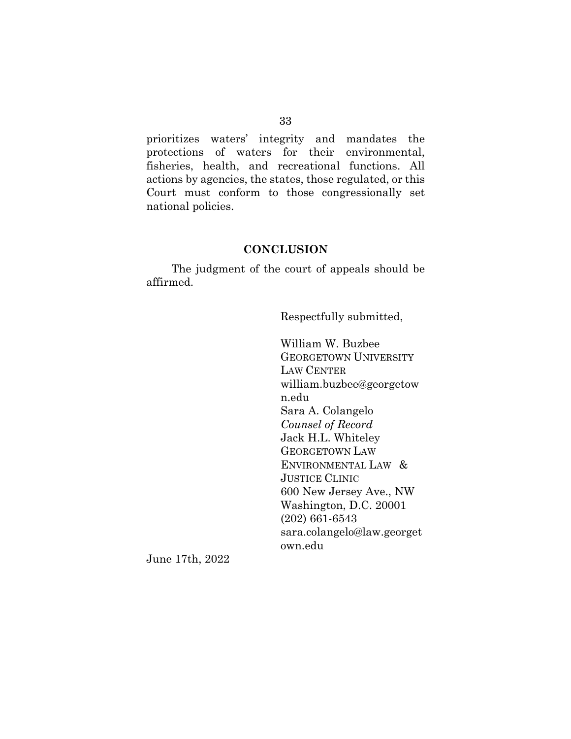prioritizes waters' integrity and mandates the protections of waters for their environmental, fisheries, health, and recreational functions. All actions by agencies, the states, those regulated, or this Court must conform to those congressionally set national policies.

## CONCLUSION

The judgment of the court of appeals should be affirmed.

Respectfully submitted,

William W. Buzbee
GEORGETOWN UNIVERSITY LAW CENTER
william.buzbee@georgetown.edu
Sara A. Colangelo
*Counsel of Record*
Jack H.L. Whiteley
GEORGETOWN LAW ENVIRONMENTAL LAW & JUSTICE CLINIC
600 New Jersey Ave., NW
Washington, D.C. 20001
(202) 661-6543
sara.colangelo@law.georgetown.edu

June 17th, 2022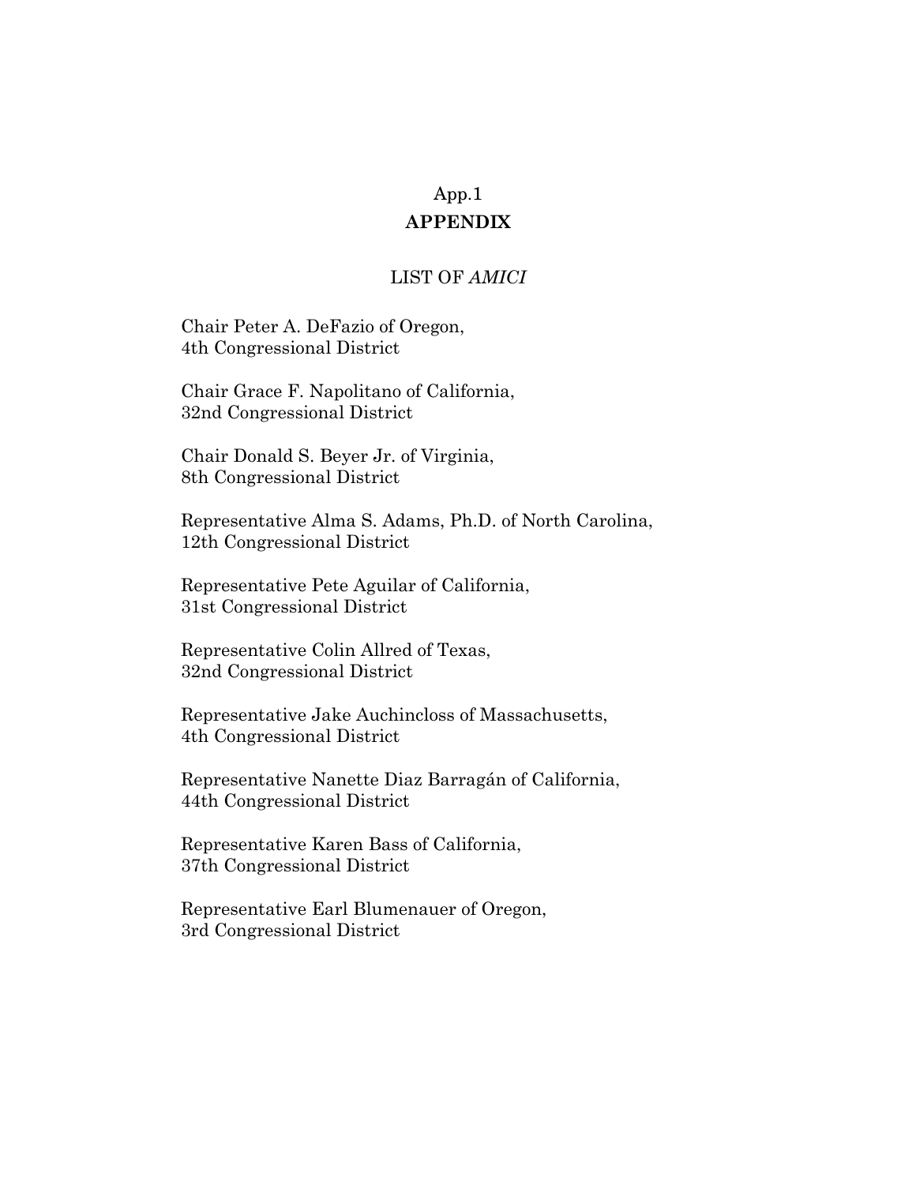## APPENDIX

LIST OF *AMICI*

Chair Peter A. DeFazio of Oregon,
4th Congressional District

Chair Grace F. Napolitano of California,
32nd Congressional District

Chair Donald S. Beyer Jr. of Virginia,
8th Congressional District

Representative Alma S. Adams, Ph.D. of North Carolina,
12th Congressional District

Representative Pete Aguilar of California,
31st Congressional District

Representative Colin Allred of Texas,
32nd Congressional District

Representative Jake Auchincloss of Massachusetts,
4th Congressional District

Representative Nanette Diaz Barragán of California,
44th Congressional District

Representative Karen Bass of California,
37th Congressional District

Representative Earl Blumenauer of Oregon,
3rd Congressional District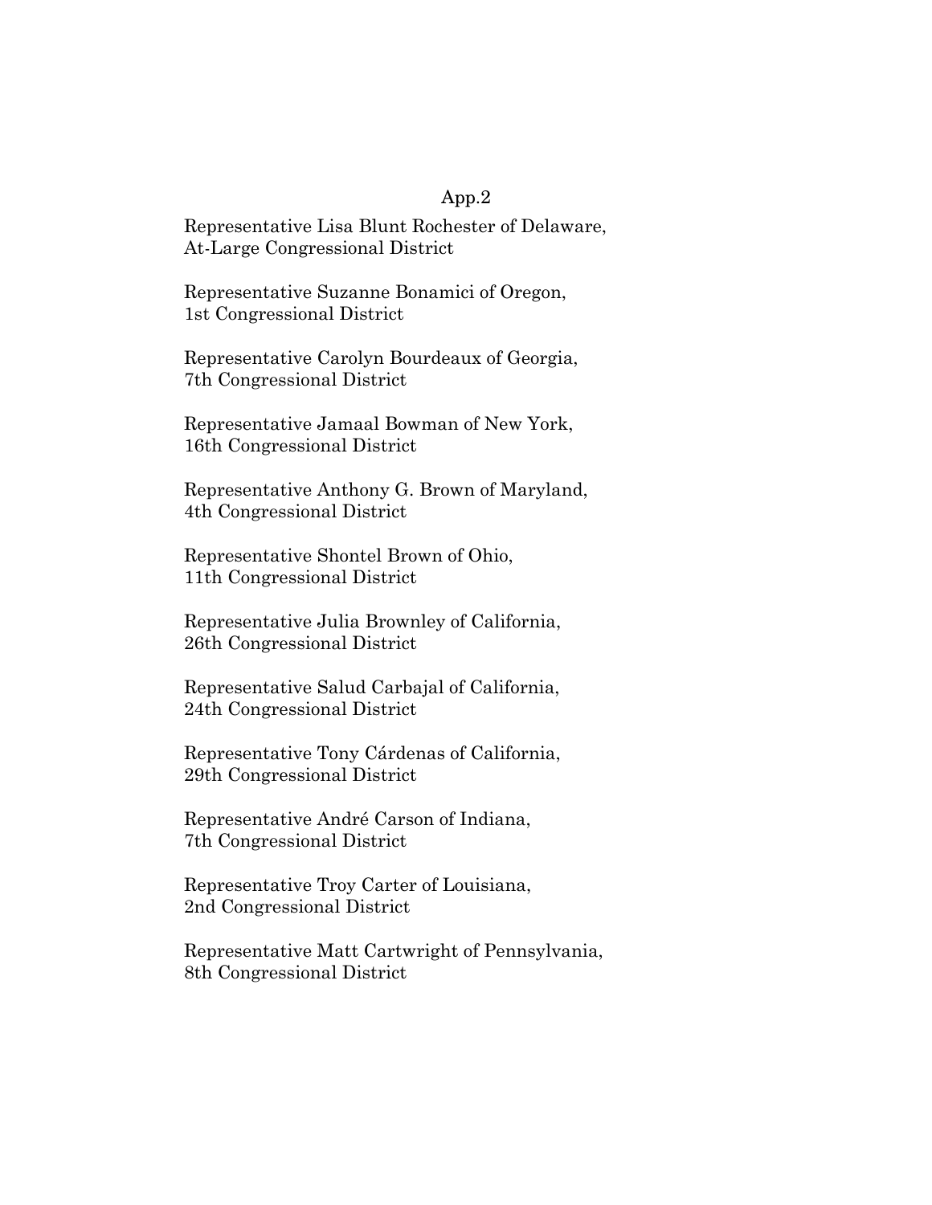Representative Lisa Blunt Rochester of Delaware,
At-Large Congressional District

Representative Suzanne Bonamici of Oregon,
1st Congressional District

Representative Carolyn Bourdeaux of Georgia,
7th Congressional District

Representative Jamaal Bowman of New York,
16th Congressional District

Representative Anthony G. Brown of Maryland,
4th Congressional District

Representative Shontel Brown of Ohio,
11th Congressional District

Representative Julia Brownley of California,
26th Congressional District

Representative Salud Carbajal of California,
24th Congressional District

Representative Tony Cárdenas of California,
29th Congressional District

Representative André Carson of Indiana,
7th Congressional District

Representative Troy Carter of Louisiana,
2nd Congressional District

Representative Matt Cartwright of Pennsylvania,
8th Congressional District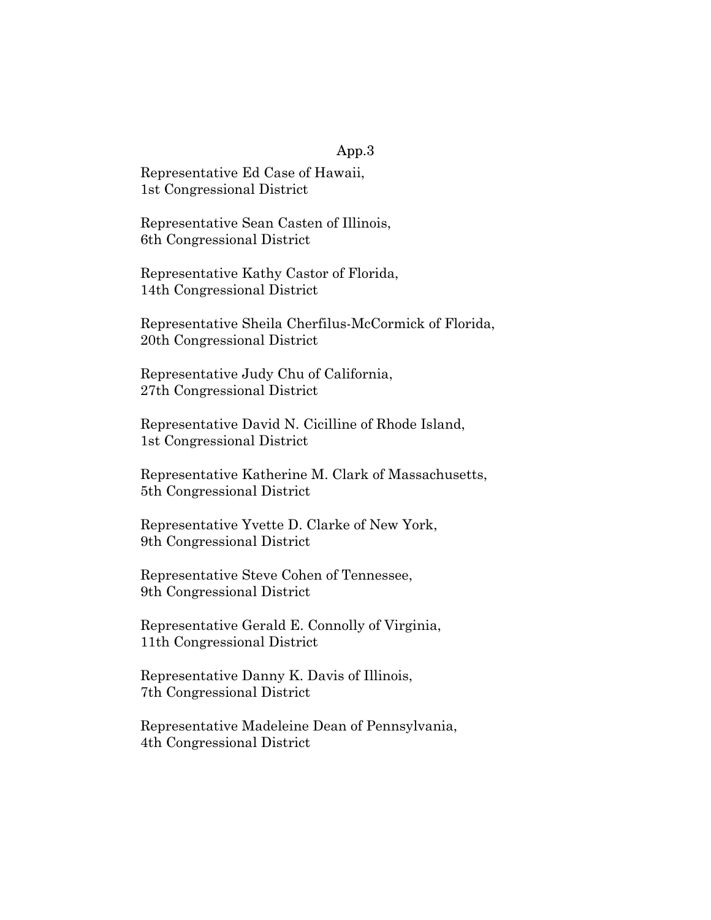Representative Ed Case of Hawaii,
1st Congressional District

Representative Sean Casten of Illinois,
6th Congressional District

Representative Kathy Castor of Florida,
14th Congressional District

Representative Sheila Cherfilus-McCormick of Florida,
20th Congressional District

Representative Judy Chu of California,
27th Congressional District

Representative David N. Cicilline of Rhode Island,
1st Congressional District

Representative Katherine M. Clark of Massachusetts,
5th Congressional District

Representative Yvette D. Clarke of New York,
9th Congressional District

Representative Steve Cohen of Tennessee,
9th Congressional District

Representative Gerald E. Connolly of Virginia,
11th Congressional District

Representative Danny K. Davis of Illinois,
7th Congressional District

Representative Madeleine Dean of Pennsylvania,
4th Congressional District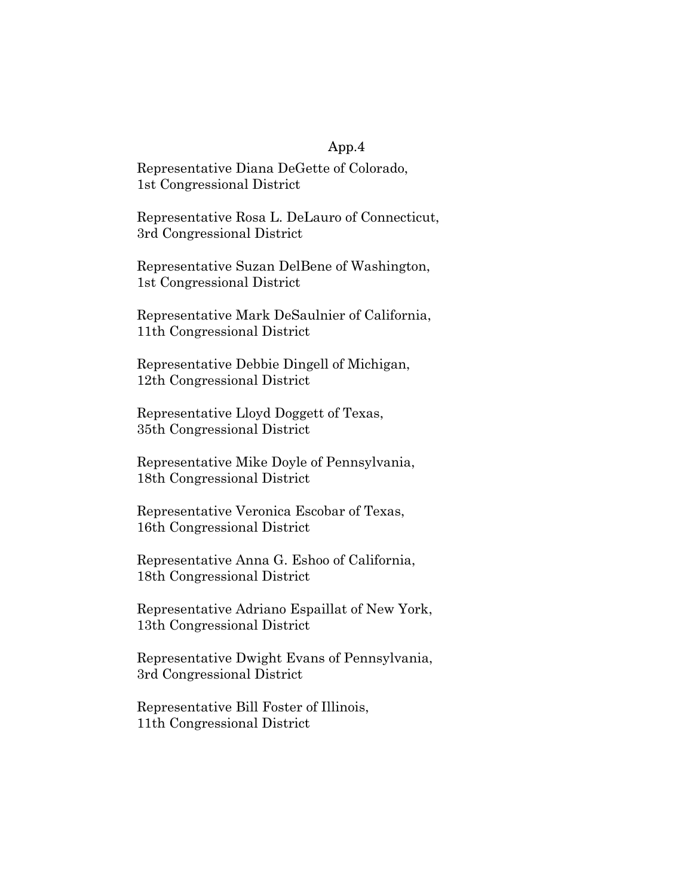Representative Diana DeGette of Colorado,
1st Congressional District

Representative Rosa L. DeLauro of Connecticut,
3rd Congressional District

Representative Suzan DelBene of Washington,
1st Congressional District

Representative Mark DeSaulnier of California,
11th Congressional District

Representative Debbie Dingell of Michigan,
12th Congressional District

Representative Lloyd Doggett of Texas,
35th Congressional District

Representative Mike Doyle of Pennsylvania,
18th Congressional District

Representative Veronica Escobar of Texas,
16th Congressional District

Representative Anna G. Eshoo of California,
18th Congressional District

Representative Adriano Espaillat of New York,
13th Congressional District

Representative Dwight Evans of Pennsylvania,
3rd Congressional District

Representative Bill Foster of Illinois,
11th Congressional District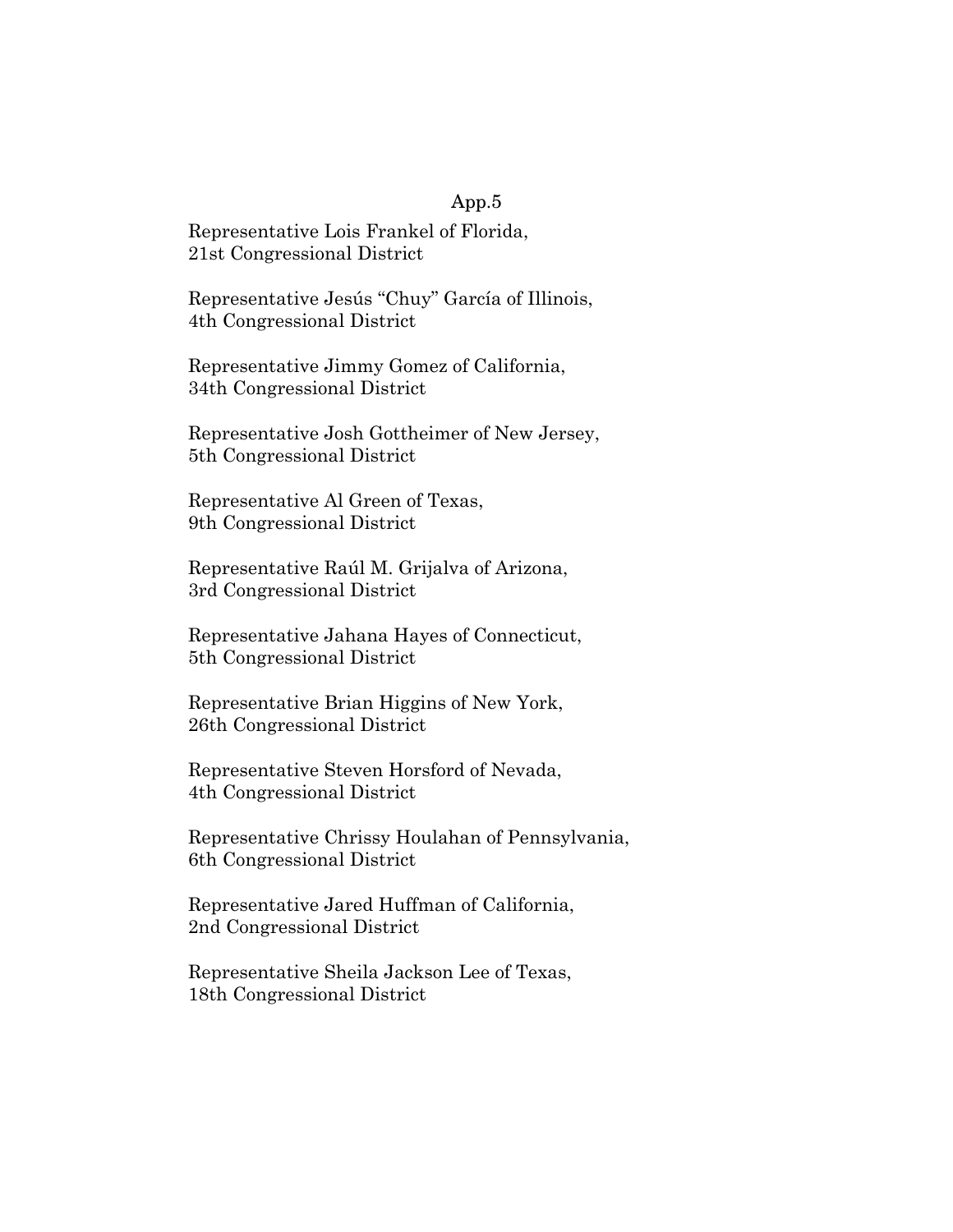Representative Lois Frankel of Florida,
21st Congressional District

Representative Jesús "Chuy" García of Illinois,
4th Congressional District

Representative Jimmy Gomez of California,
34th Congressional District

Representative Josh Gottheimer of New Jersey,
5th Congressional District

Representative Al Green of Texas,
9th Congressional District

Representative Raúl M. Grijalva of Arizona,
3rd Congressional District

Representative Jahana Hayes of Connecticut,
5th Congressional District

Representative Brian Higgins of New York,
26th Congressional District

Representative Steven Horsford of Nevada,
4th Congressional District

Representative Chrissy Houlahan of Pennsylvania,
6th Congressional District

Representative Jared Huffman of California,
2nd Congressional District

Representative Sheila Jackson Lee of Texas,
18th Congressional District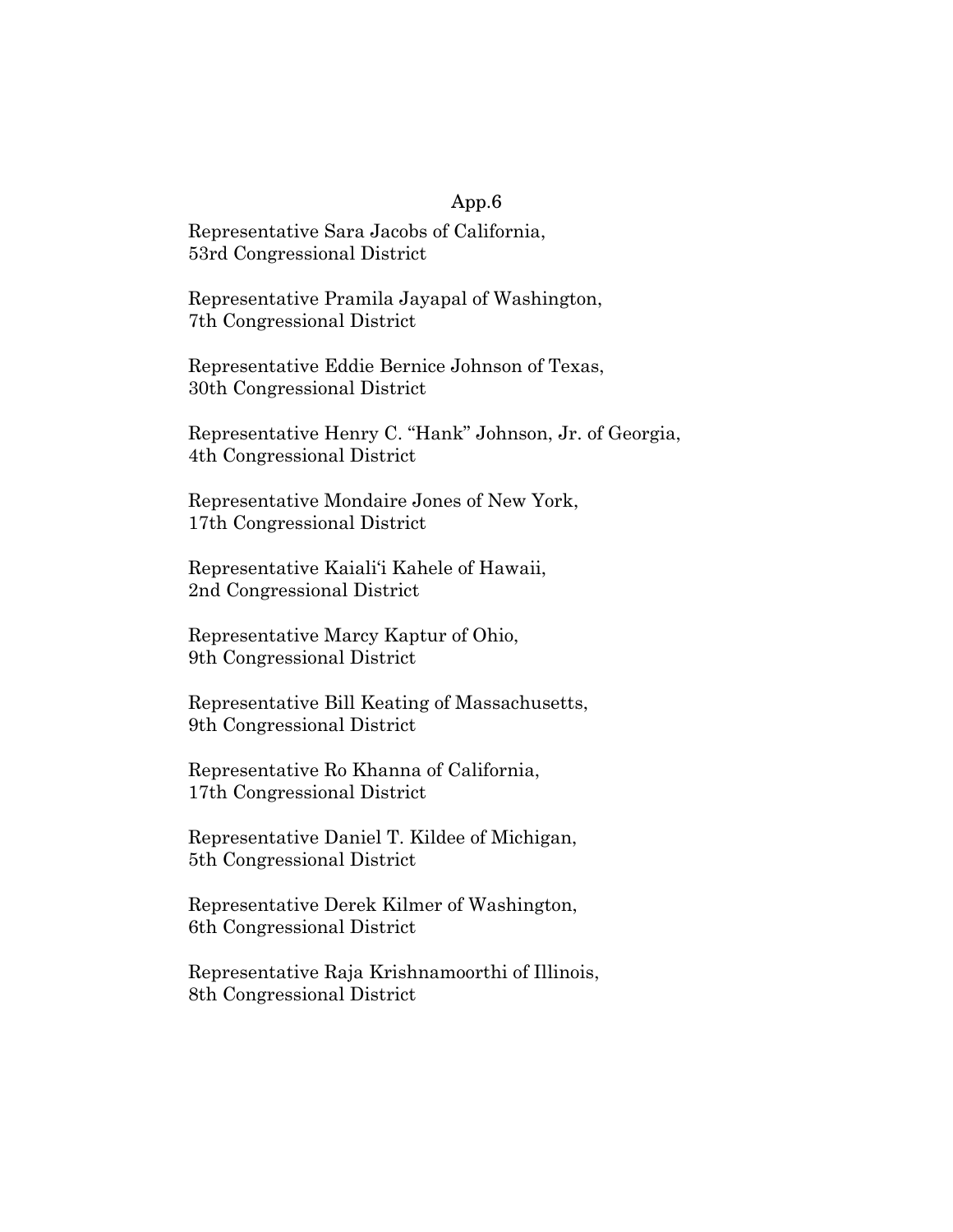Representative Sara Jacobs of California,
53rd Congressional District

Representative Pramila Jayapal of Washington,
7th Congressional District

Representative Eddie Bernice Johnson of Texas,
30th Congressional District

Representative Henry C. "Hank" Johnson, Jr. of Georgia,
4th Congressional District

Representative Mondaire Jones of New York,
17th Congressional District

Representative Kaialiʻi Kahele of Hawaii,
2nd Congressional District

Representative Marcy Kaptur of Ohio,
9th Congressional District

Representative Bill Keating of Massachusetts,
9th Congressional District

Representative Ro Khanna of California,
17th Congressional District

Representative Daniel T. Kildee of Michigan,
5th Congressional District

Representative Derek Kilmer of Washington,
6th Congressional District

Representative Raja Krishnamoorthi of Illinois,
8th Congressional District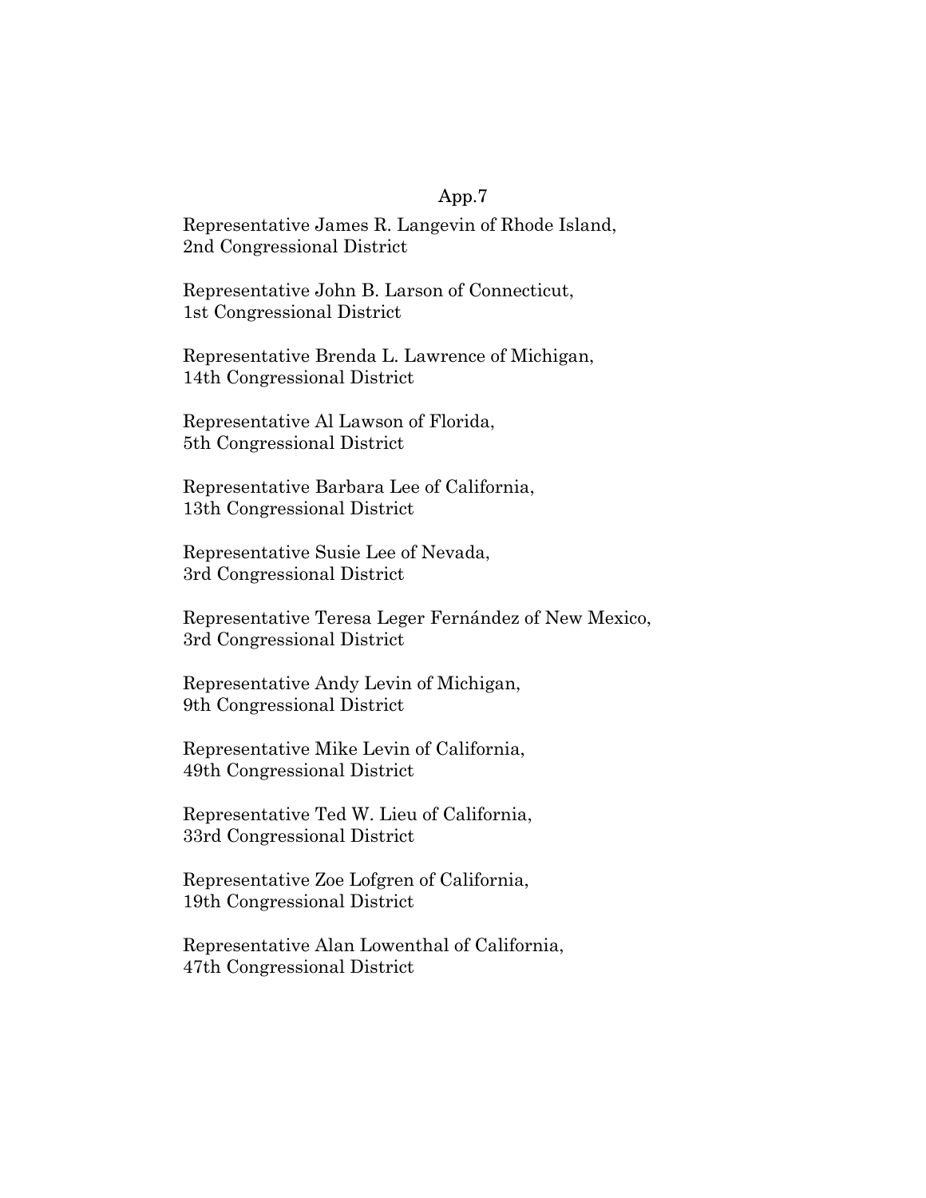Representative James R. Langevin of Rhode Island,
2nd Congressional District

Representative John B. Larson of Connecticut,
1st Congressional District

Representative Brenda L. Lawrence of Michigan,
14th Congressional District

Representative Al Lawson of Florida,
5th Congressional District

Representative Barbara Lee of California,
13th Congressional District

Representative Susie Lee of Nevada,
3rd Congressional District

Representative Teresa Leger Fernández of New Mexico,
3rd Congressional District

Representative Andy Levin of Michigan,
9th Congressional District

Representative Mike Levin of California,
49th Congressional District

Representative Ted W. Lieu of California,
33rd Congressional District

Representative Zoe Lofgren of California,
19th Congressional District

Representative Alan Lowenthal of California,
47th Congressional District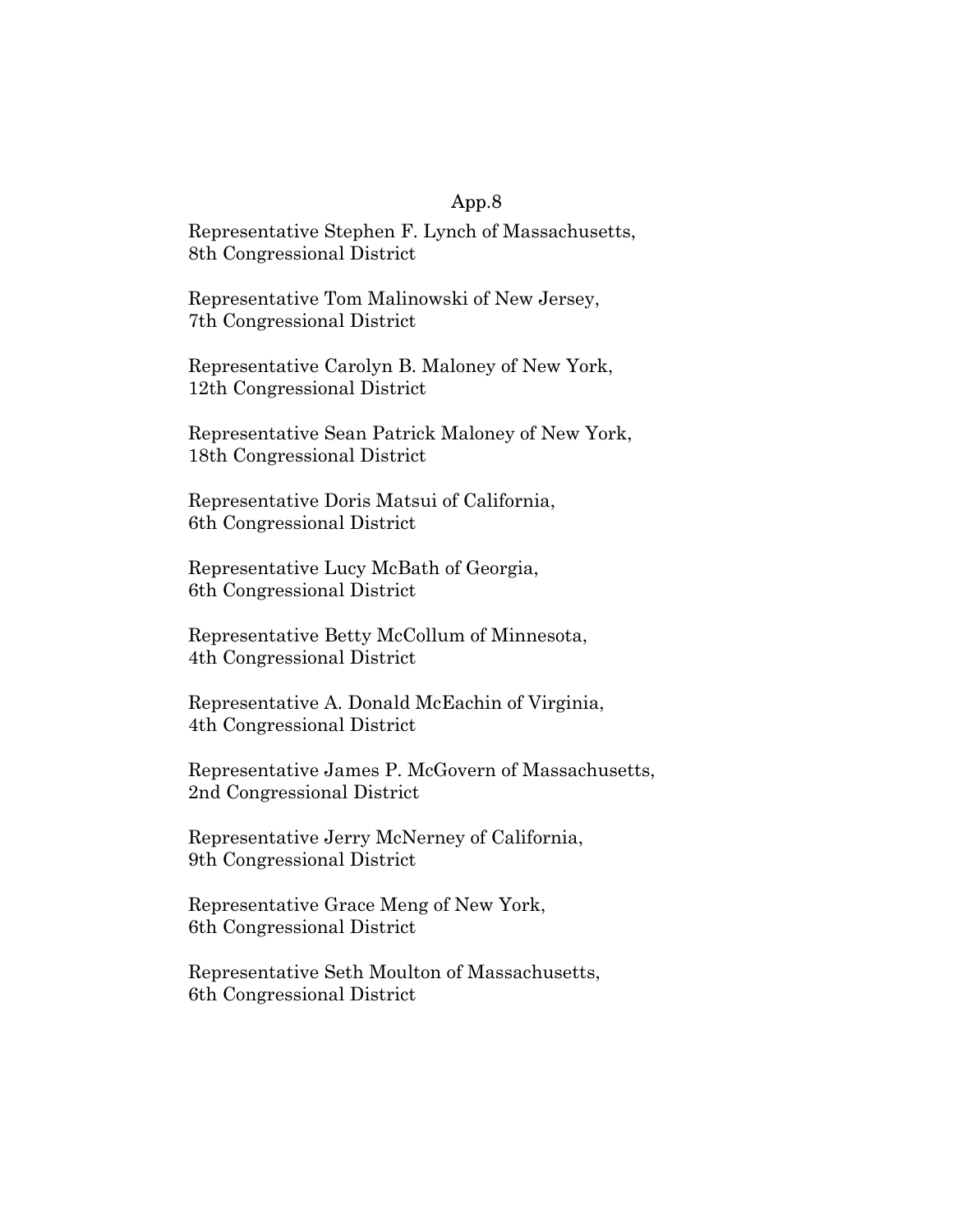Representative Stephen F. Lynch of Massachusetts,
8th Congressional District

Representative Tom Malinowski of New Jersey,
7th Congressional District

Representative Carolyn B. Maloney of New York,
12th Congressional District

Representative Sean Patrick Maloney of New York,
18th Congressional District

Representative Doris Matsui of California,
6th Congressional District

Representative Lucy McBath of Georgia,
6th Congressional District

Representative Betty McCollum of Minnesota,
4th Congressional District

Representative A. Donald McEachin of Virginia,
4th Congressional District

Representative James P. McGovern of Massachusetts,
2nd Congressional District

Representative Jerry McNerney of California,
9th Congressional District

Representative Grace Meng of New York,
6th Congressional District

Representative Seth Moulton of Massachusetts,
6th Congressional District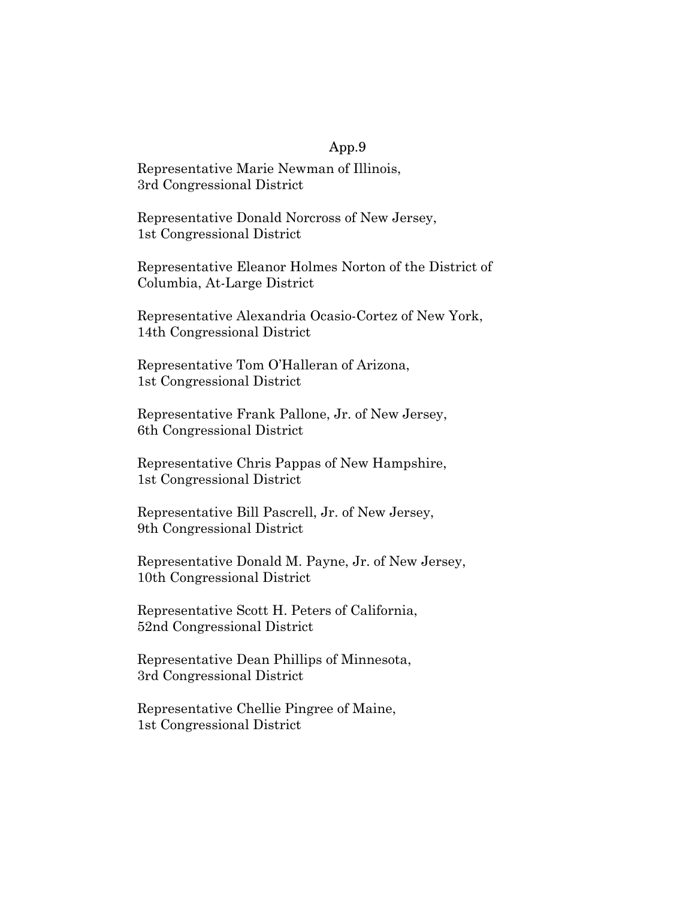Representative Marie Newman of Illinois,
3rd Congressional District

Representative Donald Norcross of New Jersey,
1st Congressional District

Representative Eleanor Holmes Norton of the District of Columbia, At-Large District

Representative Alexandria Ocasio-Cortez of New York,
14th Congressional District

Representative Tom O'Halleran of Arizona,
1st Congressional District

Representative Frank Pallone, Jr. of New Jersey,
6th Congressional District

Representative Chris Pappas of New Hampshire,
1st Congressional District

Representative Bill Pascrell, Jr. of New Jersey,
9th Congressional District

Representative Donald M. Payne, Jr. of New Jersey,
10th Congressional District

Representative Scott H. Peters of California,
52nd Congressional District

Representative Dean Phillips of Minnesota,
3rd Congressional District

Representative Chellie Pingree of Maine,
1st Congressional District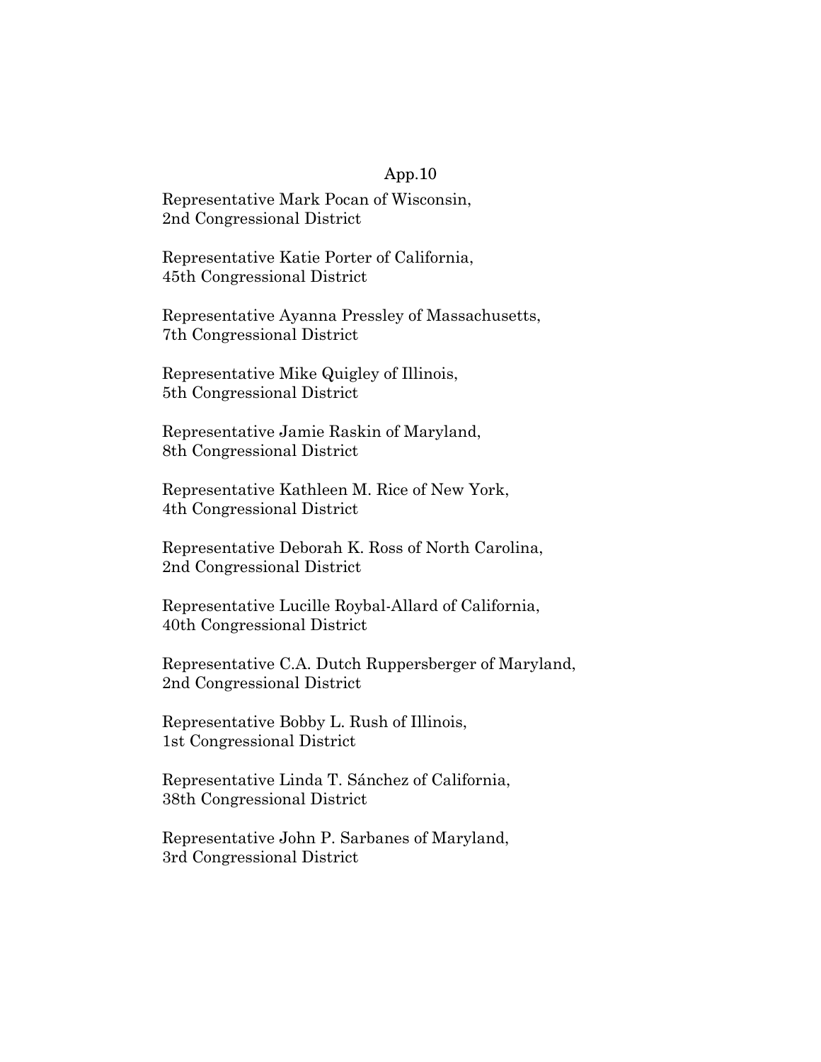Representative Mark Pocan of Wisconsin,
2nd Congressional District

Representative Katie Porter of California,
45th Congressional District

Representative Ayanna Pressley of Massachusetts,
7th Congressional District

Representative Mike Quigley of Illinois,
5th Congressional District

Representative Jamie Raskin of Maryland,
8th Congressional District

Representative Kathleen M. Rice of New York,
4th Congressional District

Representative Deborah K. Ross of North Carolina,
2nd Congressional District

Representative Lucille Roybal-Allard of California,
40th Congressional District

Representative C.A. Dutch Ruppersberger of Maryland,
2nd Congressional District

Representative Bobby L. Rush of Illinois,
1st Congressional District

Representative Linda T. Sánchez of California,
38th Congressional District

Representative John P. Sarbanes of Maryland,
3rd Congressional District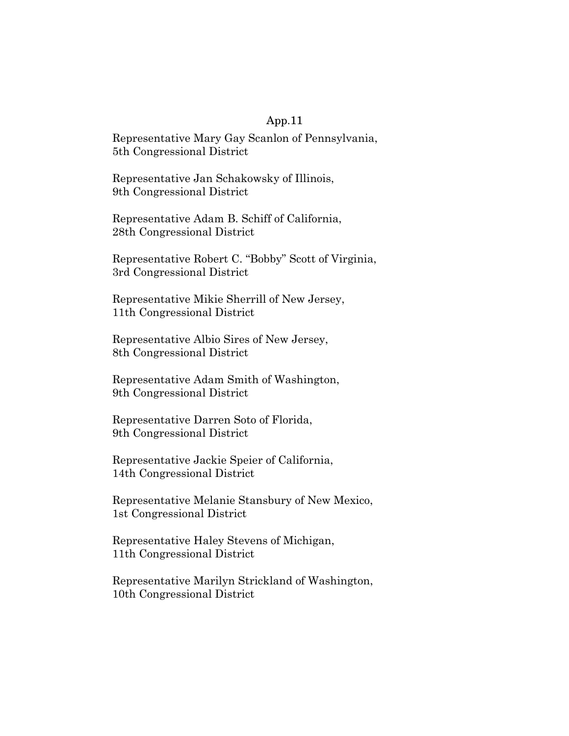Representative Mary Gay Scanlon of Pennsylvania,
5th Congressional District

Representative Jan Schakowsky of Illinois,
9th Congressional District

Representative Adam B. Schiff of California,
28th Congressional District

Representative Robert C. "Bobby" Scott of Virginia,
3rd Congressional District

Representative Mikie Sherrill of New Jersey,
11th Congressional District

Representative Albio Sires of New Jersey,
8th Congressional District

Representative Adam Smith of Washington,
9th Congressional District

Representative Darren Soto of Florida,
9th Congressional District

Representative Jackie Speier of California,
14th Congressional District

Representative Melanie Stansbury of New Mexico,
1st Congressional District

Representative Haley Stevens of Michigan,
11th Congressional District

Representative Marilyn Strickland of Washington,
10th Congressional District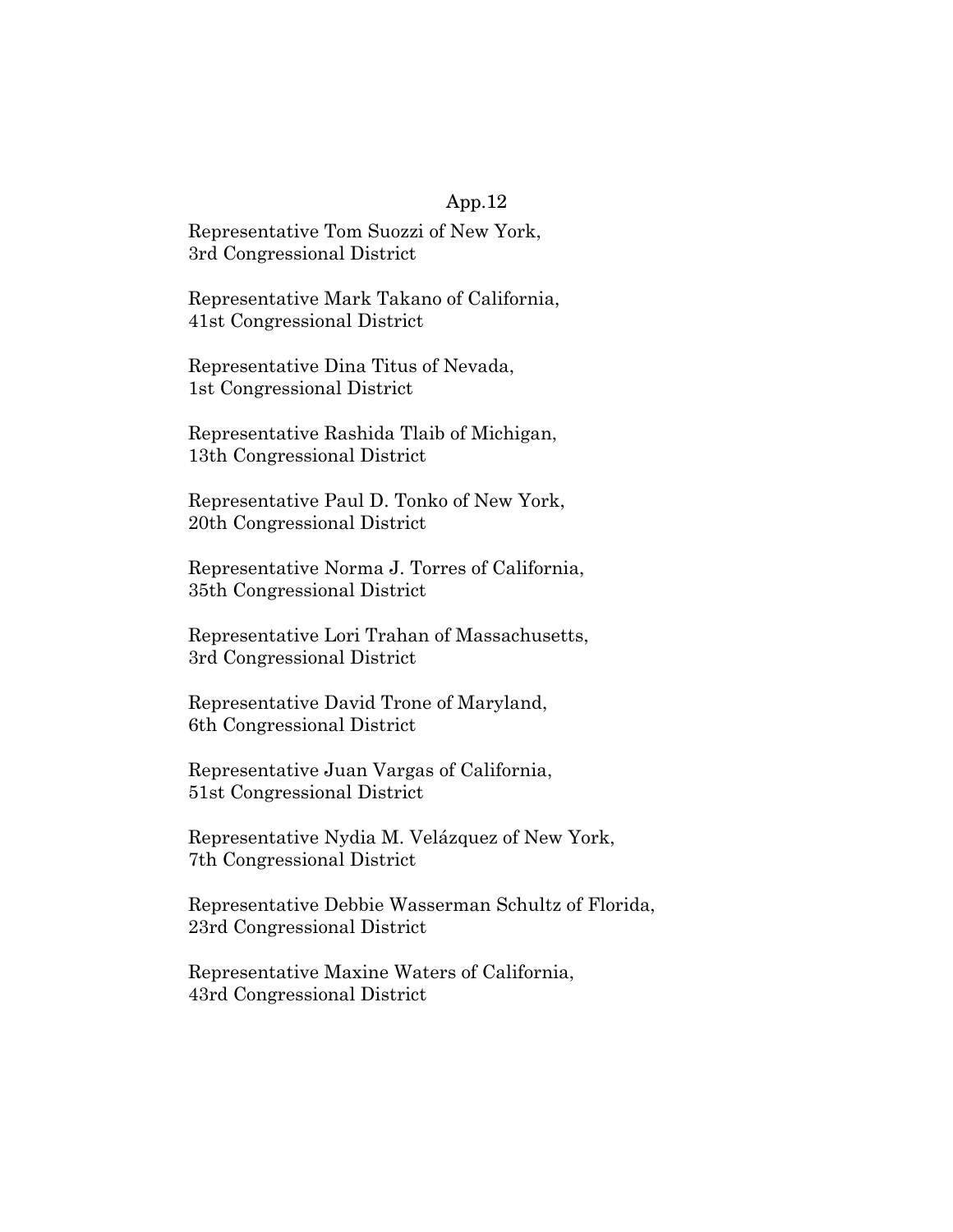Representative Tom Suozzi of New York,
3rd Congressional District

Representative Mark Takano of California,
41st Congressional District

Representative Dina Titus of Nevada,
1st Congressional District

Representative Rashida Tlaib of Michigan,
13th Congressional District

Representative Paul D. Tonko of New York,
20th Congressional District

Representative Norma J. Torres of California,
35th Congressional District

Representative Lori Trahan of Massachusetts,
3rd Congressional District

Representative David Trone of Maryland,
6th Congressional District

Representative Juan Vargas of California,
51st Congressional District

Representative Nydia M. Velázquez of New York,
7th Congressional District

Representative Debbie Wasserman Schultz of Florida,
23rd Congressional District

Representative Maxine Waters of California,
43rd Congressional District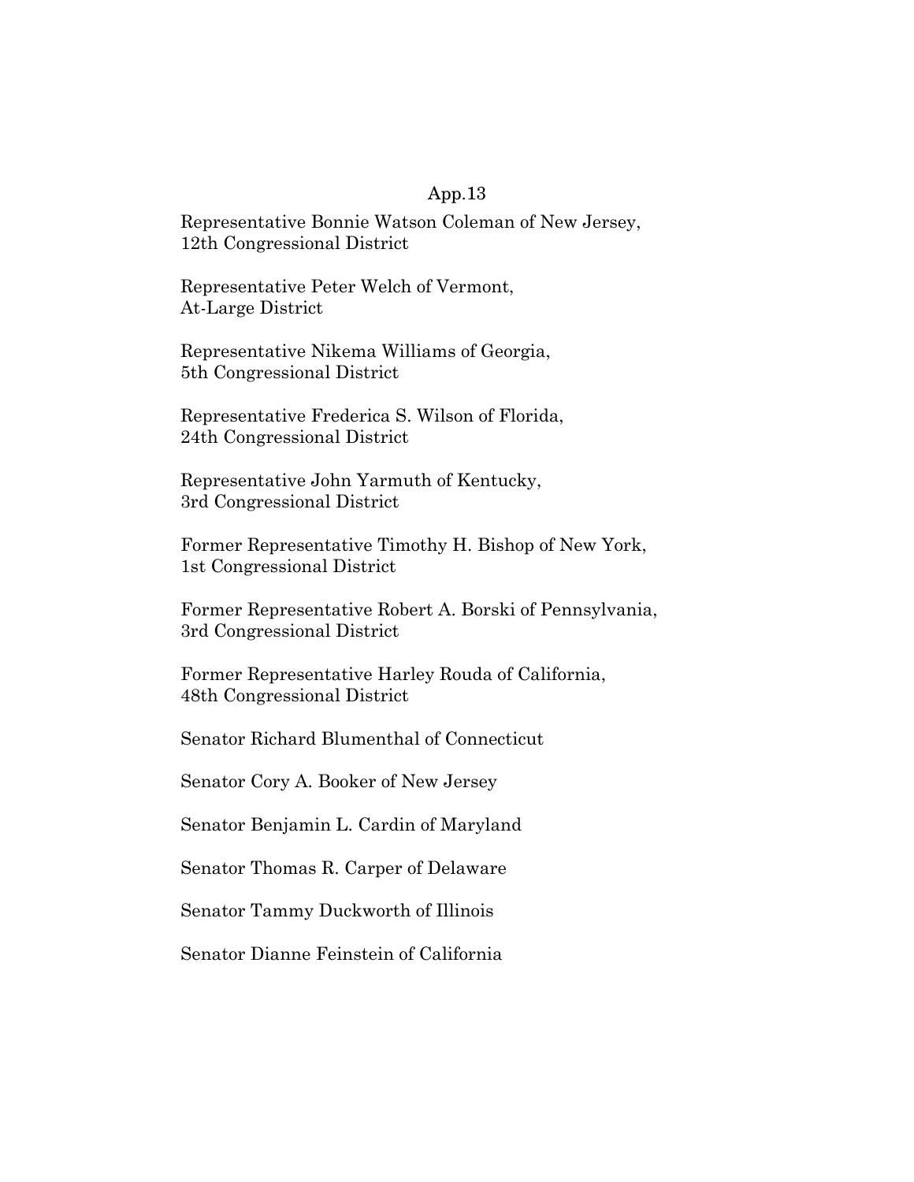Representative Bonnie Watson Coleman of New Jersey,
12th Congressional District

Representative Peter Welch of Vermont,
At-Large District

Representative Nikema Williams of Georgia,
5th Congressional District

Representative Frederica S. Wilson of Florida,
24th Congressional District

Representative John Yarmuth of Kentucky,
3rd Congressional District

Former Representative Timothy H. Bishop of New York,
1st Congressional District

Former Representative Robert A. Borski of Pennsylvania,
3rd Congressional District

Former Representative Harley Rouda of California,
48th Congressional District

Senator Richard Blumenthal of Connecticut

Senator Cory A. Booker of New Jersey

Senator Benjamin L. Cardin of Maryland

Senator Thomas R. Carper of Delaware

Senator Tammy Duckworth of Illinois

Senator Dianne Feinstein of California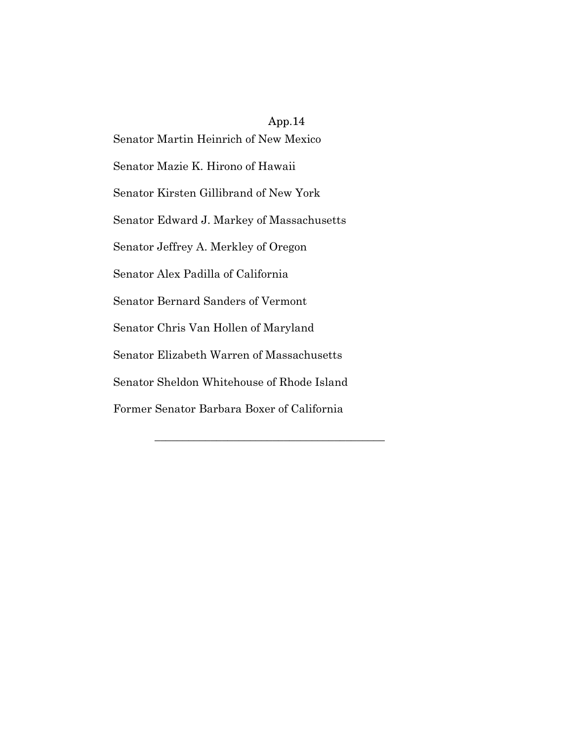Senator Martin Heinrich of New Mexico

Senator Mazie K. Hirono of Hawaii

Senator Kirsten Gillibrand of New York

Senator Edward J. Markey of Massachusetts

Senator Jeffrey A. Merkley of Oregon

Senator Alex Padilla of California

Senator Bernard Sanders of Vermont

Senator Chris Van Hollen of Maryland

Senator Elizabeth Warren of Massachusetts

Senator Sheldon Whitehouse of Rhode Island

Former Senator Barbara Boxer of California

---